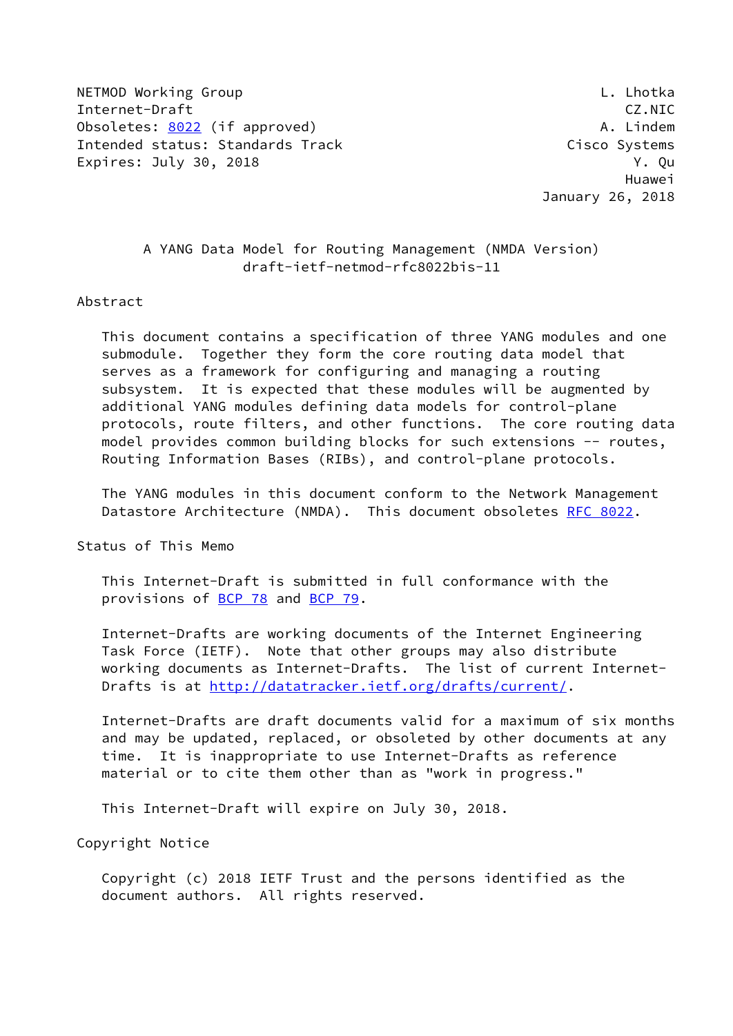NETMOD Working Group L. Lhotka
Internet-Draft CZ.NIC
Obsoletes: 8022 (if approved) A. Lindem
Intended status: Standards Track Cisco Systems
Expires: July 30, 2018 Y. Qu
Huawei
January 26, 2018

# A YANG Data Model for Routing Management (NMDA Version)
draft-ietf-netmod-rfc8022bis-11

## Abstract

This document contains a specification of three YANG modules and one submodule. Together they form the core routing data model that serves as a framework for configuring and managing a routing subsystem. It is expected that these modules will be augmented by additional YANG modules defining data models for control-plane protocols, route filters, and other functions. The core routing data model provides common building blocks for such extensions -- routes, Routing Information Bases (RIBs), and control-plane protocols.

The YANG modules in this document conform to the Network Management Datastore Architecture (NMDA). This document obsoletes RFC 8022.

## Status of This Memo

This Internet-Draft is submitted in full conformance with the provisions of BCP 78 and BCP 79.

Internet-Drafts are working documents of the Internet Engineering Task Force (IETF). Note that other groups may also distribute working documents as Internet-Drafts. The list of current Internet-Drafts is at http://datatracker.ietf.org/drafts/current/.

Internet-Drafts are draft documents valid for a maximum of six months and may be updated, replaced, or obsoleted by other documents at any time. It is inappropriate to use Internet-Drafts as reference material or to cite them other than as "work in progress."

This Internet-Draft will expire on July 30, 2018.

## Copyright Notice

Copyright (c) 2018 IETF Trust and the persons identified as the document authors. All rights reserved.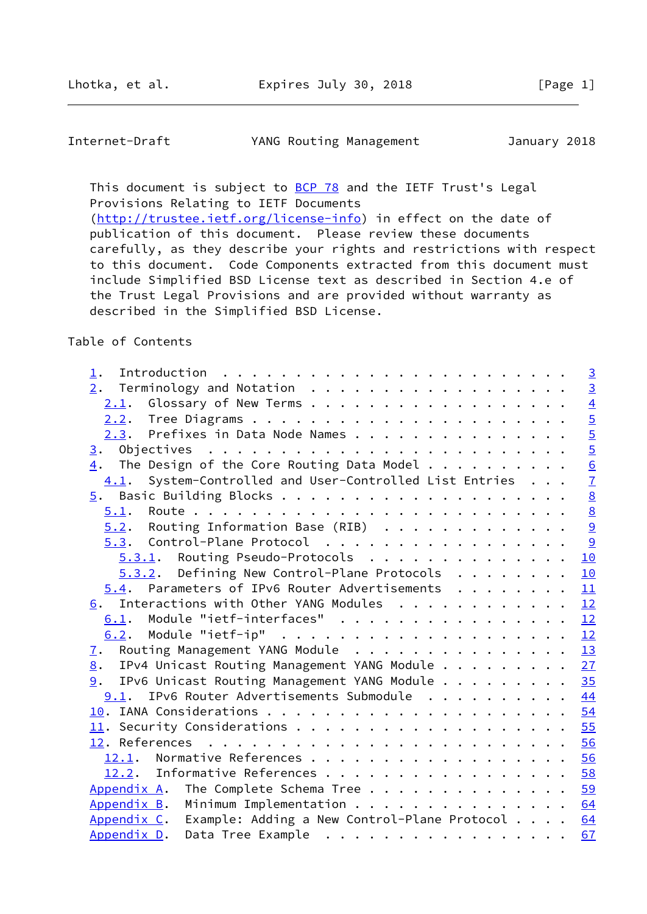This document is subject to BCP 78 and the IETF Trust's Legal Provisions Relating to IETF Documents (http://trustee.ietf.org/license-info) in effect on the date of publication of this document. Please review these documents carefully, as they describe your rights and restrictions with respect to this document. Code Components extracted from this document must include Simplified BSD License text as described in Section 4.e of the Trust Legal Provisions and are provided without warranty as described in the Simplified BSD License.

Table of Contents

- 1. Introduction . . . . . . . . . . . . . . . . . . . . . . . . 3
- 2. Terminology and Notation . . . . . . . . . . . . . . . . . . 3
  - 2.1. Glossary of New Terms . . . . . . . . . . . . . . . . . . 4
  - 2.2. Tree Diagrams . . . . . . . . . . . . . . . . . . . . . . 5
  - 2.3. Prefixes in Data Node Names . . . . . . . . . . . . . . . 5
- 3. Objectives . . . . . . . . . . . . . . . . . . . . . . . . . 5
- 4. The Design of the Core Routing Data Model . . . . . . . . . . 6
  - 4.1. System-Controlled and User-Controlled List Entries . . . 7
- 5. Basic Building Blocks . . . . . . . . . . . . . . . . . . . . 8
  - 5.1. Route . . . . . . . . . . . . . . . . . . . . . . . . . . 8
  - 5.2. Routing Information Base (RIB) . . . . . . . . . . . . . 9
  - 5.3. Control-Plane Protocol . . . . . . . . . . . . . . . . . 9
    - 5.3.1. Routing Pseudo-Protocols . . . . . . . . . . . . . . 10
    - 5.3.2. Defining New Control-Plane Protocols . . . . . . . . 10
  - 5.4. Parameters of IPv6 Router Advertisements . . . . . . . . 11
- 6. Interactions with Other YANG Modules . . . . . . . . . . . . 12
  - 6.1. Module "ietf-interfaces" . . . . . . . . . . . . . . . . 12
  - 6.2. Module "ietf-ip" . . . . . . . . . . . . . . . . . . . . 12
- 7. Routing Management YANG Module . . . . . . . . . . . . . . . 13
- 8. IPv4 Unicast Routing Management YANG Module . . . . . . . . . 27
- 9. IPv6 Unicast Routing Management YANG Module . . . . . . . . . 35
  - 9.1. IPv6 Router Advertisements Submodule . . . . . . . . . . 44
- 10. IANA Considerations . . . . . . . . . . . . . . . . . . . . . 54
- 11. Security Considerations . . . . . . . . . . . . . . . . . . . 55
- 12. References . . . . . . . . . . . . . . . . . . . . . . . . . 56
  - 12.1. Normative References . . . . . . . . . . . . . . . . . . 56
  - 12.2. Informative References . . . . . . . . . . . . . . . . . 58
- Appendix A. The Complete Schema Tree . . . . . . . . . . . . . . 59
- Appendix B. Minimum Implementation . . . . . . . . . . . . . . . 64
- Appendix C. Example: Adding a New Control-Plane Protocol . . . . 64
- Appendix D. Data Tree Example . . . . . . . . . . . . . . . . . 67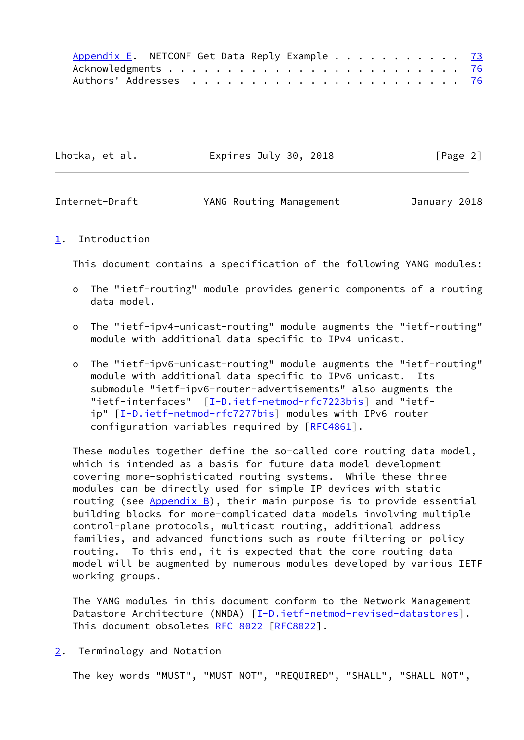Appendix E. NETCONF Get Data Reply Example . . . . . . . . . . . 73
Acknowledgments . . . . . . . . . . . . . . . . . . . . . . . . . 76
Authors' Addresses . . . . . . . . . . . . . . . . . . . . . . . 76

## 1. Introduction

This document contains a specification of the following YANG modules:

- The "ietf-routing" module provides generic components of a routing data model.

- The "ietf-ipv4-unicast-routing" module augments the "ietf-routing" module with additional data specific to IPv4 unicast.

- The "ietf-ipv6-unicast-routing" module augments the "ietf-routing" module with additional data specific to IPv6 unicast. Its submodule "ietf-ipv6-router-advertisements" also augments the "ietf-interfaces" [I-D.ietf-netmod-rfc7223bis] and "ietf-ip" [I-D.ietf-netmod-rfc7277bis] modules with IPv6 router configuration variables required by [RFC4861].

These modules together define the so-called core routing data model, which is intended as a basis for future data model development covering more-sophisticated routing systems. While these three modules can be directly used for simple IP devices with static routing (see Appendix B), their main purpose is to provide essential building blocks for more-complicated data models involving multiple control-plane protocols, multicast routing, additional address families, and advanced functions such as route filtering or policy routing. To this end, it is expected that the core routing data model will be augmented by numerous modules developed by various IETF working groups.

The YANG modules in this document conform to the Network Management Datastore Architecture (NMDA) [I-D.ietf-netmod-revised-datastores]. This document obsoletes RFC 8022 [RFC8022].

## 2. Terminology and Notation

The key words "MUST", "MUST NOT", "REQUIRED", "SHALL", "SHALL NOT",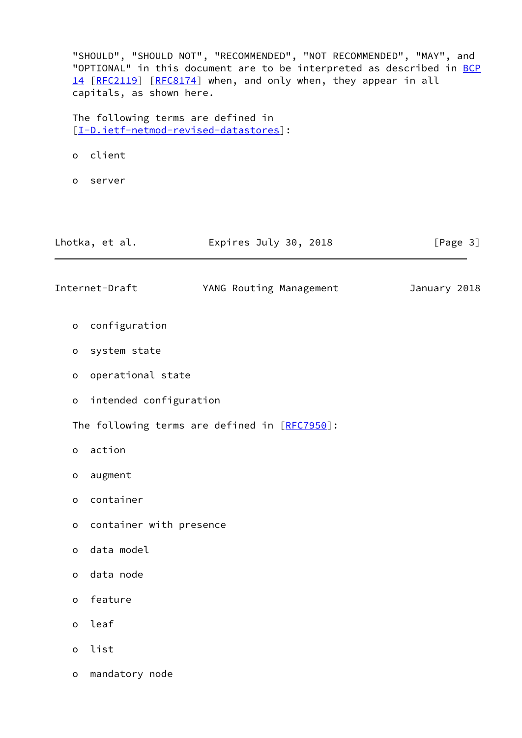"SHOULD", "SHOULD NOT", "RECOMMENDED", "NOT RECOMMENDED", "MAY", and "OPTIONAL" in this document are to be interpreted as described in BCP 14 [RFC2119] [RFC8174] when, and only when, they appear in all capitals, as shown here.

The following terms are defined in [I-D.ietf-netmod-revised-datastores]:

- client
- server
- configuration
- system state
- operational state
- intended configuration

The following terms are defined in [RFC7950]:

- action
- augment
- container
- container with presence
- data model
- data node
- feature
- leaf
- list
- mandatory node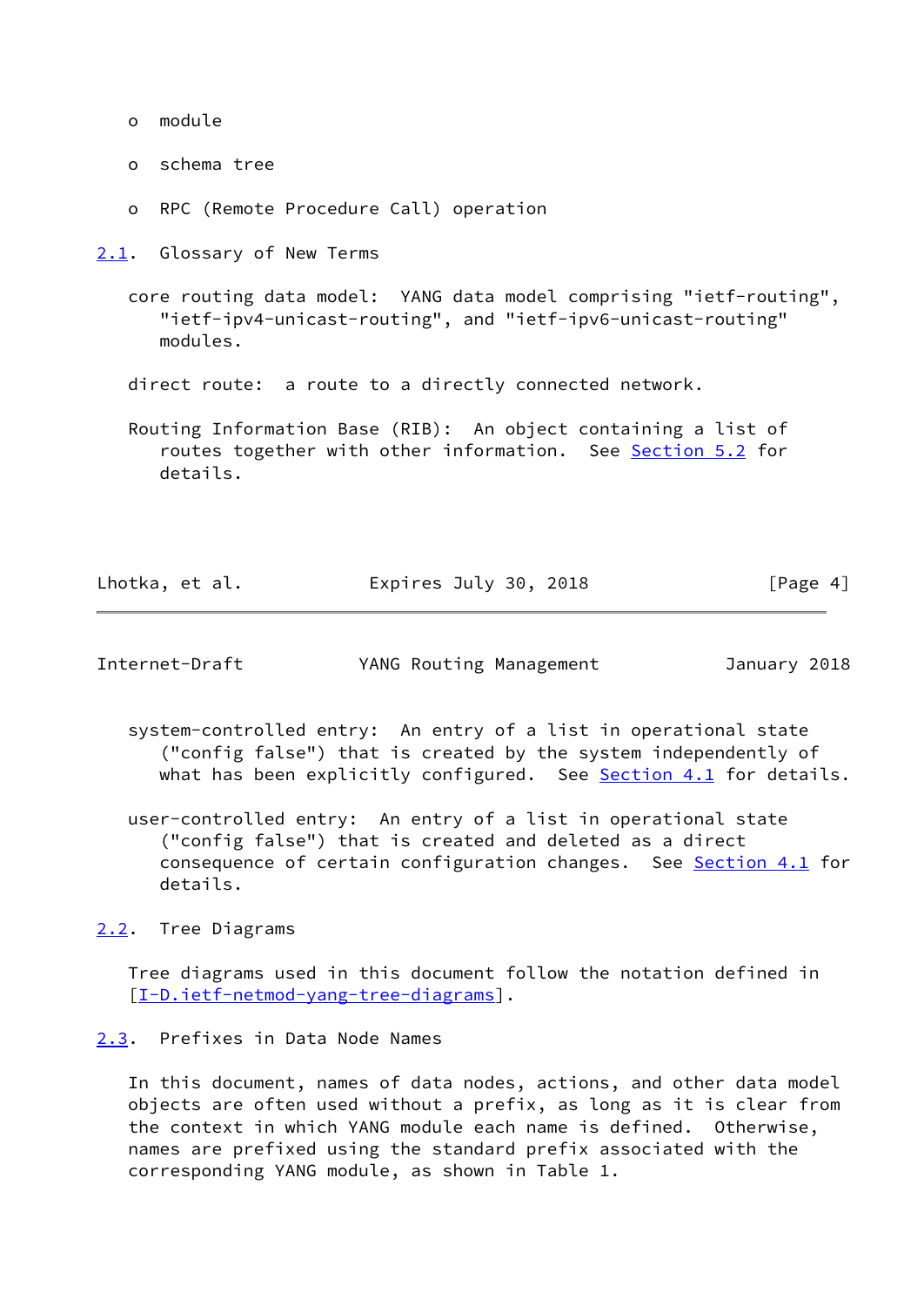- module

- schema tree

- RPC (Remote Procedure Call) operation

## 2.1. Glossary of New Terms

core routing data model: YANG data model comprising "ietf-routing", "ietf-ipv4-unicast-routing", and "ietf-ipv6-unicast-routing" modules.

direct route: a route to a directly connected network.

Routing Information Base (RIB): An object containing a list of routes together with other information. See Section 5.2 for details.

system-controlled entry: An entry of a list in operational state ("config false") that is created by the system independently of what has been explicitly configured. See Section 4.1 for details.

user-controlled entry: An entry of a list in operational state ("config false") that is created and deleted as a direct consequence of certain configuration changes. See Section 4.1 for details.

## 2.2. Tree Diagrams

Tree diagrams used in this document follow the notation defined in [I-D.ietf-netmod-yang-tree-diagrams].

## 2.3. Prefixes in Data Node Names

In this document, names of data nodes, actions, and other data model objects are often used without a prefix, as long as it is clear from the context in which YANG module each name is defined. Otherwise, names are prefixed using the standard prefix associated with the corresponding YANG module, as shown in Table 1.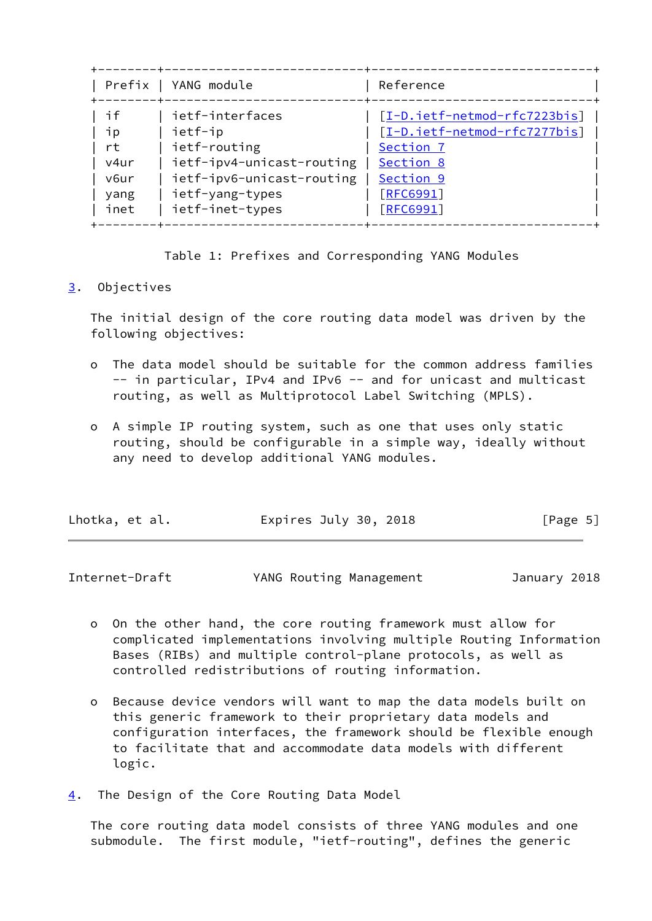| Prefix | YANG module | Reference |
|---|---|---|
| if | ietf-interfaces | [I-D.ietf-netmod-rfc7223bis] |
| ip | ietf-ip | [I-D.ietf-netmod-rfc7277bis] |
| rt | ietf-routing | Section 7 |
| v4ur | ietf-ipv4-unicast-routing | Section 8 |
| v6ur | ietf-ipv6-unicast-routing | Section 9 |
| yang | ietf-yang-types | [RFC6991] |
| inet | ietf-inet-types | [RFC6991] |

Table 1: Prefixes and Corresponding YANG Modules

## 3. Objectives

The initial design of the core routing data model was driven by the following objectives:

- The data model should be suitable for the common address families -- in particular, IPv4 and IPv6 -- and for unicast and multicast routing, as well as Multiprotocol Label Switching (MPLS).

- A simple IP routing system, such as one that uses only static routing, should be configurable in a simple way, ideally without any need to develop additional YANG modules.

- On the other hand, the core routing framework must allow for complicated implementations involving multiple Routing Information Bases (RIBs) and multiple control-plane protocols, as well as controlled redistributions of routing information.

- Because device vendors will want to map the data models built on this generic framework to their proprietary data models and configuration interfaces, the framework should be flexible enough to facilitate that and accommodate data models with different logic.

## 4. The Design of the Core Routing Data Model

The core routing data model consists of three YANG modules and one submodule. The first module, "ietf-routing", defines the generic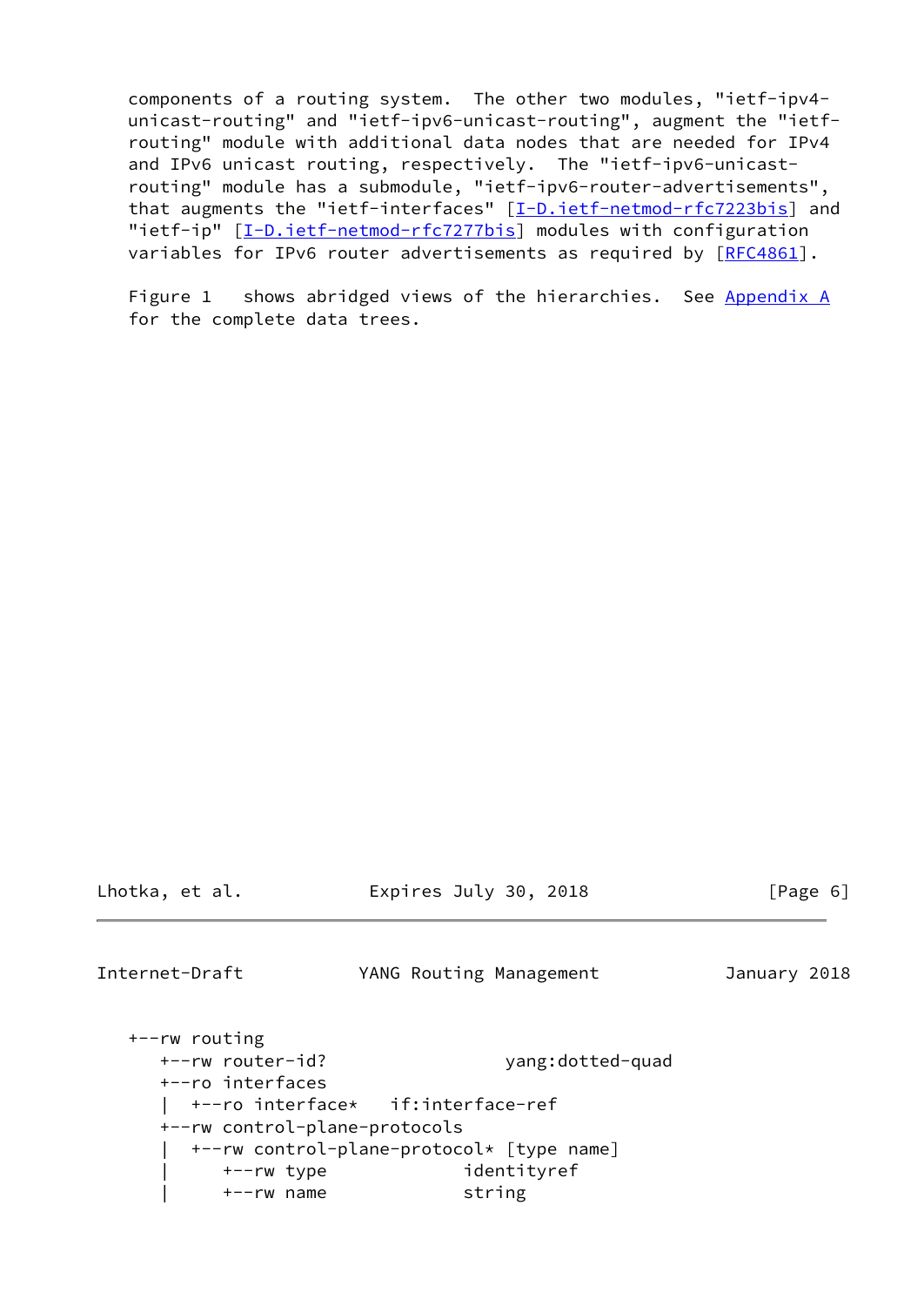components of a routing system. The other two modules, "ietf-ipv4-unicast-routing" and "ietf-ipv6-unicast-routing", augment the "ietf-routing" module with additional data nodes that are needed for IPv4 and IPv6 unicast routing, respectively. The "ietf-ipv6-unicast-routing" module has a submodule, "ietf-ipv6-router-advertisements", that augments the "ietf-interfaces" [I-D.ietf-netmod-rfc7223bis] and "ietf-ip" [I-D.ietf-netmod-rfc7277bis] modules with configuration variables for IPv6 router advertisements as required by [RFC4861].

Figure 1 shows abridged views of the hierarchies. See Appendix A for the complete data trees.

```
+--rw routing
   +--rw router-id?                 yang:dotted-quad
   +--ro interfaces
   |  +--ro interface*   if:interface-ref
   +--rw control-plane-protocols
   |  +--rw control-plane-protocol* [type name]
   |     +--rw type              identityref
   |     +--rw name              string
```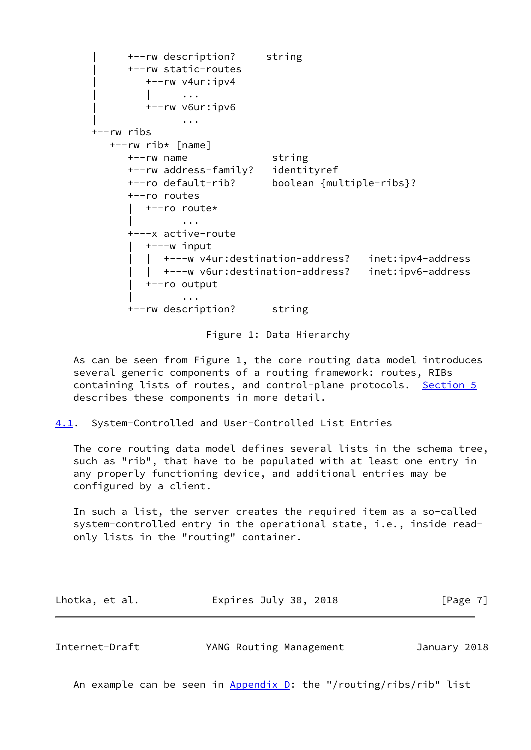```
      |     +--rw description?     string
      |     +--rw static-routes
      |        +--rw v4ur:ipv4
      |        |     ...
      |        +--rw v6ur:ipv6
      |              ...
      +--rw ribs
         +--rw rib* [name]
            +--rw name              string
            +--rw address-family?   identityref
            +--ro default-rib?      boolean {multiple-ribs}?
            +--ro routes
            |  +--ro route*
            |        ...
            +---x active-route
            |  +---w input
            |  |  +---w v4ur:destination-address?   inet:ipv4-address
            |  |  +---w v6ur:destination-address?   inet:ipv6-address
            |  +--ro output
            |        ...
            +--rw description?      string
```

Figure 1: Data Hierarchy

As can be seen from Figure 1, the core routing data model introduces several generic components of a routing framework: routes, RIBs containing lists of routes, and control-plane protocols. Section 5 describes these components in more detail.

## 4.1. System-Controlled and User-Controlled List Entries

The core routing data model defines several lists in the schema tree, such as "rib", that have to be populated with at least one entry in any properly functioning device, and additional entries may be configured by a client.

In such a list, the server creates the required item as a so-called system-controlled entry in the operational state, i.e., inside read-only lists in the "routing" container.

An example can be seen in Appendix D: the "/routing/ribs/rib" list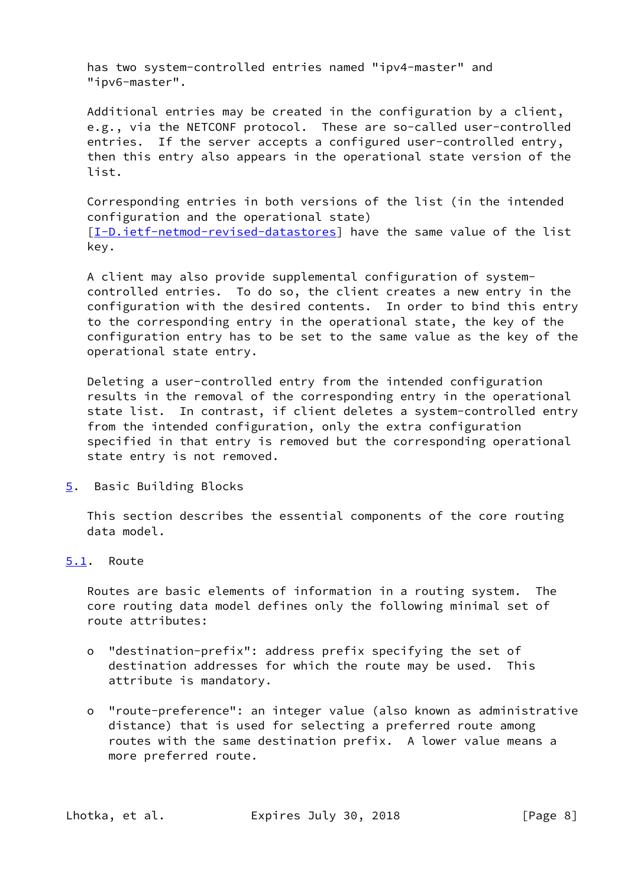has two system-controlled entries named "ipv4-master" and "ipv6-master".

Additional entries may be created in the configuration by a client, e.g., via the NETCONF protocol. These are so-called user-controlled entries. If the server accepts a configured user-controlled entry, then this entry also appears in the operational state version of the list.

Corresponding entries in both versions of the list (in the intended configuration and the operational state) [I-D.ietf-netmod-revised-datastores] have the same value of the list key.

A client may also provide supplemental configuration of system-controlled entries. To do so, the client creates a new entry in the configuration with the desired contents. In order to bind this entry to the corresponding entry in the operational state, the key of the configuration entry has to be set to the same value as the key of the operational state entry.

Deleting a user-controlled entry from the intended configuration results in the removal of the corresponding entry in the operational state list. In contrast, if client deletes a system-controlled entry from the intended configuration, only the extra configuration specified in that entry is removed but the corresponding operational state entry is not removed.

## 5. Basic Building Blocks

This section describes the essential components of the core routing data model.

### 5.1. Route

Routes are basic elements of information in a routing system. The core routing data model defines only the following minimal set of route attributes:

- "destination-prefix": address prefix specifying the set of destination addresses for which the route may be used. This attribute is mandatory.

- "route-preference": an integer value (also known as administrative distance) that is used for selecting a preferred route among routes with the same destination prefix. A lower value means a more preferred route.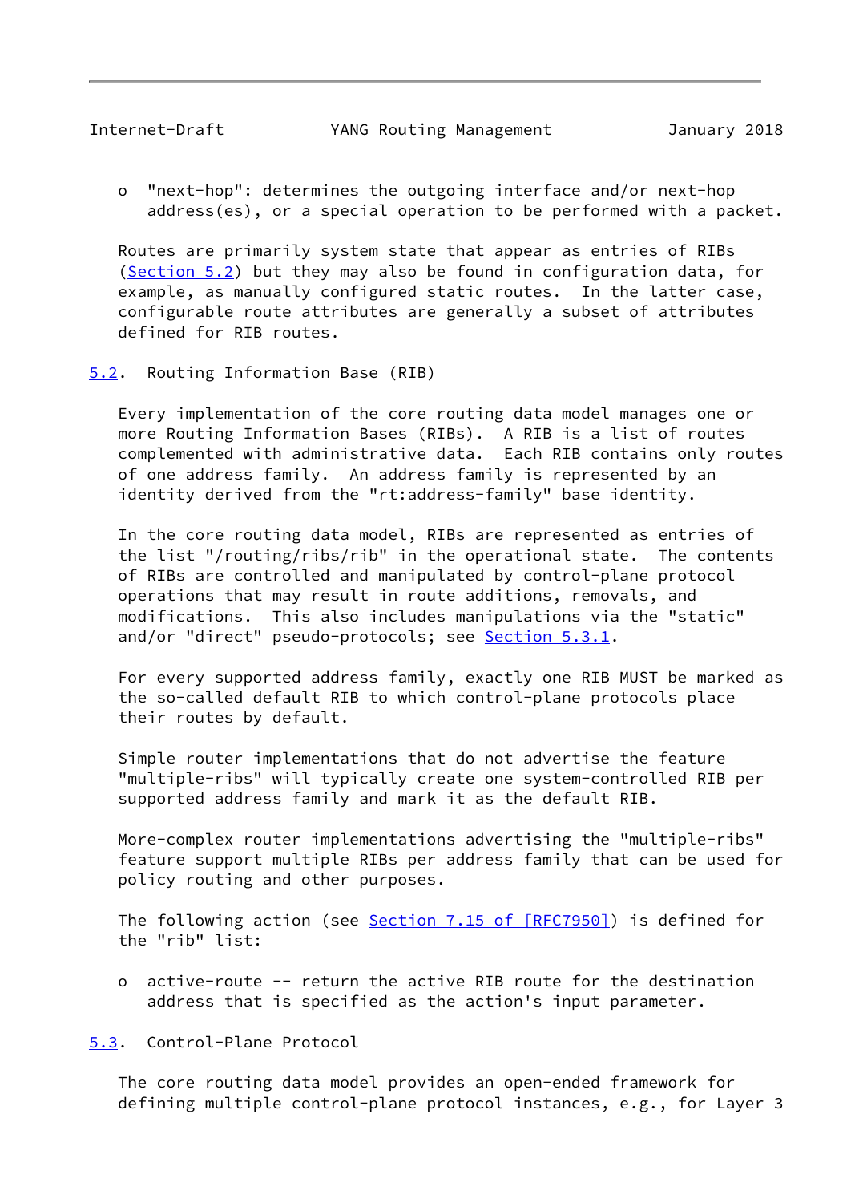- "next-hop": determines the outgoing interface and/or next-hop address(es), or a special operation to be performed with a packet.

Routes are primarily system state that appear as entries of RIBs (Section 5.2) but they may also be found in configuration data, for example, as manually configured static routes. In the latter case, configurable route attributes are generally a subset of attributes defined for RIB routes.

### 5.2. Routing Information Base (RIB)

Every implementation of the core routing data model manages one or more Routing Information Bases (RIBs). A RIB is a list of routes complemented with administrative data. Each RIB contains only routes of one address family. An address family is represented by an identity derived from the "rt:address-family" base identity.

In the core routing data model, RIBs are represented as entries of the list "/routing/ribs/rib" in the operational state. The contents of RIBs are controlled and manipulated by control-plane protocol operations that may result in route additions, removals, and modifications. This also includes manipulations via the "static" and/or "direct" pseudo-protocols; see Section 5.3.1.

For every supported address family, exactly one RIB MUST be marked as the so-called default RIB to which control-plane protocols place their routes by default.

Simple router implementations that do not advertise the feature "multiple-ribs" will typically create one system-controlled RIB per supported address family and mark it as the default RIB.

More-complex router implementations advertising the "multiple-ribs" feature support multiple RIBs per address family that can be used for policy routing and other purposes.

The following action (see Section 7.15 of [RFC7950]) is defined for the "rib" list:

- active-route -- return the active RIB route for the destination address that is specified as the action's input parameter.

### 5.3. Control-Plane Protocol

The core routing data model provides an open-ended framework for defining multiple control-plane protocol instances, e.g., for Layer 3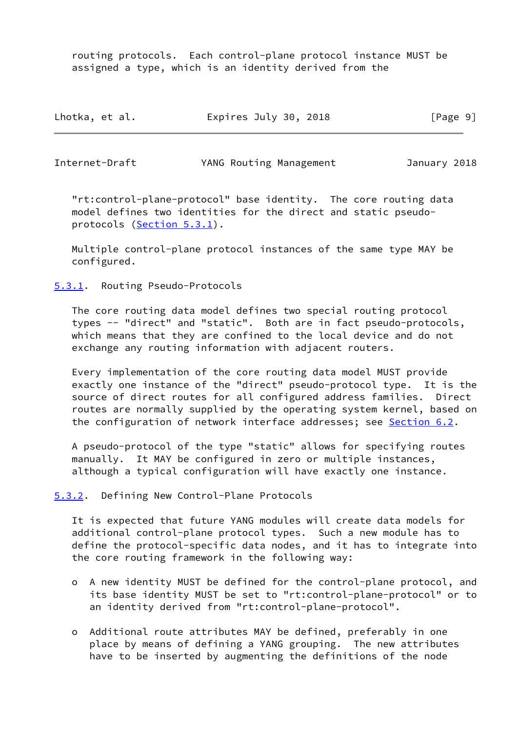routing protocols. Each control-plane protocol instance MUST be assigned a type, which is an identity derived from the "rt:control-plane-protocol" base identity. The core routing data model defines two identities for the direct and static pseudo-protocols (Section 5.3.1).

Multiple control-plane protocol instances of the same type MAY be configured.

### 5.3.1. Routing Pseudo-Protocols

The core routing data model defines two special routing protocol types -- "direct" and "static". Both are in fact pseudo-protocols, which means that they are confined to the local device and do not exchange any routing information with adjacent routers.

Every implementation of the core routing data model MUST provide exactly one instance of the "direct" pseudo-protocol type. It is the source of direct routes for all configured address families. Direct routes are normally supplied by the operating system kernel, based on the configuration of network interface addresses; see Section 6.2.

A pseudo-protocol of the type "static" allows for specifying routes manually. It MAY be configured in zero or multiple instances, although a typical configuration will have exactly one instance.

### 5.3.2. Defining New Control-Plane Protocols

It is expected that future YANG modules will create data models for additional control-plane protocol types. Such a new module has to define the protocol-specific data nodes, and it has to integrate into the core routing framework in the following way:

- A new identity MUST be defined for the control-plane protocol, and its base identity MUST be set to "rt:control-plane-protocol" or to an identity derived from "rt:control-plane-protocol".

- Additional route attributes MAY be defined, preferably in one place by means of defining a YANG grouping. The new attributes have to be inserted by augmenting the definitions of the node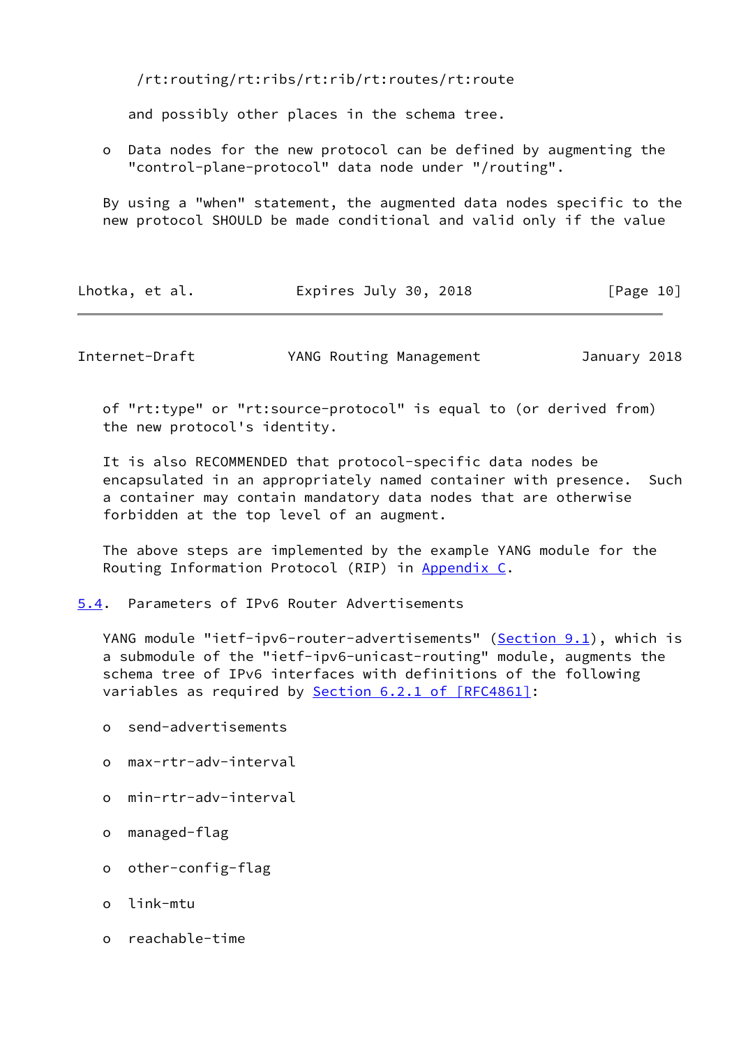/rt:routing/rt:ribs/rt:rib/rt:routes/rt:route

and possibly other places in the schema tree.

- Data nodes for the new protocol can be defined by augmenting the "control-plane-protocol" data node under "/routing".

By using a "when" statement, the augmented data nodes specific to the new protocol SHOULD be made conditional and valid only if the value of "rt:type" or "rt:source-protocol" is equal to (or derived from) the new protocol's identity.

It is also RECOMMENDED that protocol-specific data nodes be encapsulated in an appropriately named container with presence. Such a container may contain mandatory data nodes that are otherwise forbidden at the top level of an augment.

The above steps are implemented by the example YANG module for the Routing Information Protocol (RIP) in Appendix C.

## 5.4. Parameters of IPv6 Router Advertisements

YANG module "ietf-ipv6-router-advertisements" (Section 9.1), which is a submodule of the "ietf-ipv6-unicast-routing" module, augments the schema tree of IPv6 interfaces with definitions of the following variables as required by Section 6.2.1 of [RFC4861]:

- send-advertisements
- max-rtr-adv-interval
- min-rtr-adv-interval
- managed-flag
- other-config-flag
- link-mtu
- reachable-time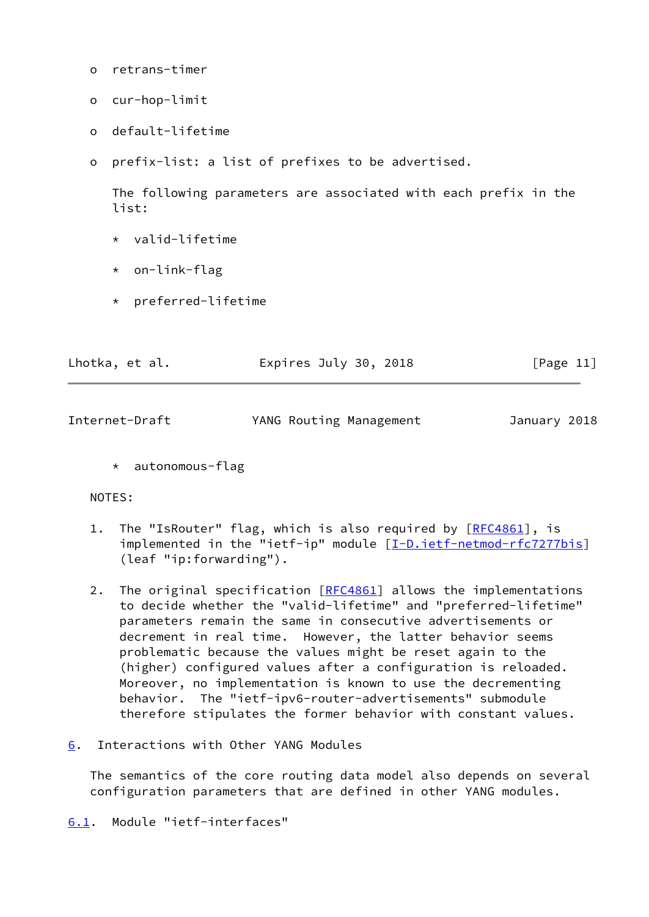- retrans-timer

- cur-hop-limit

- default-lifetime

- prefix-list: a list of prefixes to be advertised.

  The following parameters are associated with each prefix in the list:

  * valid-lifetime

  * on-link-flag

  * preferred-lifetime

  * autonomous-flag

NOTES:

1. The "IsRouter" flag, which is also required by [RFC4861], is implemented in the "ietf-ip" module [I-D.ietf-netmod-rfc7277bis] (leaf "ip:forwarding").

2. The original specification [RFC4861] allows the implementations to decide whether the "valid-lifetime" and "preferred-lifetime" parameters remain the same in consecutive advertisements or decrement in real time. However, the latter behavior seems problematic because the values might be reset again to the (higher) configured values after a configuration is reloaded. Moreover, no implementation is known to use the decrementing behavior. The "ietf-ipv6-router-advertisements" submodule therefore stipulates the former behavior with constant values.

## 6. Interactions with Other YANG Modules

The semantics of the core routing data model also depends on several configuration parameters that are defined in other YANG modules.

### 6.1. Module "ietf-interfaces"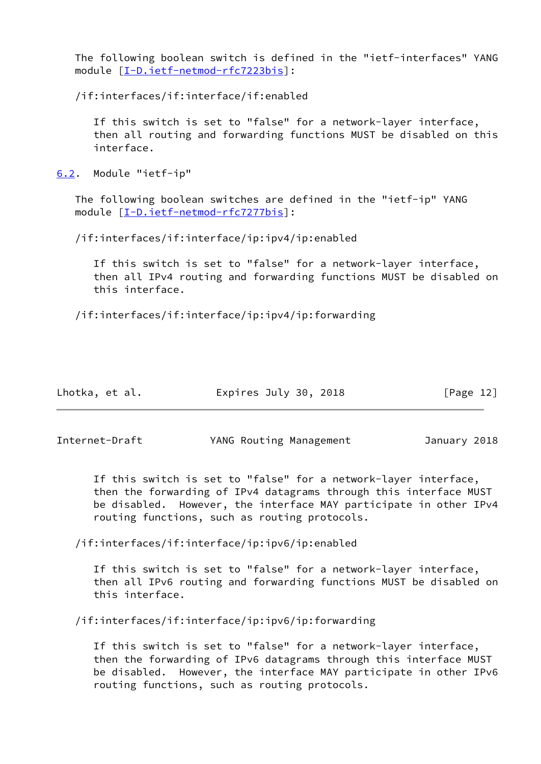The following boolean switch is defined in the "ietf-interfaces" YANG module [I-D.ietf-netmod-rfc7223bis]:

/if:interfaces/if:interface/if:enabled

> If this switch is set to "false" for a network-layer interface, then all routing and forwarding functions MUST be disabled on this interface.

## 6.2. Module "ietf-ip"

The following boolean switches are defined in the "ietf-ip" YANG module [I-D.ietf-netmod-rfc7277bis]:

/if:interfaces/if:interface/ip:ipv4/ip:enabled

> If this switch is set to "false" for a network-layer interface, then all IPv4 routing and forwarding functions MUST be disabled on this interface.

/if:interfaces/if:interface/ip:ipv4/ip:forwarding

> If this switch is set to "false" for a network-layer interface, then the forwarding of IPv4 datagrams through this interface MUST be disabled. However, the interface MAY participate in other IPv4 routing functions, such as routing protocols.

/if:interfaces/if:interface/ip:ipv6/ip:enabled

> If this switch is set to "false" for a network-layer interface, then all IPv6 routing and forwarding functions MUST be disabled on this interface.

/if:interfaces/if:interface/ip:ipv6/ip:forwarding

> If this switch is set to "false" for a network-layer interface, then the forwarding of IPv6 datagrams through this interface MUST be disabled. However, the interface MAY participate in other IPv6 routing functions, such as routing protocols.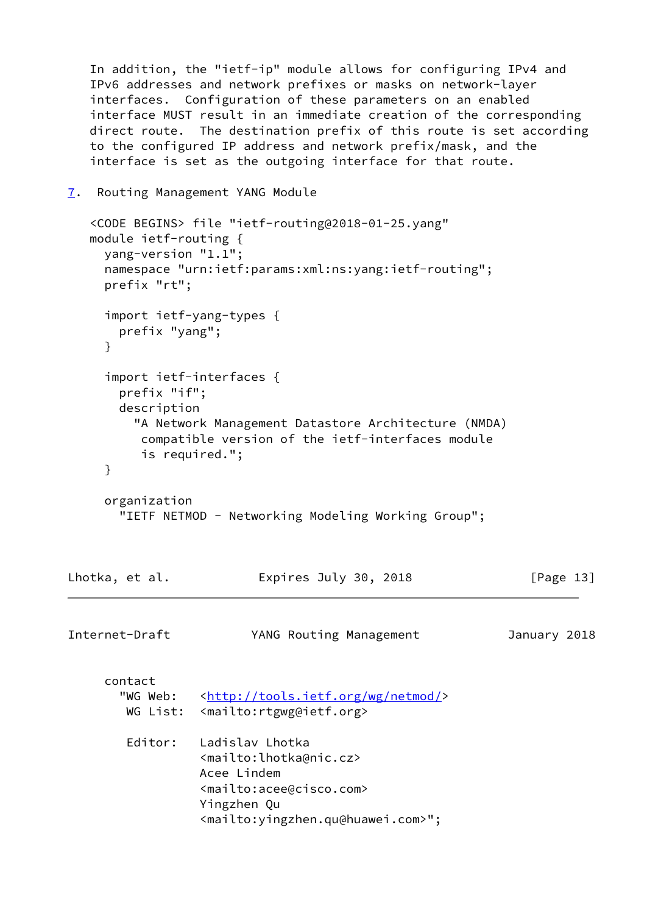In addition, the "ietf-ip" module allows for configuring IPv4 and IPv6 addresses and network prefixes or masks on network-layer interfaces. Configuration of these parameters on an enabled interface MUST result in an immediate creation of the corresponding direct route. The destination prefix of this route is set according to the configured IP address and network prefix/mask, and the interface is set as the outgoing interface for that route.

## 7. Routing Management YANG Module

```
<CODE BEGINS> file "ietf-routing@2018-01-25.yang"
module ietf-routing {
  yang-version "1.1";
  namespace "urn:ietf:params:xml:ns:yang:ietf-routing";
  prefix "rt";

  import ietf-yang-types {
    prefix "yang";
  }

  import ietf-interfaces {
    prefix "if";
    description
      "A Network Management Datastore Architecture (NMDA)
       compatible version of the ietf-interfaces module
       is required.";
  }

  organization
    "IETF NETMOD - Networking Modeling Working Group";

  contact
    "WG Web:   <http://tools.ietf.org/wg/netmod/>
     WG List:  <mailto:rtgwg@ietf.org>

     Editor:   Ladislav Lhotka
               <mailto:lhotka@nic.cz>
               Acee Lindem
               <mailto:acee@cisco.com>
               Yingzhen Qu
               <mailto:yingzhen.qu@huawei.com>";
```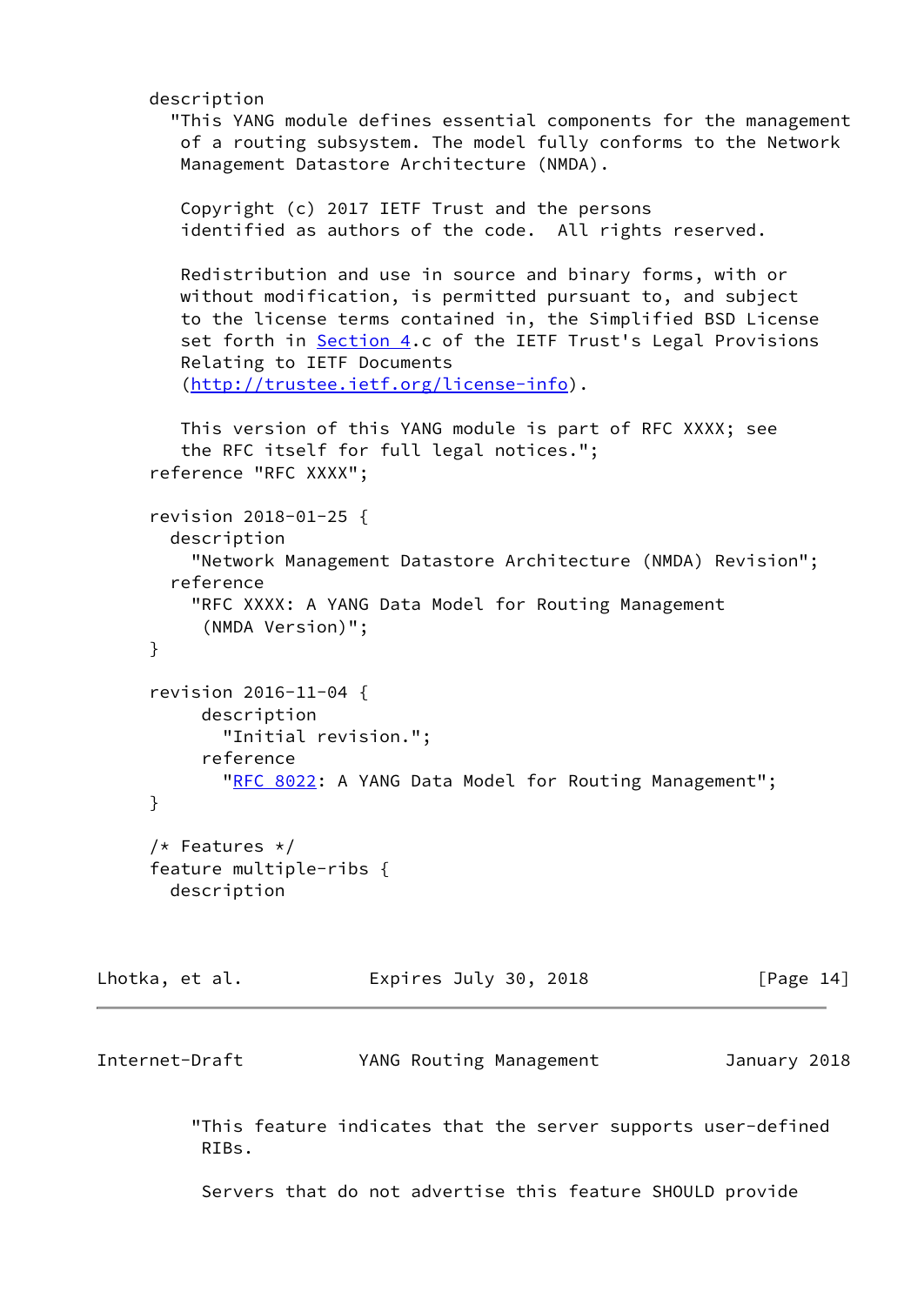```
     description
       "This YANG module defines essential components for the management
        of a routing subsystem. The model fully conforms to the Network
        Management Datastore Architecture (NMDA).

        Copyright (c) 2017 IETF Trust and the persons
        identified as authors of the code.  All rights reserved.

        Redistribution and use in source and binary forms, with or
        without modification, is permitted pursuant to, and subject
        to the license terms contained in, the Simplified BSD License
        set forth in Section 4.c of the IETF Trust's Legal Provisions
        Relating to IETF Documents
        (http://trustee.ietf.org/license-info).

        This version of this YANG module is part of RFC XXXX; see
        the RFC itself for full legal notices.";
     reference "RFC XXXX";

     revision 2018-01-25 {
       description
         "Network Management Datastore Architecture (NMDA) Revision";
       reference
         "RFC XXXX: A YANG Data Model for Routing Management
          (NMDA Version)";
     }

     revision 2016-11-04 {
          description
            "Initial revision.";
          reference
            "RFC 8022: A YANG Data Model for Routing Management";
     }

     /* Features */
     feature multiple-ribs {
       description
         "This feature indicates that the server supports user-defined
          RIBs.

          Servers that do not advertise this feature SHOULD provide
```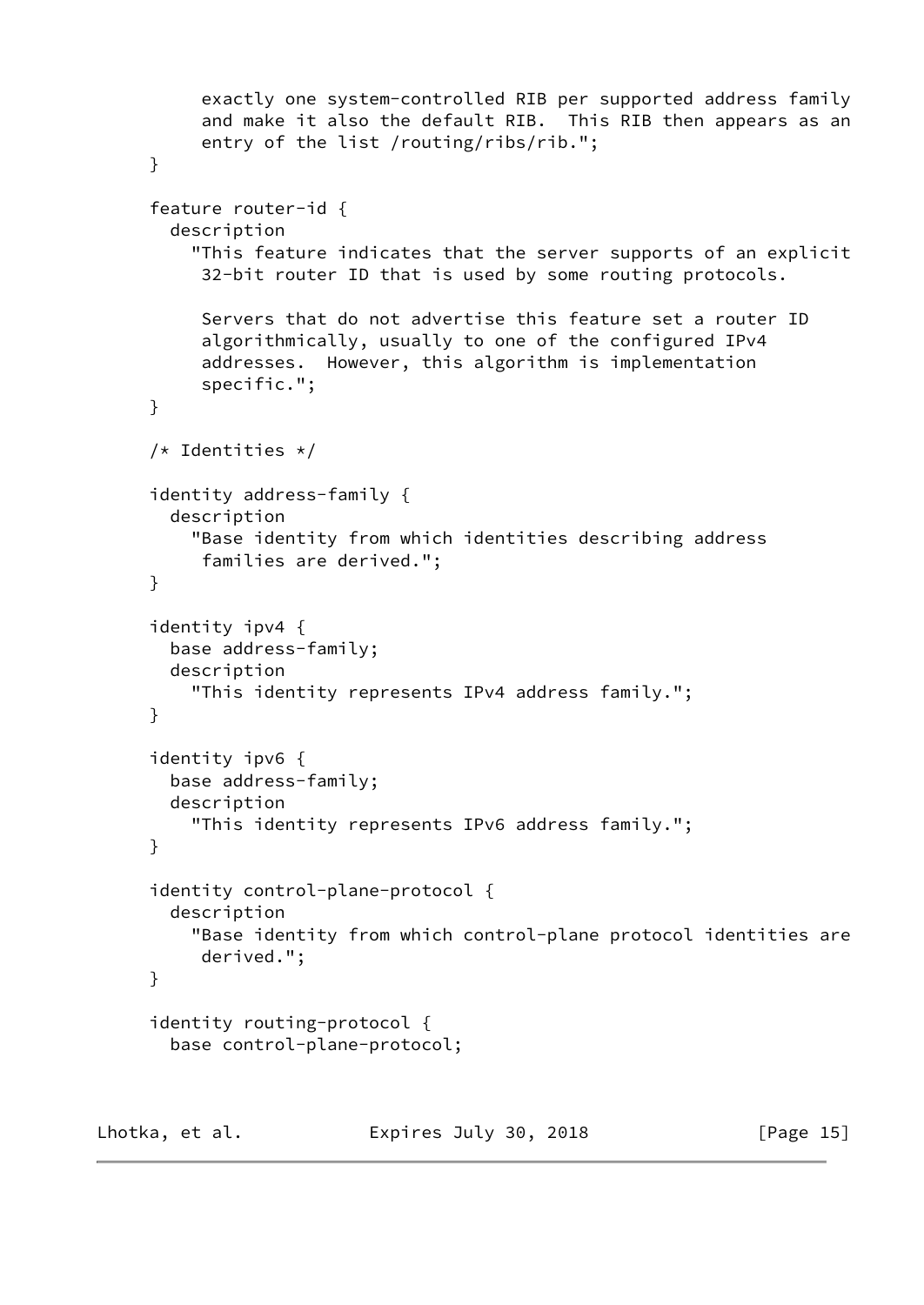```
          exactly one system-controlled RIB per supported address family
          and make it also the default RIB.  This RIB then appears as an
          entry of the list /routing/ribs/rib.";
     }

     feature router-id {
       description
         "This feature indicates that the server supports of an explicit
          32-bit router ID that is used by some routing protocols.

          Servers that do not advertise this feature set a router ID
          algorithmically, usually to one of the configured IPv4
          addresses.  However, this algorithm is implementation
          specific.";
     }

     /* Identities */

     identity address-family {
       description
         "Base identity from which identities describing address
          families are derived.";
     }

     identity ipv4 {
       base address-family;
       description
         "This identity represents IPv4 address family.";
     }

     identity ipv6 {
       base address-family;
       description
         "This identity represents IPv6 address family.";
     }

     identity control-plane-protocol {
       description
         "Base identity from which control-plane protocol identities are
          derived.";
     }

     identity routing-protocol {
       base control-plane-protocol;
```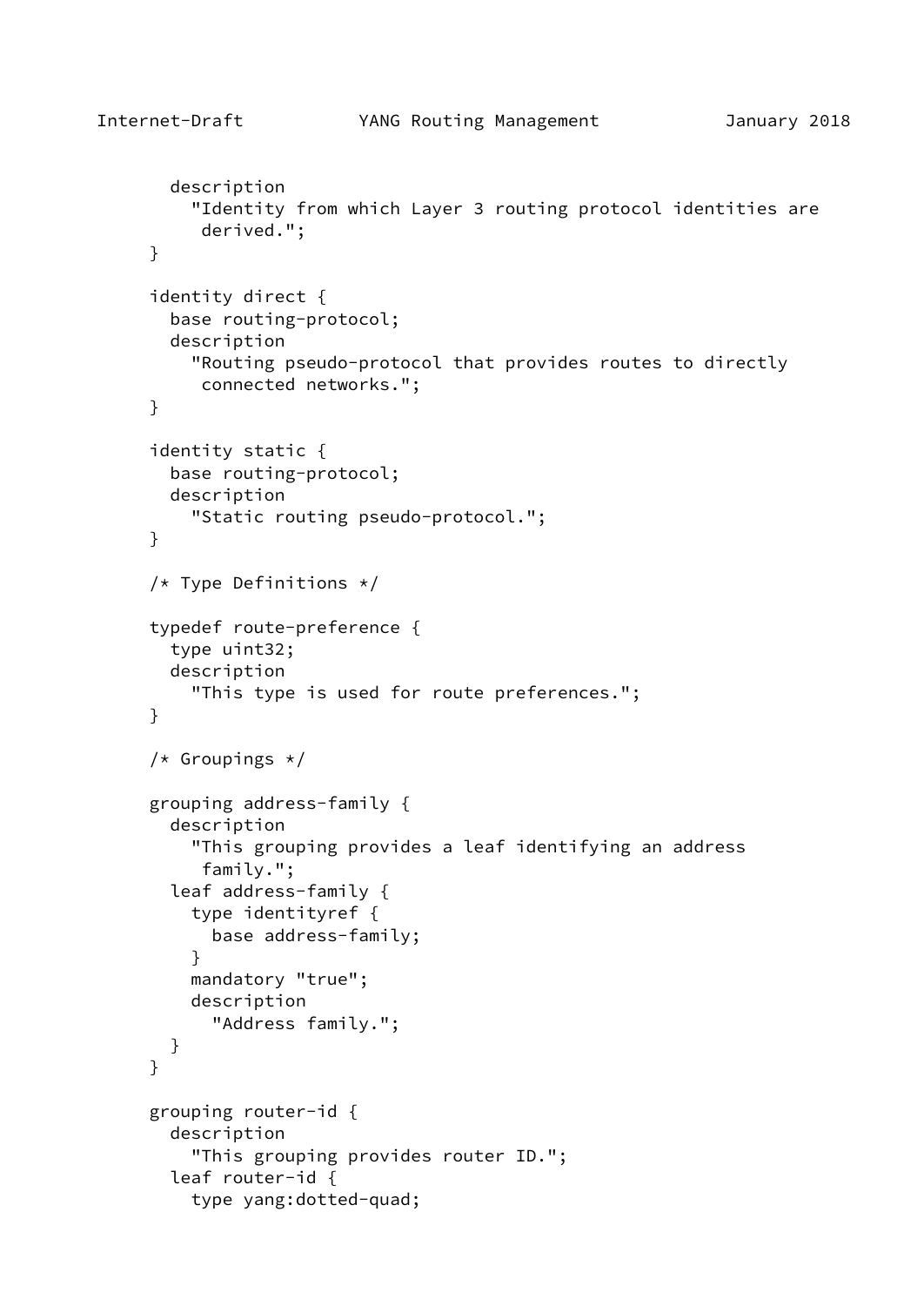```
       description
         "Identity from which Layer 3 routing protocol identities are
          derived.";
     }

     identity direct {
       base routing-protocol;
       description
         "Routing pseudo-protocol that provides routes to directly
          connected networks.";
     }

     identity static {
       base routing-protocol;
       description
         "Static routing pseudo-protocol.";
     }

     /* Type Definitions */

     typedef route-preference {
       type uint32;
       description
         "This type is used for route preferences.";
     }

     /* Groupings */

     grouping address-family {
       description
         "This grouping provides a leaf identifying an address
          family.";
       leaf address-family {
         type identityref {
           base address-family;
         }
         mandatory "true";
         description
           "Address family.";
       }
     }

     grouping router-id {
       description
         "This grouping provides router ID.";
       leaf router-id {
         type yang:dotted-quad;
```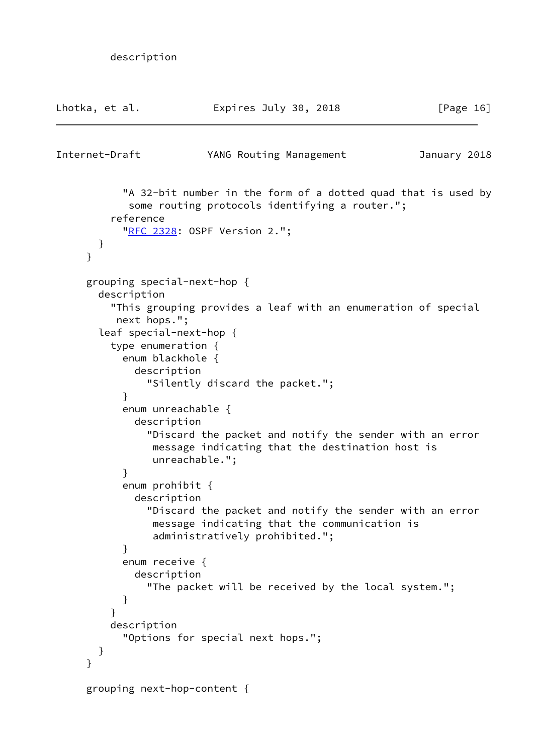```
        description
```

```
          "A 32-bit number in the form of a dotted quad that is used by
           some routing protocols identifying a router.";
        reference
          "RFC 2328: OSPF Version 2.";
      }
    }

    grouping special-next-hop {
      description
        "This grouping provides a leaf with an enumeration of special
         next hops.";
      leaf special-next-hop {
        type enumeration {
          enum blackhole {
            description
              "Silently discard the packet.";
          }
          enum unreachable {
            description
              "Discard the packet and notify the sender with an error
               message indicating that the destination host is
               unreachable.";
          }
          enum prohibit {
            description
              "Discard the packet and notify the sender with an error
               message indicating that the communication is
               administratively prohibited.";
          }
          enum receive {
            description
              "The packet will be received by the local system.";
          }
        }
        description
          "Options for special next hops.";
      }
    }

    grouping next-hop-content {
```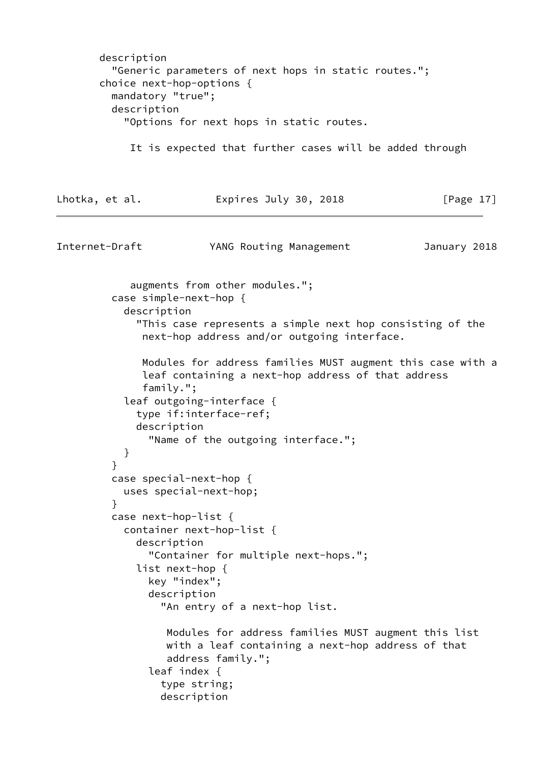```
       description
         "Generic parameters of next hops in static routes.";
       choice next-hop-options {
         mandatory "true";
         description
           "Options for next hops in static routes.

            It is expected that further cases will be added through
            augments from other modules.";
         case simple-next-hop {
           description
             "This case represents a simple next hop consisting of the
              next-hop address and/or outgoing interface.

              Modules for address families MUST augment this case with a
              leaf containing a next-hop address of that address
              family.";
           leaf outgoing-interface {
             type if:interface-ref;
             description
               "Name of the outgoing interface.";
           }
         }
         case special-next-hop {
           uses special-next-hop;
         }
         case next-hop-list {
           container next-hop-list {
             description
               "Container for multiple next-hops.";
             list next-hop {
               key "index";
               description
                 "An entry of a next-hop list.

                  Modules for address families MUST augment this list
                  with a leaf containing a next-hop address of that
                  address family.";
               leaf index {
                 type string;
                 description
```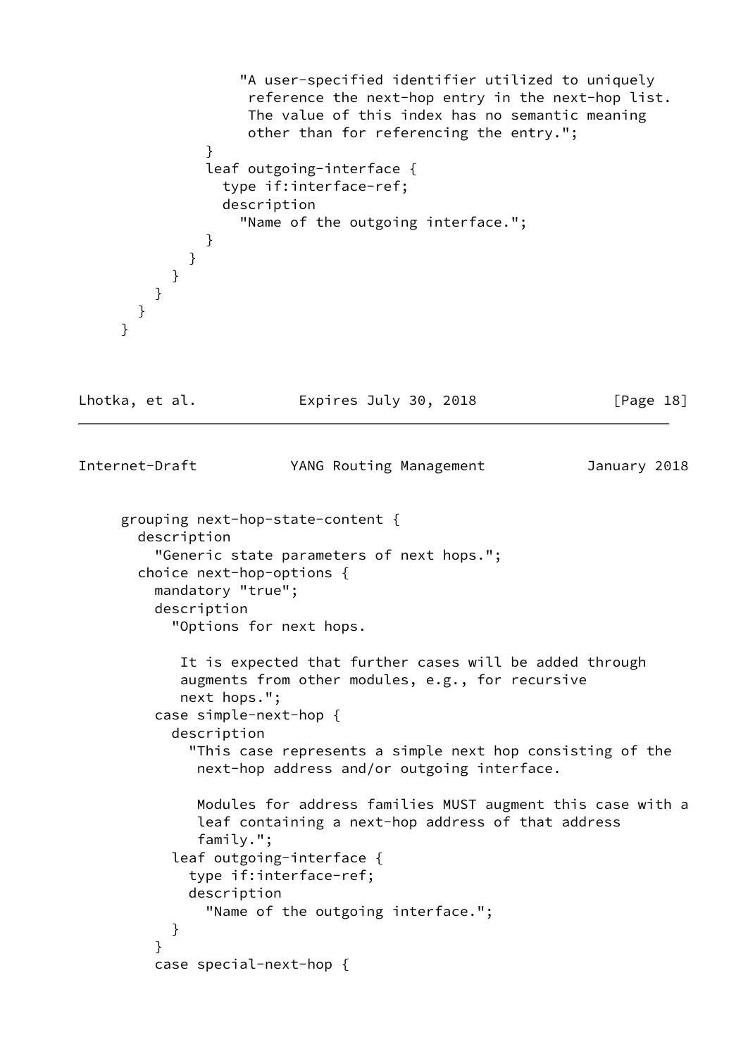```
                 "A user-specified identifier utilized to uniquely
                  reference the next-hop entry in the next-hop list.
                  The value of this index has no semantic meaning
                  other than for referencing the entry.";
             }
             leaf outgoing-interface {
               type if:interface-ref;
               description
                 "Name of the outgoing interface.";
             }
           }
         }
       }
     }
   }
```

```
     grouping next-hop-state-content {
       description
         "Generic state parameters of next hops.";
       choice next-hop-options {
         mandatory "true";
         description
           "Options for next hops.

            It is expected that further cases will be added through
            augments from other modules, e.g., for recursive
            next hops.";
         case simple-next-hop {
           description
             "This case represents a simple next hop consisting of the
              next-hop address and/or outgoing interface.

              Modules for address families MUST augment this case with a
              leaf containing a next-hop address of that address
              family.";
           leaf outgoing-interface {
             type if:interface-ref;
             description
               "Name of the outgoing interface.";
           }
         }
         case special-next-hop {
```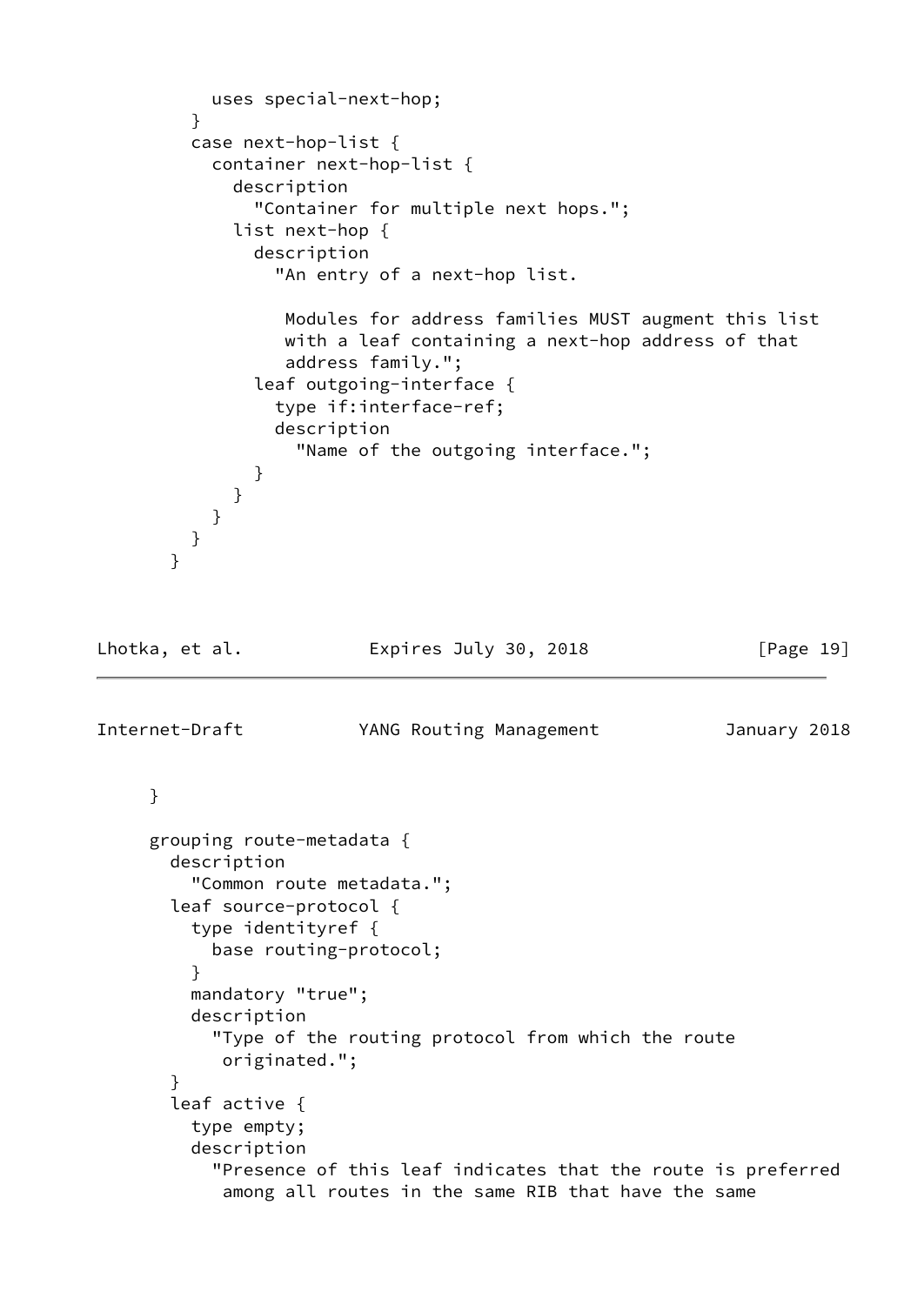```
          uses special-next-hop;
        }
        case next-hop-list {
          container next-hop-list {
            description
              "Container for multiple next hops.";
            list next-hop {
              description
                "An entry of a next-hop list.

                 Modules for address families MUST augment this list
                 with a leaf containing a next-hop address of that
                 address family.";
              leaf outgoing-interface {
                type if:interface-ref;
                description
                  "Name of the outgoing interface.";
              }
            }
          }
        }
      }
```

```
    }

    grouping route-metadata {
      description
        "Common route metadata.";
      leaf source-protocol {
        type identityref {
          base routing-protocol;
        }
        mandatory "true";
        description
          "Type of the routing protocol from which the route
           originated.";
      }
      leaf active {
        type empty;
        description
          "Presence of this leaf indicates that the route is preferred
           among all routes in the same RIB that have the same
```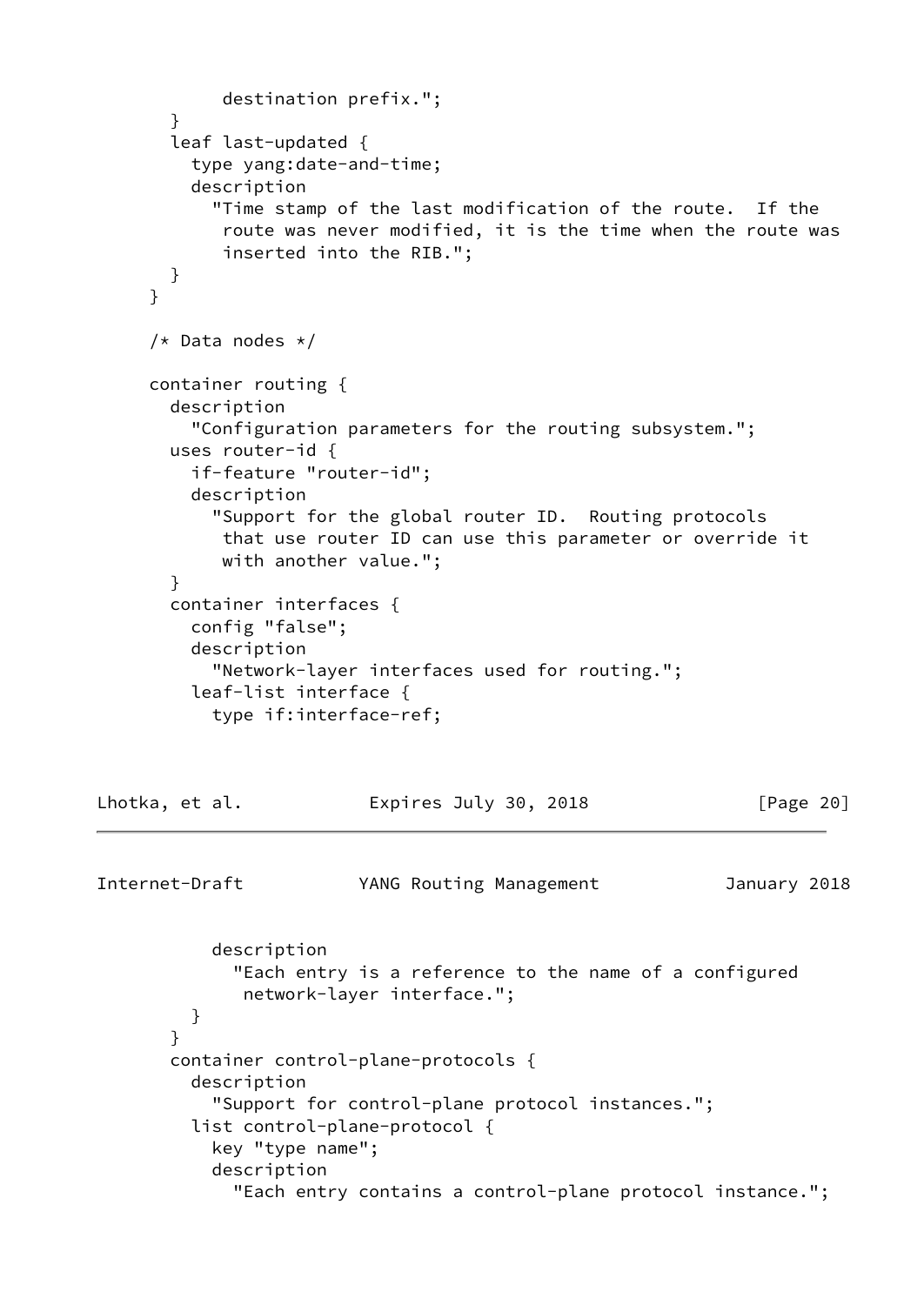```
            destination prefix.";
       }
       leaf last-updated {
         type yang:date-and-time;
         description
           "Time stamp of the last modification of the route.  If the
            route was never modified, it is the time when the route was
            inserted into the RIB.";
       }
     }

     /* Data nodes */

     container routing {
       description
         "Configuration parameters for the routing subsystem.";
       uses router-id {
         if-feature "router-id";
         description
           "Support for the global router ID.  Routing protocols
            that use router ID can use this parameter or override it
            with another value.";
       }
       container interfaces {
         config "false";
         description
           "Network-layer interfaces used for routing.";
         leaf-list interface {
           type if:interface-ref;
```

```
           description
             "Each entry is a reference to the name of a configured
              network-layer interface.";
         }
       }
       container control-plane-protocols {
         description
           "Support for control-plane protocol instances.";
         list control-plane-protocol {
           key "type name";
           description
             "Each entry contains a control-plane protocol instance.";
```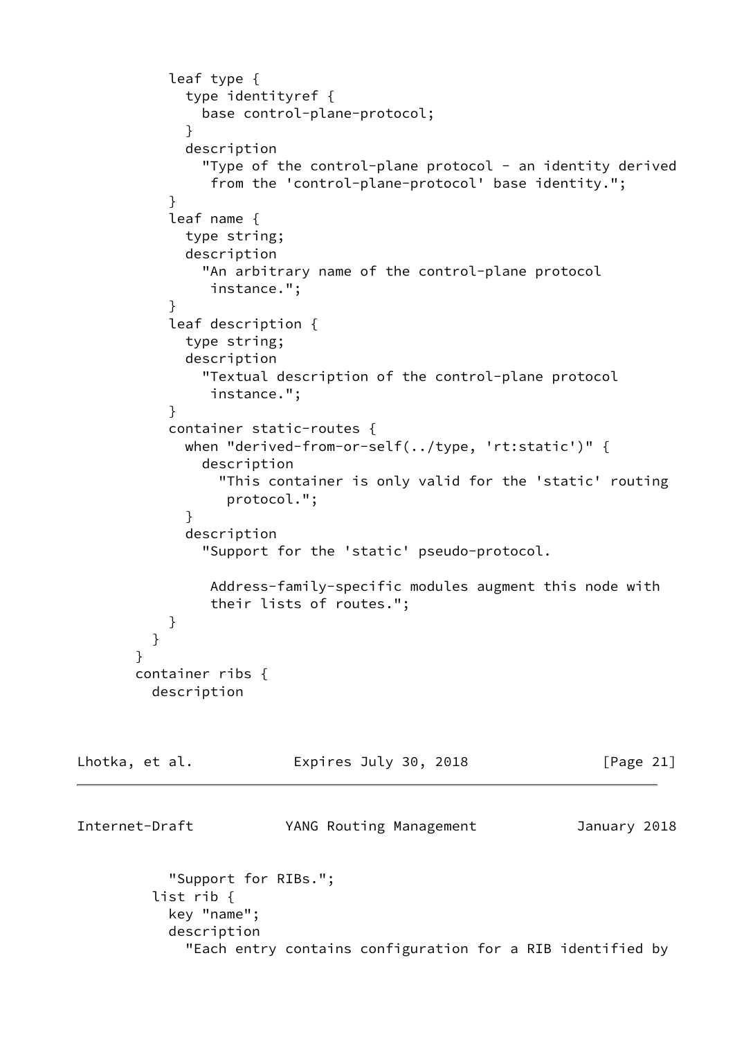```
          leaf type {
            type identityref {
              base control-plane-protocol;
            }
            description
              "Type of the control-plane protocol - an identity derived
               from the 'control-plane-protocol' base identity.";
          }
          leaf name {
            type string;
            description
              "An arbitrary name of the control-plane protocol
               instance.";
          }
          leaf description {
            type string;
            description
              "Textual description of the control-plane protocol
               instance.";
          }
          container static-routes {
            when "derived-from-or-self(../type, 'rt:static')" {
              description
                "This container is only valid for the 'static' routing
                 protocol.";
            }
            description
              "Support for the 'static' pseudo-protocol.

               Address-family-specific modules augment this node with
               their lists of routes.";
          }
        }
      }
      container ribs {
        description
          "Support for RIBs.";
        list rib {
          key "name";
          description
            "Each entry contains configuration for a RIB identified by
```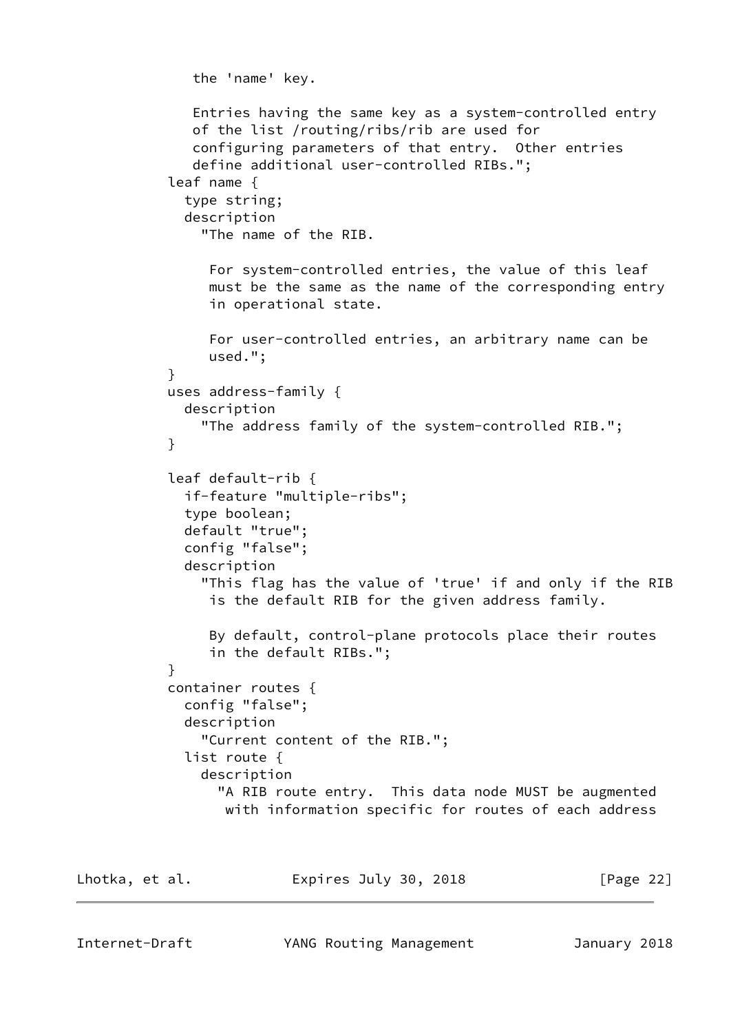```
              the 'name' key.

              Entries having the same key as a system-controlled entry
              of the list /routing/ribs/rib are used for
              configuring parameters of that entry.  Other entries
              define additional user-controlled RIBs.";
           leaf name {
             type string;
             description
               "The name of the RIB.

                For system-controlled entries, the value of this leaf
                must be the same as the name of the corresponding entry
                in operational state.

                For user-controlled entries, an arbitrary name can be
                used.";
           }
           uses address-family {
             description
               "The address family of the system-controlled RIB.";
           }

           leaf default-rib {
             if-feature "multiple-ribs";
             type boolean;
             default "true";
             config "false";
             description
               "This flag has the value of 'true' if and only if the RIB
                is the default RIB for the given address family.

                By default, control-plane protocols place their routes
                in the default RIBs.";
           }
           container routes {
             config "false";
             description
               "Current content of the RIB.";
             list route {
               description
                 "A RIB route entry.  This data node MUST be augmented
                  with information specific for routes of each address
```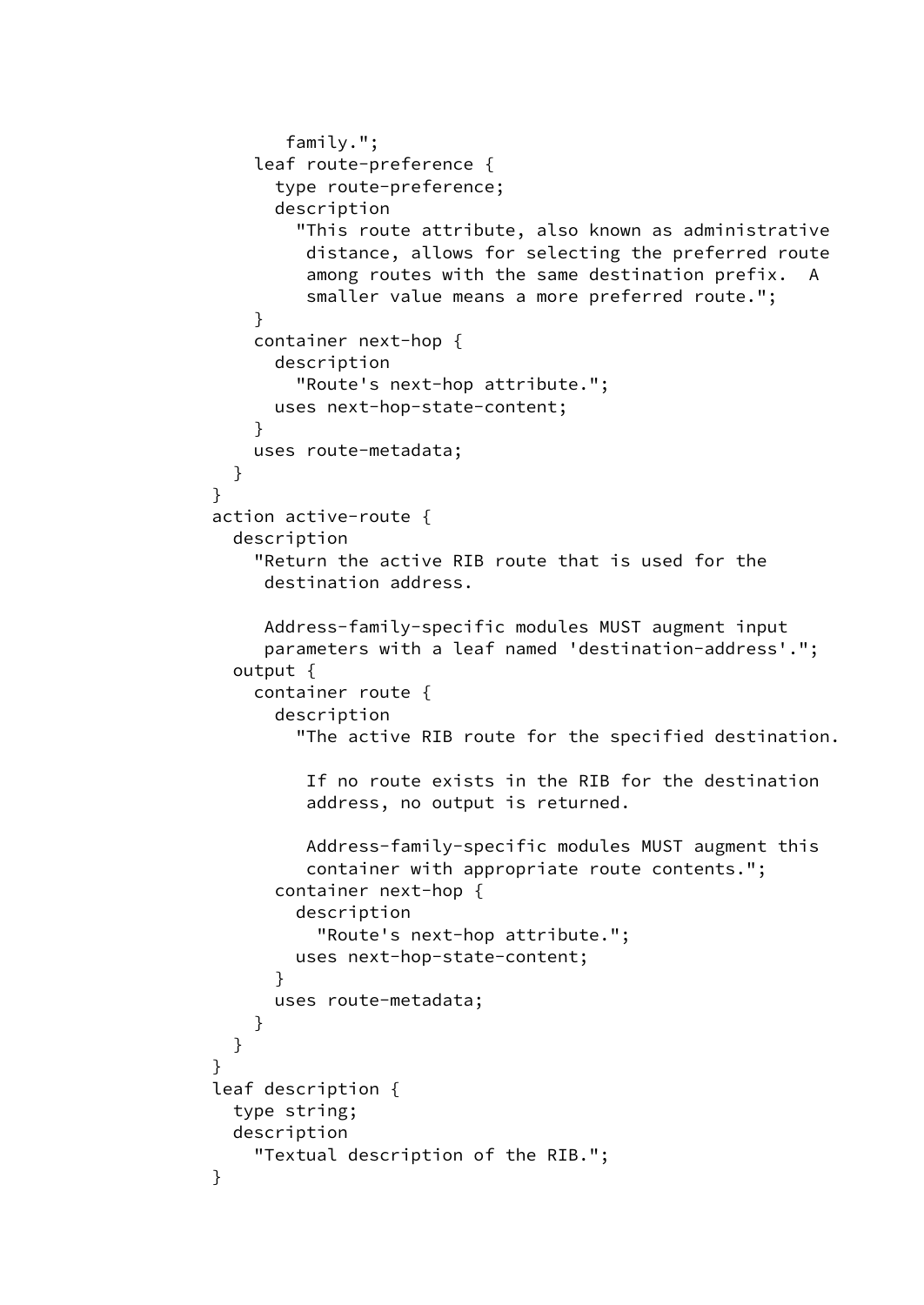```
             family.";
          leaf route-preference {
            type route-preference;
            description
              "This route attribute, also known as administrative
               distance, allows for selecting the preferred route
               among routes with the same destination prefix.  A
               smaller value means a more preferred route.";
          }
          container next-hop {
            description
              "Route's next-hop attribute.";
            uses next-hop-state-content;
          }
          uses route-metadata;
        }
      }
      action active-route {
        description
          "Return the active RIB route that is used for the
           destination address.

           Address-family-specific modules MUST augment input
           parameters with a leaf named 'destination-address'.";
        output {
          container route {
            description
              "The active RIB route for the specified destination.

               If no route exists in the RIB for the destination
               address, no output is returned.

               Address-family-specific modules MUST augment this
               container with appropriate route contents.";
            container next-hop {
              description
                "Route's next-hop attribute.";
              uses next-hop-state-content;
            }
            uses route-metadata;
          }
        }
      }
      leaf description {
        type string;
        description
          "Textual description of the RIB.";
      }
```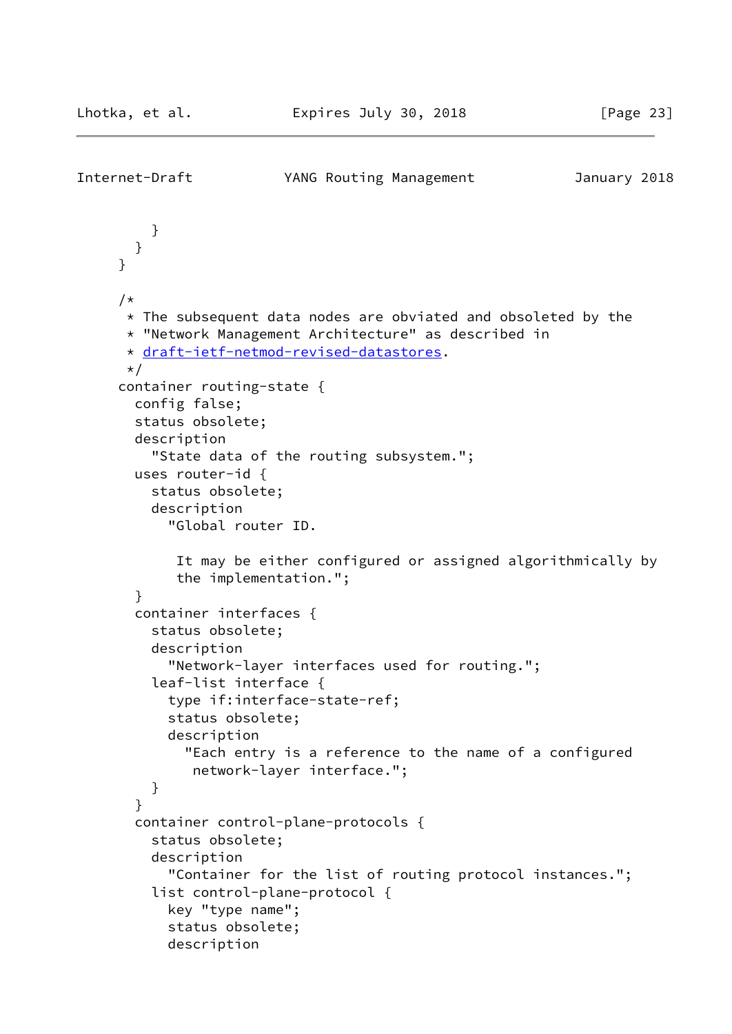```
        }
      }
    }

    /*
     * The subsequent data nodes are obviated and obsoleted by the
     * "Network Management Architecture" as described in
     * draft-ietf-netmod-revised-datastores.
     */
    container routing-state {
      config false;
      status obsolete;
      description
        "State data of the routing subsystem.";
      uses router-id {
        status obsolete;
        description
          "Global router ID.

           It may be either configured or assigned algorithmically by
           the implementation.";
      }
      container interfaces {
        status obsolete;
        description
          "Network-layer interfaces used for routing.";
        leaf-list interface {
          type if:interface-state-ref;
          status obsolete;
          description
            "Each entry is a reference to the name of a configured
             network-layer interface.";
        }
      }
      container control-plane-protocols {
        status obsolete;
        description
          "Container for the list of routing protocol instances.";
        list control-plane-protocol {
          key "type name";
          status obsolete;
          description
```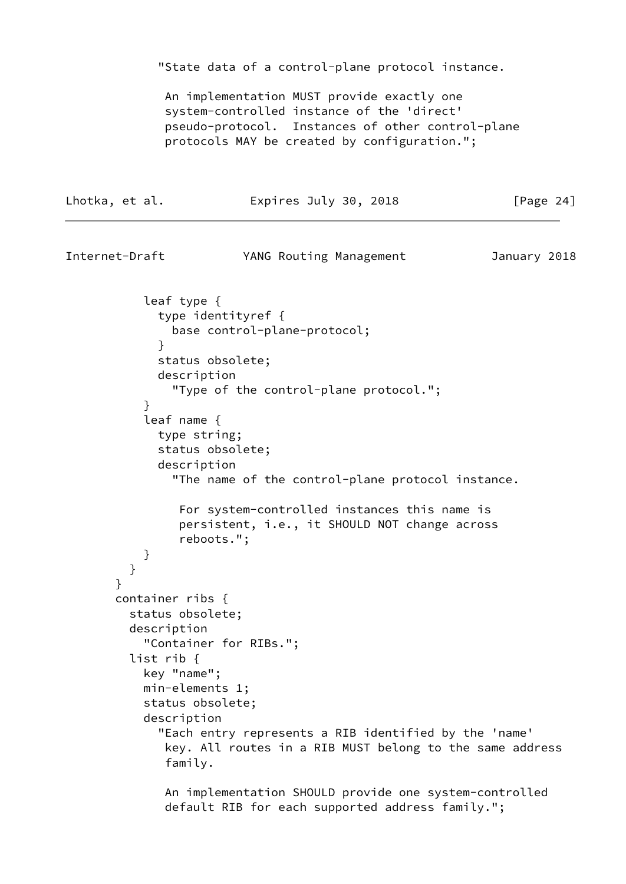```
             "State data of a control-plane protocol instance.

              An implementation MUST provide exactly one
              system-controlled instance of the 'direct'
              pseudo-protocol.  Instances of other control-plane
              protocols MAY be created by configuration.";
```

```
           leaf type {
             type identityref {
               base control-plane-protocol;
             }
             status obsolete;
             description
               "Type of the control-plane protocol.";
           }
           leaf name {
             type string;
             status obsolete;
             description
               "The name of the control-plane protocol instance.

                For system-controlled instances this name is
                persistent, i.e., it SHOULD NOT change across
                reboots.";
           }
         }
       }
       container ribs {
         status obsolete;
         description
           "Container for RIBs.";
         list rib {
           key "name";
           min-elements 1;
           status obsolete;
           description
             "Each entry represents a RIB identified by the 'name'
              key. All routes in a RIB MUST belong to the same address
              family.

              An implementation SHOULD provide one system-controlled
              default RIB for each supported address family.";
```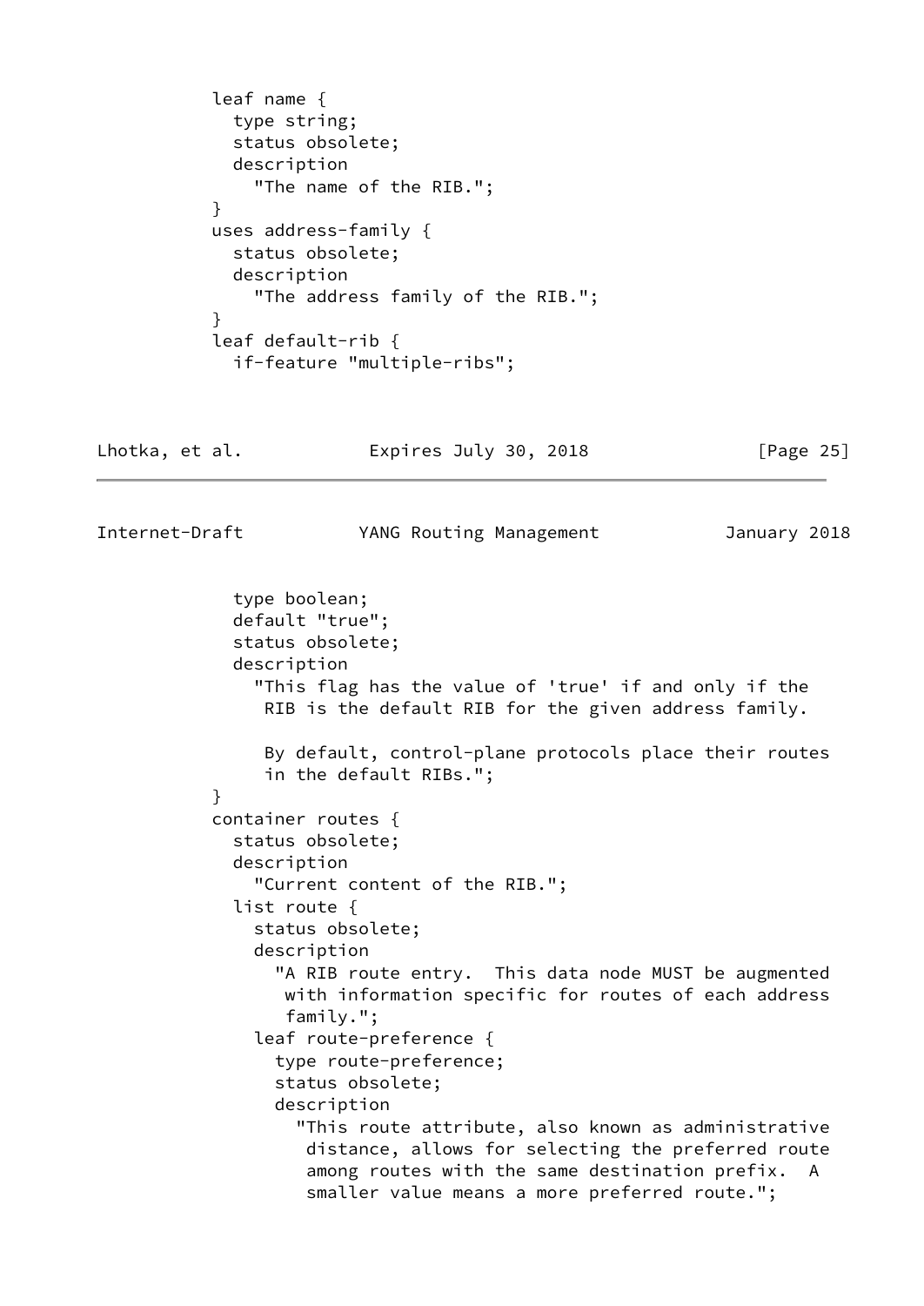```
          leaf name {
            type string;
            status obsolete;
            description
              "The name of the RIB.";
          }
          uses address-family {
            status obsolete;
            description
              "The address family of the RIB.";
          }
          leaf default-rib {
            if-feature "multiple-ribs";
            type boolean;
            default "true";
            status obsolete;
            description
              "This flag has the value of 'true' if and only if the
               RIB is the default RIB for the given address family.

               By default, control-plane protocols place their routes
               in the default RIBs.";
          }
          container routes {
            status obsolete;
            description
              "Current content of the RIB.";
            list route {
              status obsolete;
              description
                "A RIB route entry.  This data node MUST be augmented
                 with information specific for routes of each address
                 family.";
              leaf route-preference {
                type route-preference;
                status obsolete;
                description
                  "This route attribute, also known as administrative
                   distance, allows for selecting the preferred route
                   among routes with the same destination prefix.  A
                   smaller value means a more preferred route.";
```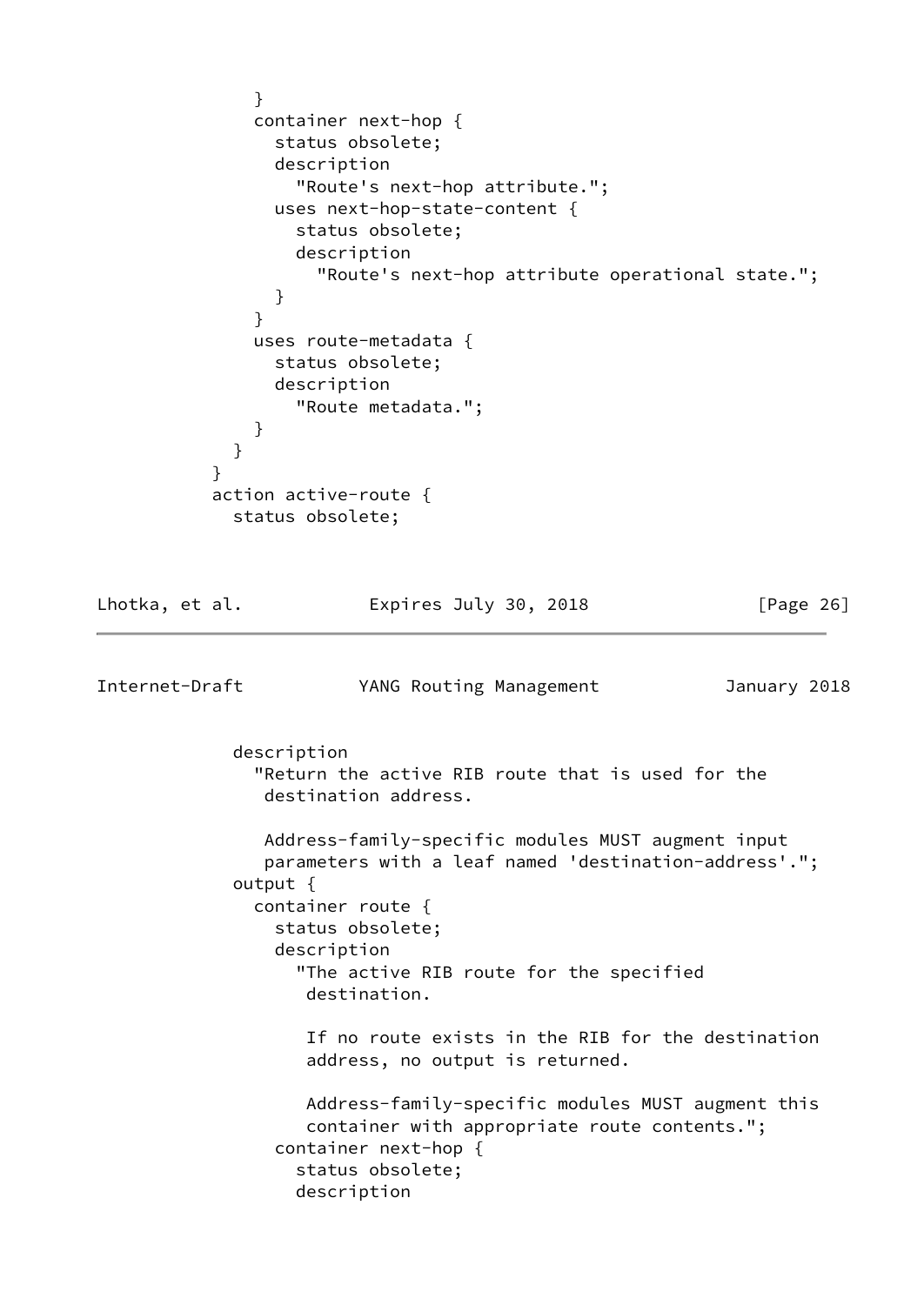```
            }
            container next-hop {
              status obsolete;
              description
                "Route's next-hop attribute.";
              uses next-hop-state-content {
                status obsolete;
                description
                  "Route's next-hop attribute operational state.";
              }
            }
            uses route-metadata {
              status obsolete;
              description
                "Route metadata.";
            }
          }
        }
        action active-route {
          status obsolete;
```

```
          description
            "Return the active RIB route that is used for the
             destination address.

             Address-family-specific modules MUST augment input
             parameters with a leaf named 'destination-address'.";
          output {
            container route {
              status obsolete;
              description
                "The active RIB route for the specified
                 destination.

                 If no route exists in the RIB for the destination
                 address, no output is returned.

                 Address-family-specific modules MUST augment this
                 container with appropriate route contents.";
              container next-hop {
                status obsolete;
                description
```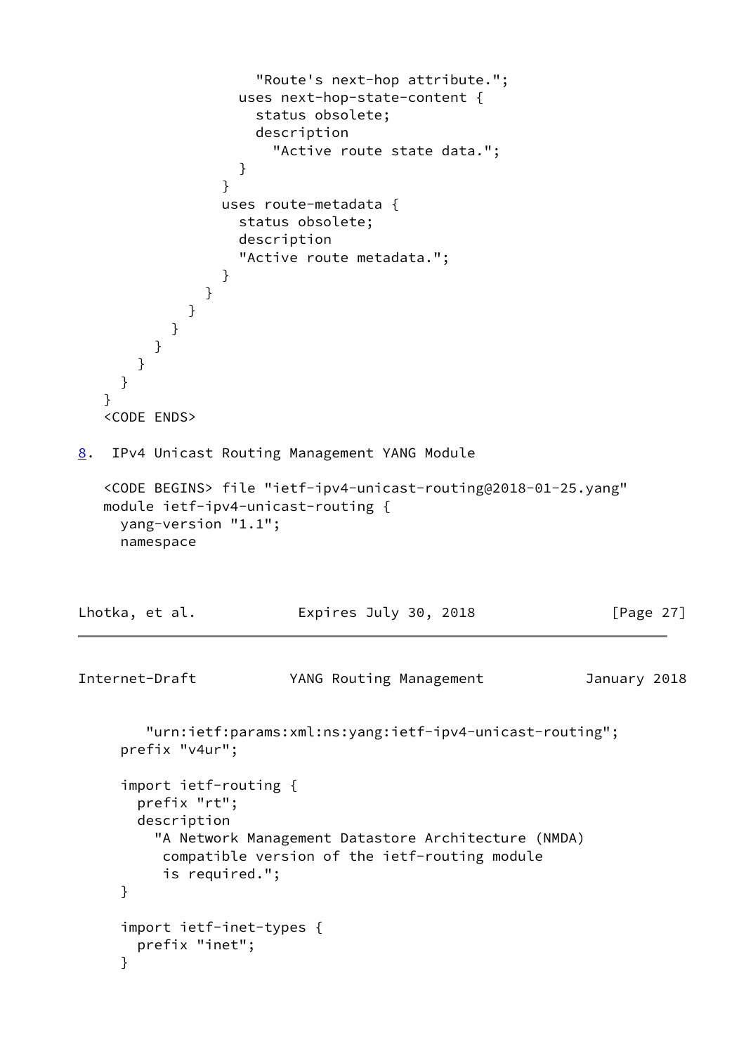```
                    "Route's next-hop attribute.";
                  uses next-hop-state-content {
                    status obsolete;
                    description
                      "Active route state data.";
                  }
                }
                uses route-metadata {
                  status obsolete;
                  description
                  "Active route metadata.";
                }
              }
            }
          }
        }
      }
    }
  }
  <CODE ENDS>
```

## 8. IPv4 Unicast Routing Management YANG Module

```
  <CODE BEGINS> file "ietf-ipv4-unicast-routing@2018-01-25.yang"
  module ietf-ipv4-unicast-routing {
    yang-version "1.1";
    namespace
       "urn:ietf:params:xml:ns:yang:ietf-ipv4-unicast-routing";
    prefix "v4ur";

    import ietf-routing {
      prefix "rt";
      description
        "A Network Management Datastore Architecture (NMDA)
         compatible version of the ietf-routing module
         is required.";
    }

    import ietf-inet-types {
      prefix "inet";
    }
```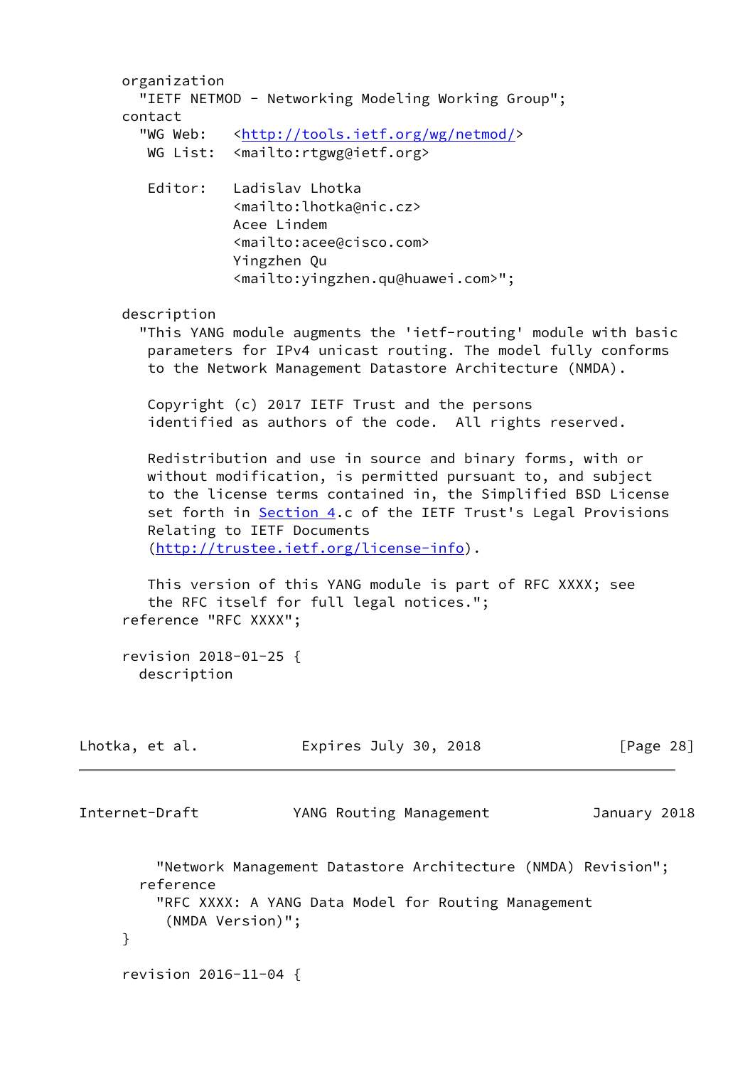```
     organization
       "IETF NETMOD - Networking Modeling Working Group";
     contact
       "WG Web:   <http://tools.ietf.org/wg/netmod/>
        WG List:  <mailto:rtgwg@ietf.org>

        Editor:   Ladislav Lhotka
                  <mailto:lhotka@nic.cz>
                  Acee Lindem
                  <mailto:acee@cisco.com>
                  Yingzhen Qu
                  <mailto:yingzhen.qu@huawei.com>";

     description
       "This YANG module augments the 'ietf-routing' module with basic
        parameters for IPv4 unicast routing. The model fully conforms
        to the Network Management Datastore Architecture (NMDA).

        Copyright (c) 2017 IETF Trust and the persons
        identified as authors of the code.  All rights reserved.

        Redistribution and use in source and binary forms, with or
        without modification, is permitted pursuant to, and subject
        to the license terms contained in, the Simplified BSD License
        set forth in Section 4.c of the IETF Trust's Legal Provisions
        Relating to IETF Documents
        (http://trustee.ietf.org/license-info).

        This version of this YANG module is part of RFC XXXX; see
        the RFC itself for full legal notices.";
     reference "RFC XXXX";

     revision 2018-01-25 {
       description
         "Network Management Datastore Architecture (NMDA) Revision";
       reference
         "RFC XXXX: A YANG Data Model for Routing Management
          (NMDA Version)";
     }

     revision 2016-11-04 {
```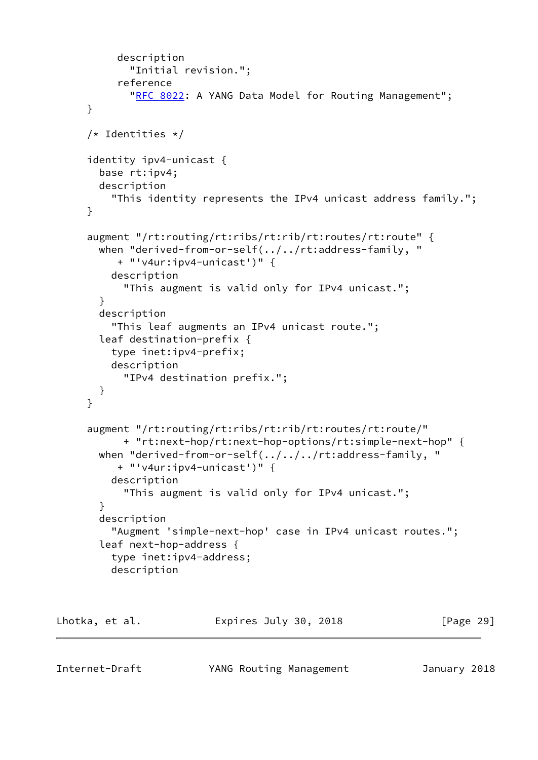```
       description
         "Initial revision.";
       reference
         "RFC 8022: A YANG Data Model for Routing Management";
     }

     /* Identities */

     identity ipv4-unicast {
       base rt:ipv4;
       description
         "This identity represents the IPv4 unicast address family.";
     }

     augment "/rt:routing/rt:ribs/rt:rib/rt:routes/rt:route" {
       when "derived-from-or-self(../../rt:address-family, "
          + "'v4ur:ipv4-unicast')" {
         description
           "This augment is valid only for IPv4 unicast.";
       }
       description
         "This leaf augments an IPv4 unicast route.";
       leaf destination-prefix {
         type inet:ipv4-prefix;
         description
           "IPv4 destination prefix.";
       }
     }

     augment "/rt:routing/rt:ribs/rt:rib/rt:routes/rt:route/"
           + "rt:next-hop/rt:next-hop-options/rt:simple-next-hop" {
       when "derived-from-or-self(../../../rt:address-family, "
          + "'v4ur:ipv4-unicast')" {
         description
           "This augment is valid only for IPv4 unicast.";
       }
       description
         "Augment 'simple-next-hop' case in IPv4 unicast routes.";
       leaf next-hop-address {
         type inet:ipv4-address;
         description
```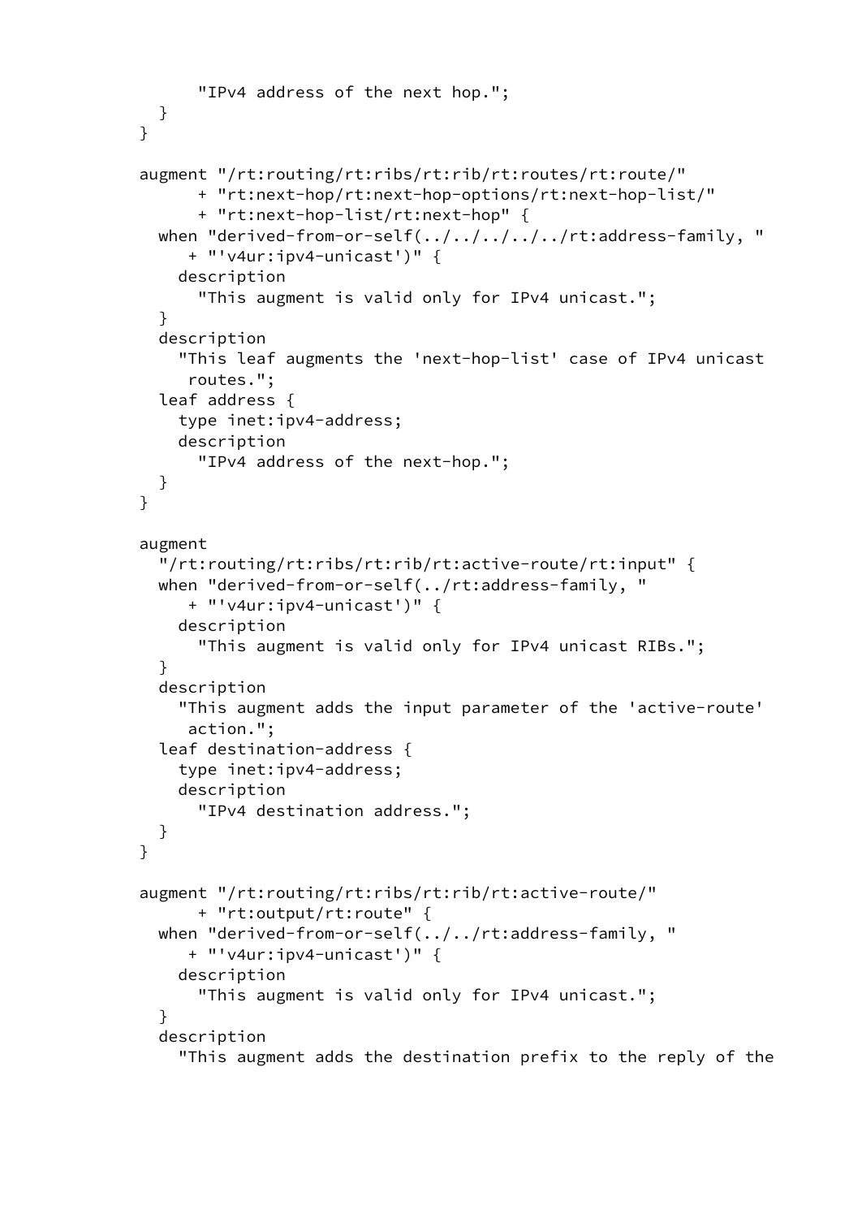```
           "IPv4 address of the next hop.";
       }
     }

     augment "/rt:routing/rt:ribs/rt:rib/rt:routes/rt:route/"
           + "rt:next-hop/rt:next-hop-options/rt:next-hop-list/"
           + "rt:next-hop-list/rt:next-hop" {
       when "derived-from-or-self(../../../../../rt:address-family, "
          + "'v4ur:ipv4-unicast')" {
         description
           "This augment is valid only for IPv4 unicast.";
       }
       description
         "This leaf augments the 'next-hop-list' case of IPv4 unicast
          routes.";
       leaf address {
         type inet:ipv4-address;
         description
           "IPv4 address of the next-hop.";
       }
     }

     augment
       "/rt:routing/rt:ribs/rt:rib/rt:active-route/rt:input" {
       when "derived-from-or-self(../rt:address-family, "
          + "'v4ur:ipv4-unicast')" {
         description
           "This augment is valid only for IPv4 unicast RIBs.";
       }
       description
         "This augment adds the input parameter of the 'active-route'
          action.";
       leaf destination-address {
         type inet:ipv4-address;
         description
           "IPv4 destination address.";
       }
     }

     augment "/rt:routing/rt:ribs/rt:rib/rt:active-route/"
           + "rt:output/rt:route" {
       when "derived-from-or-self(../../rt:address-family, "
          + "'v4ur:ipv4-unicast')" {
         description
           "This augment is valid only for IPv4 unicast.";
       }
       description
         "This augment adds the destination prefix to the reply of the
```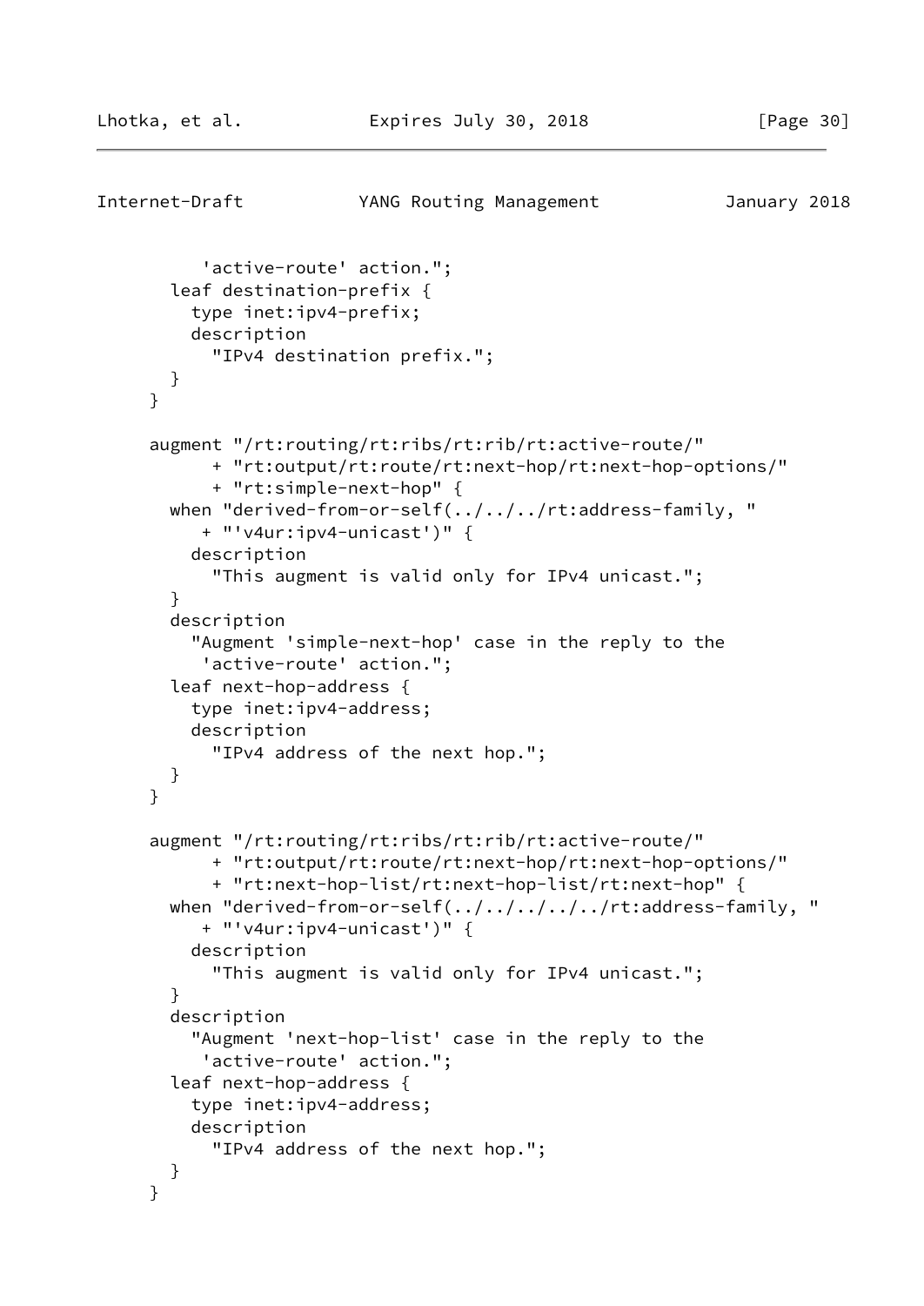```
          'active-route' action.";
        leaf destination-prefix {
          type inet:ipv4-prefix;
          description
            "IPv4 destination prefix.";
        }
      }

      augment "/rt:routing/rt:ribs/rt:rib/rt:active-route/"
            + "rt:output/rt:route/rt:next-hop/rt:next-hop-options/"
            + "rt:simple-next-hop" {
        when "derived-from-or-self(../../../rt:address-family, "
           + "'v4ur:ipv4-unicast')" {
          description
            "This augment is valid only for IPv4 unicast.";
        }
        description
          "Augment 'simple-next-hop' case in the reply to the
           'active-route' action.";
        leaf next-hop-address {
          type inet:ipv4-address;
          description
            "IPv4 address of the next hop.";
        }
      }

      augment "/rt:routing/rt:ribs/rt:rib/rt:active-route/"
            + "rt:output/rt:route/rt:next-hop/rt:next-hop-options/"
            + "rt:next-hop-list/rt:next-hop-list/rt:next-hop" {
        when "derived-from-or-self(../../../../../rt:address-family, "
           + "'v4ur:ipv4-unicast')" {
          description
            "This augment is valid only for IPv4 unicast.";
        }
        description
          "Augment 'next-hop-list' case in the reply to the
           'active-route' action.";
        leaf next-hop-address {
          type inet:ipv4-address;
          description
            "IPv4 address of the next hop.";
        }
      }
```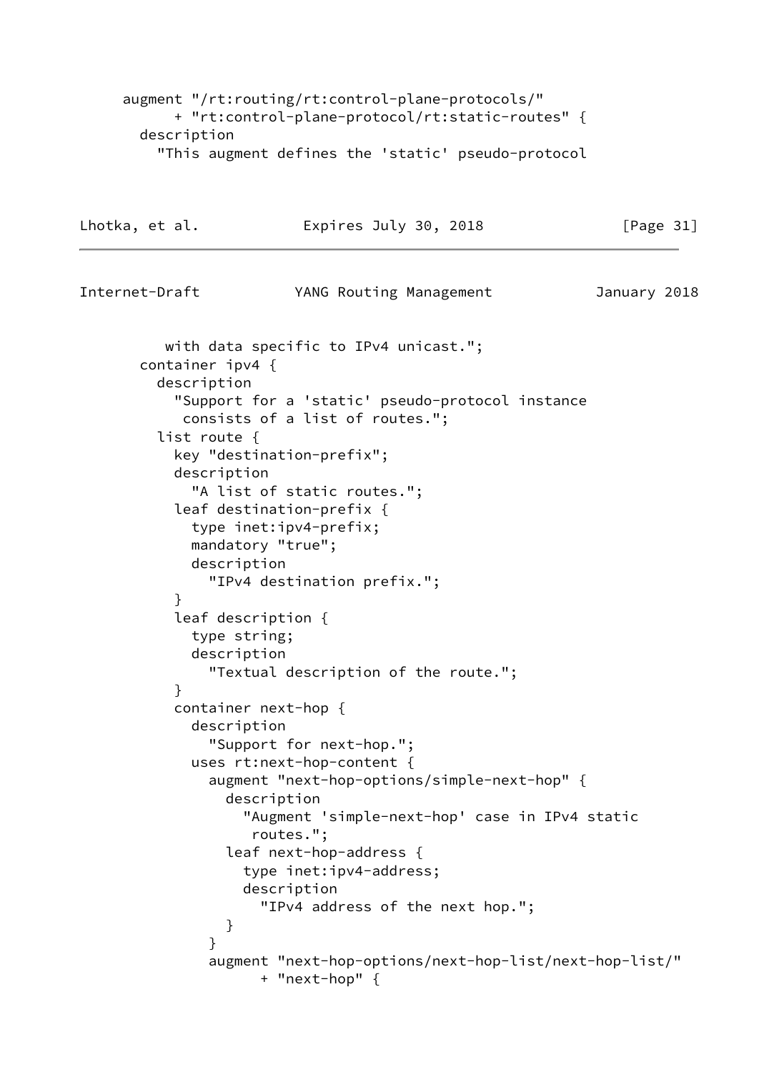```
     augment "/rt:routing/rt:control-plane-protocols/"
           + "rt:control-plane-protocol/rt:static-routes" {
       description
         "This augment defines the 'static' pseudo-protocol
          with data specific to IPv4 unicast.";
       container ipv4 {
         description
           "Support for a 'static' pseudo-protocol instance
            consists of a list of routes.";
         list route {
           key "destination-prefix";
           description
             "A list of static routes.";
           leaf destination-prefix {
             type inet:ipv4-prefix;
             mandatory "true";
             description
               "IPv4 destination prefix.";
           }
           leaf description {
             type string;
             description
               "Textual description of the route.";
           }
           container next-hop {
             description
               "Support for next-hop.";
             uses rt:next-hop-content {
               augment "next-hop-options/simple-next-hop" {
                 description
                   "Augment 'simple-next-hop' case in IPv4 static
                    routes.";
                 leaf next-hop-address {
                   type inet:ipv4-address;
                   description
                     "IPv4 address of the next hop.";
                 }
               }
               augment "next-hop-options/next-hop-list/next-hop-list/"
                     + "next-hop" {
```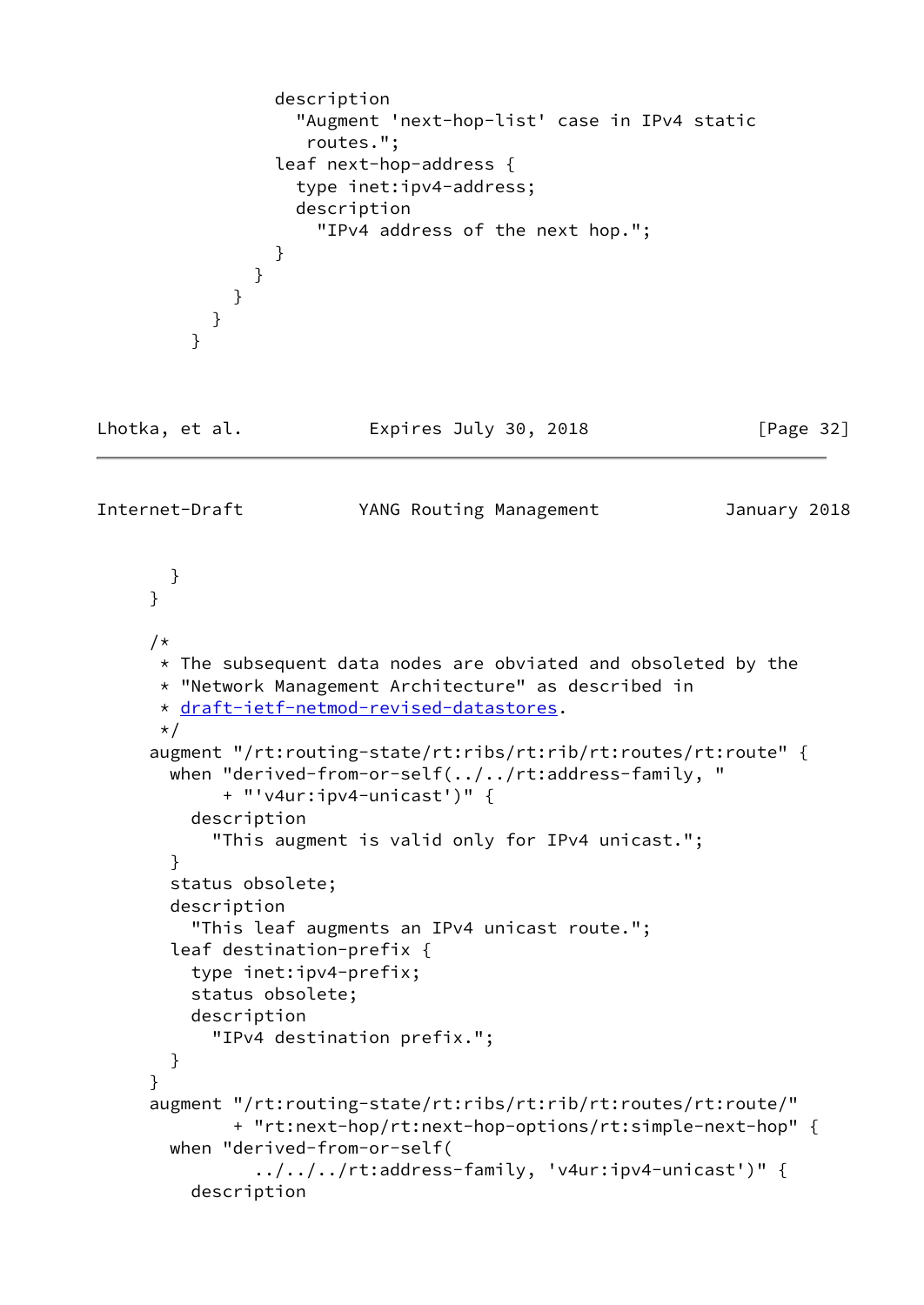```
              description
                "Augment 'next-hop-list' case in IPv4 static
                 routes.";
              leaf next-hop-address {
                type inet:ipv4-address;
                description
                  "IPv4 address of the next hop.";
              }
            }
          }
        }
      }
```

```
      }
    }

    /*
     * The subsequent data nodes are obviated and obsoleted by the
     * "Network Management Architecture" as described in
     * draft-ietf-netmod-revised-datastores.
     */
    augment "/rt:routing-state/rt:ribs/rt:rib/rt:routes/rt:route" {
      when "derived-from-or-self(../../rt:address-family, "
         + "'v4ur:ipv4-unicast')" {
        description
          "This augment is valid only for IPv4 unicast.";
      }
      status obsolete;
      description
        "This leaf augments an IPv4 unicast route.";
      leaf destination-prefix {
        type inet:ipv4-prefix;
        status obsolete;
        description
          "IPv4 destination prefix.";
      }
    }
    augment "/rt:routing-state/rt:ribs/rt:rib/rt:routes/rt:route/"
          + "rt:next-hop/rt:next-hop-options/rt:simple-next-hop" {
      when "derived-from-or-self(
              ../../../rt:address-family, 'v4ur:ipv4-unicast')" {
        description
```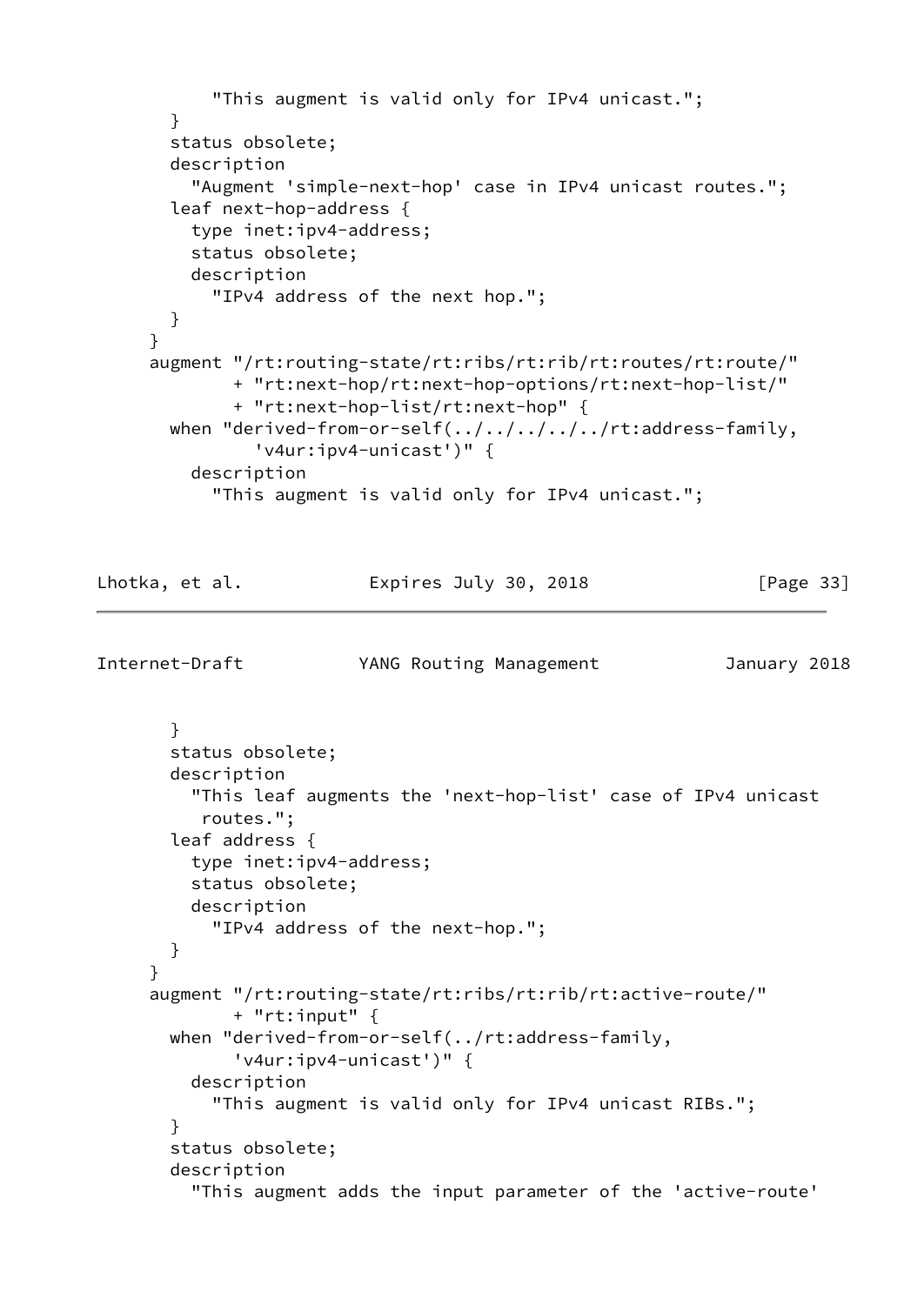```
           "This augment is valid only for IPv4 unicast.";
       }
       status obsolete;
       description
         "Augment 'simple-next-hop' case in IPv4 unicast routes.";
       leaf next-hop-address {
         type inet:ipv4-address;
         status obsolete;
         description
           "IPv4 address of the next hop.";
       }
     }
     augment "/rt:routing-state/rt:ribs/rt:rib/rt:routes/rt:route/"
           + "rt:next-hop/rt:next-hop-options/rt:next-hop-list/"
           + "rt:next-hop-list/rt:next-hop" {
       when "derived-from-or-self(../../../../../rt:address-family,
             'v4ur:ipv4-unicast')" {
         description
           "This augment is valid only for IPv4 unicast.";
       }
       status obsolete;
       description
         "This leaf augments the 'next-hop-list' case of IPv4 unicast
          routes.";
       leaf address {
         type inet:ipv4-address;
         status obsolete;
         description
           "IPv4 address of the next-hop.";
       }
     }
     augment "/rt:routing-state/rt:ribs/rt:rib/rt:active-route/"
           + "rt:input" {
       when "derived-from-or-self(../rt:address-family,
           'v4ur:ipv4-unicast')" {
         description
           "This augment is valid only for IPv4 unicast RIBs.";
       }
       status obsolete;
       description
         "This augment adds the input parameter of the 'active-route'
```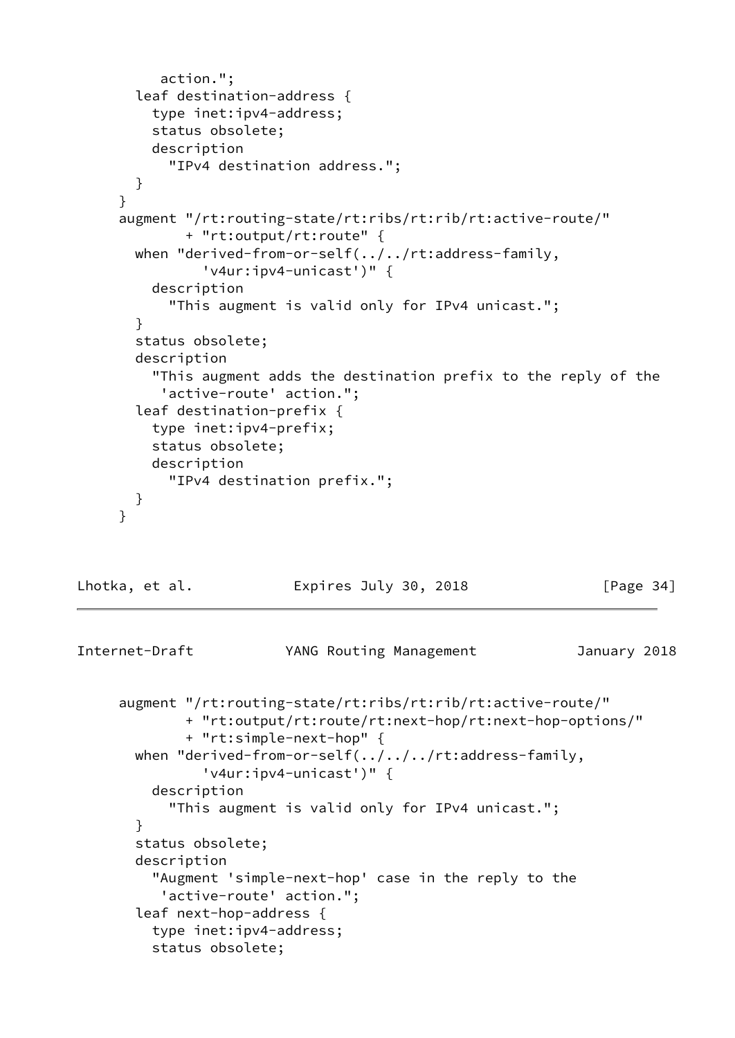```
           action.";
        leaf destination-address {
          type inet:ipv4-address;
          status obsolete;
          description
            "IPv4 destination address.";
        }
      }
      augment "/rt:routing-state/rt:ribs/rt:rib/rt:active-route/"
            + "rt:output/rt:route" {
        when "derived-from-or-self(../../rt:address-family,
              'v4ur:ipv4-unicast')" {
          description
            "This augment is valid only for IPv4 unicast.";
        }
        status obsolete;
        description
          "This augment adds the destination prefix to the reply of the
           'active-route' action.";
        leaf destination-prefix {
          type inet:ipv4-prefix;
          status obsolete;
          description
            "IPv4 destination prefix.";
        }
      }
```

```
      augment "/rt:routing-state/rt:ribs/rt:rib/rt:active-route/"
            + "rt:output/rt:route/rt:next-hop/rt:next-hop-options/"
            + "rt:simple-next-hop" {
        when "derived-from-or-self(../../../rt:address-family,
              'v4ur:ipv4-unicast')" {
          description
            "This augment is valid only for IPv4 unicast.";
        }
        status obsolete;
        description
          "Augment 'simple-next-hop' case in the reply to the
           'active-route' action.";
        leaf next-hop-address {
          type inet:ipv4-address;
          status obsolete;
```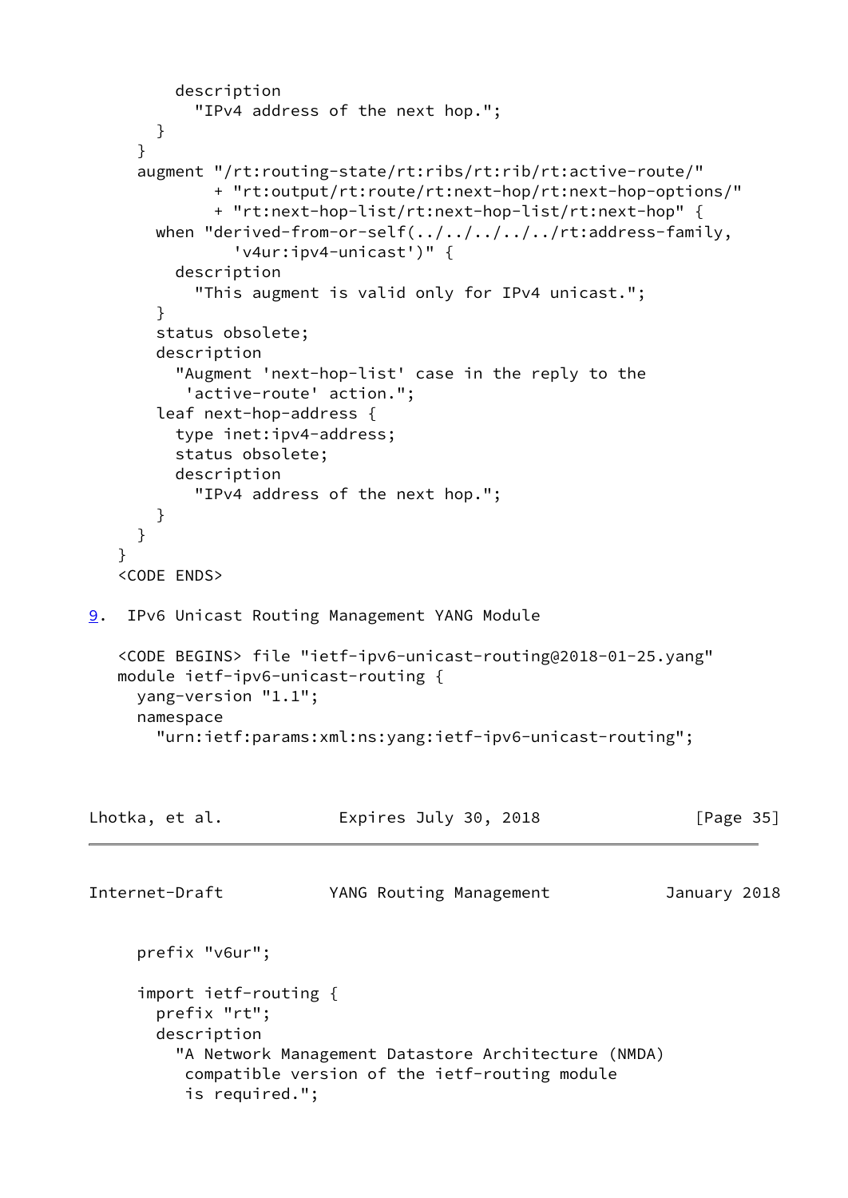```
        description
          "IPv4 address of the next hop.";
      }
    }
    augment "/rt:routing-state/rt:ribs/rt:rib/rt:active-route/"
          + "rt:output/rt:route/rt:next-hop/rt:next-hop-options/"
          + "rt:next-hop-list/rt:next-hop-list/rt:next-hop" {
      when "derived-from-or-self(../../../../../rt:address-family,
              'v4ur:ipv4-unicast')" {
        description
          "This augment is valid only for IPv4 unicast.";
      }
      status obsolete;
      description
        "Augment 'next-hop-list' case in the reply to the
         'active-route' action.";
      leaf next-hop-address {
        type inet:ipv4-address;
        status obsolete;
        description
          "IPv4 address of the next hop.";
      }
    }
  }
  <CODE ENDS>
```

## 9. IPv6 Unicast Routing Management YANG Module

```
  <CODE BEGINS> file "ietf-ipv6-unicast-routing@2018-01-25.yang"
  module ietf-ipv6-unicast-routing {
    yang-version "1.1";
    namespace
      "urn:ietf:params:xml:ns:yang:ietf-ipv6-unicast-routing";

    prefix "v6ur";

    import ietf-routing {
      prefix "rt";
      description
        "A Network Management Datastore Architecture (NMDA)
         compatible version of the ietf-routing module
         is required.";
```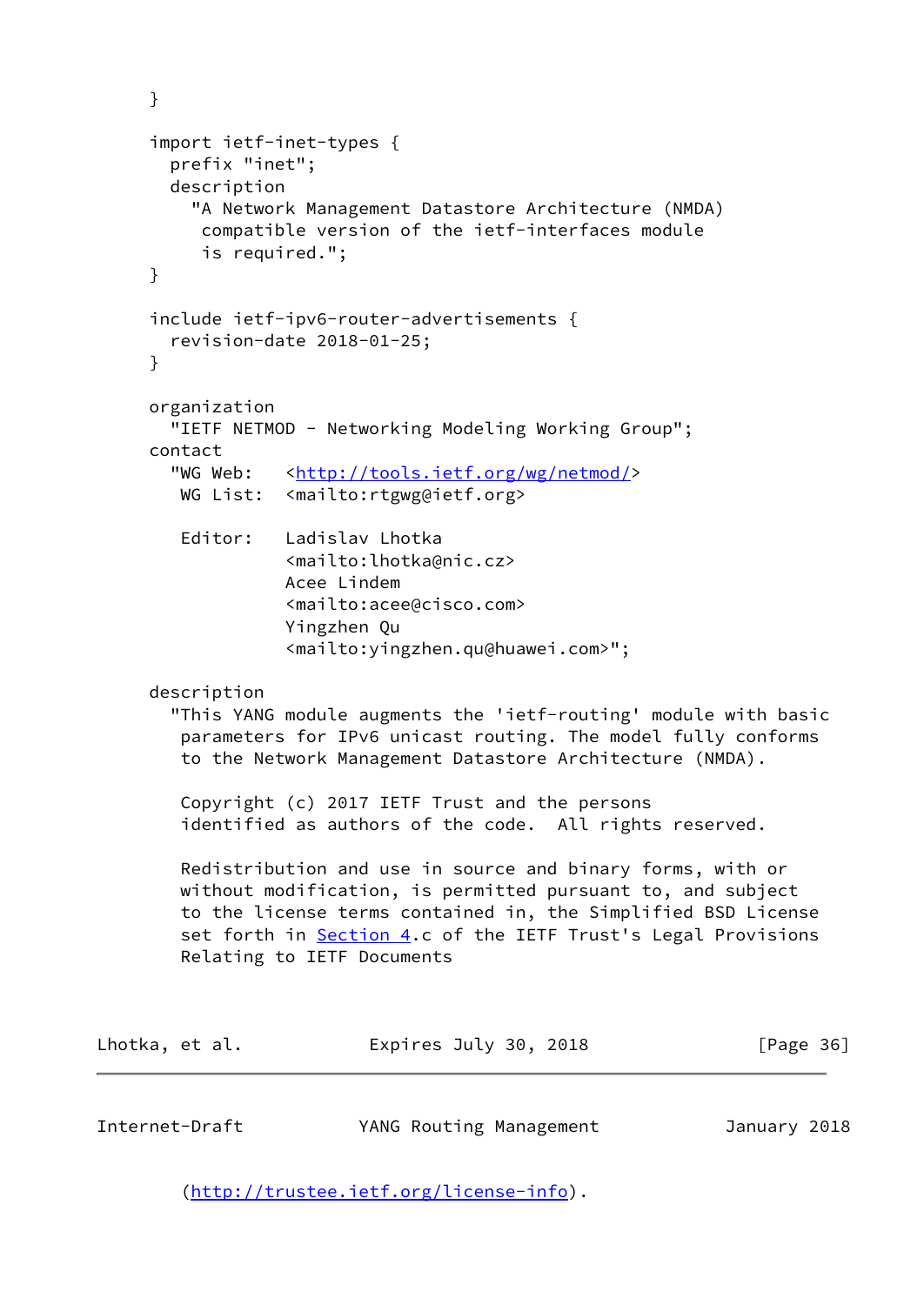```
     }

     import ietf-inet-types {
       prefix "inet";
       description
         "A Network Management Datastore Architecture (NMDA)
          compatible version of the ietf-interfaces module
          is required.";
     }

     include ietf-ipv6-router-advertisements {
       revision-date 2018-01-25;
     }

     organization
       "IETF NETMOD - Networking Modeling Working Group";
     contact
       "WG Web:   <http://tools.ietf.org/wg/netmod/>
        WG List:  <mailto:rtgwg@ietf.org>

        Editor:   Ladislav Lhotka
                  <mailto:lhotka@nic.cz>
                  Acee Lindem
                  <mailto:acee@cisco.com>
                  Yingzhen Qu
                  <mailto:yingzhen.qu@huawei.com>";

     description
       "This YANG module augments the 'ietf-routing' module with basic
        parameters for IPv6 unicast routing. The model fully conforms
        to the Network Management Datastore Architecture (NMDA).

        Copyright (c) 2017 IETF Trust and the persons
        identified as authors of the code.  All rights reserved.

        Redistribution and use in source and binary forms, with or
        without modification, is permitted pursuant to, and subject
        to the license terms contained in, the Simplified BSD License
        set forth in Section 4.c of the IETF Trust's Legal Provisions
        Relating to IETF Documents
        (http://trustee.ietf.org/license-info).
```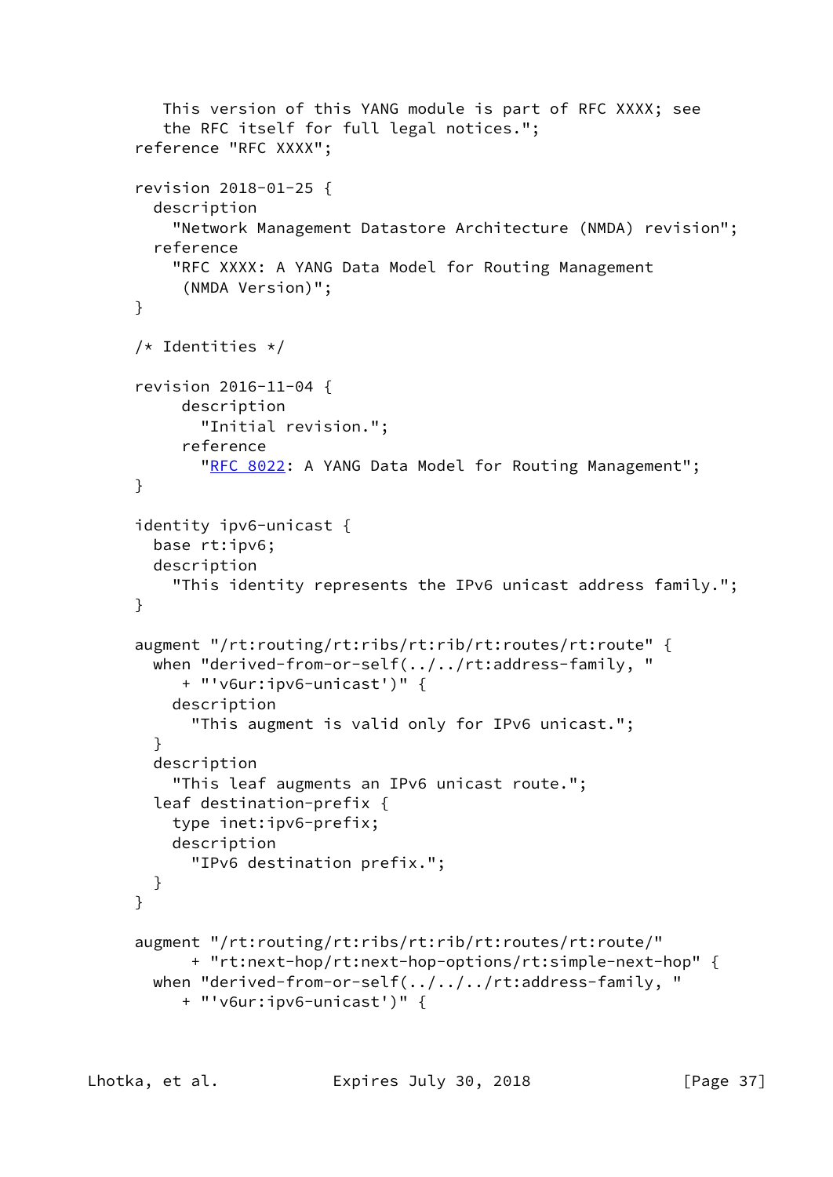```
        This version of this YANG module is part of RFC XXXX; see
        the RFC itself for full legal notices.";
     reference "RFC XXXX";

     revision 2018-01-25 {
       description
         "Network Management Datastore Architecture (NMDA) revision";
       reference
         "RFC XXXX: A YANG Data Model for Routing Management
          (NMDA Version)";
     }

     /* Identities */

     revision 2016-11-04 {
          description
            "Initial revision.";
          reference
            "RFC 8022: A YANG Data Model for Routing Management";
     }

     identity ipv6-unicast {
       base rt:ipv6;
       description
         "This identity represents the IPv6 unicast address family.";
     }

     augment "/rt:routing/rt:ribs/rt:rib/rt:routes/rt:route" {
       when "derived-from-or-self(../../rt:address-family, "
          + "'v6ur:ipv6-unicast')" {
         description
           "This augment is valid only for IPv6 unicast.";
       }
       description
         "This leaf augments an IPv6 unicast route.";
       leaf destination-prefix {
         type inet:ipv6-prefix;
         description
           "IPv6 destination prefix.";
       }
     }

     augment "/rt:routing/rt:ribs/rt:rib/rt:routes/rt:route/"
           + "rt:next-hop/rt:next-hop-options/rt:simple-next-hop" {
       when "derived-from-or-self(../../../rt:address-family, "
          + "'v6ur:ipv6-unicast')" {
```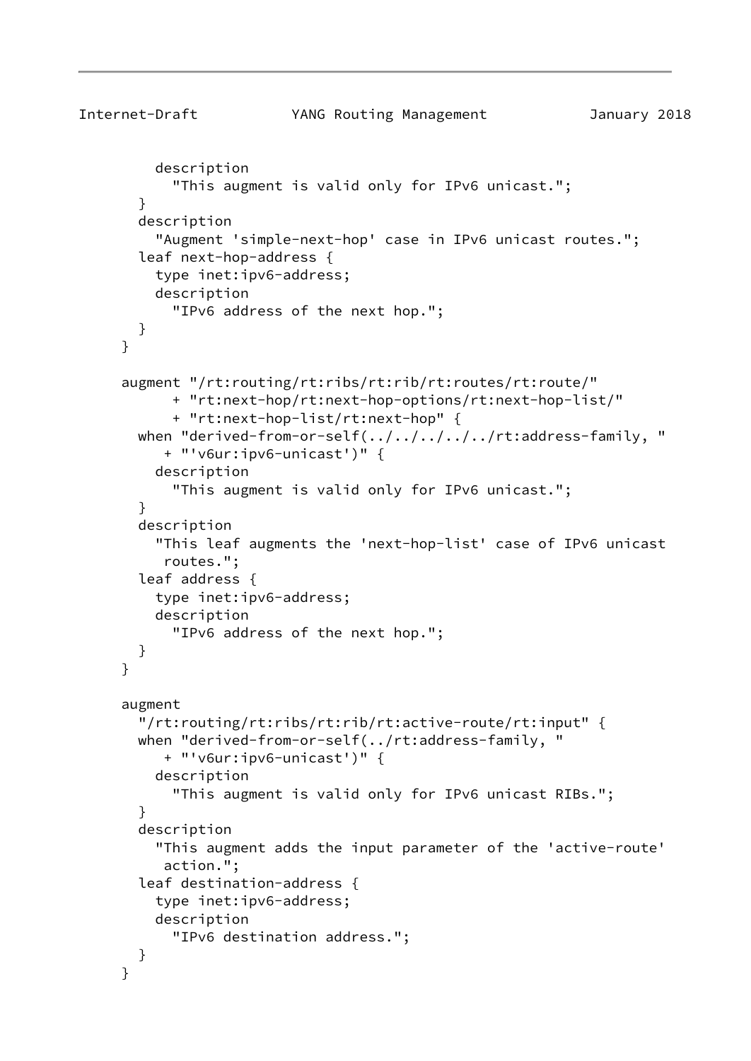```
         description
           "This augment is valid only for IPv6 unicast.";
       }
       description
         "Augment 'simple-next-hop' case in IPv6 unicast routes.";
       leaf next-hop-address {
         type inet:ipv6-address;
         description
           "IPv6 address of the next hop.";
       }
     }

     augment "/rt:routing/rt:ribs/rt:rib/rt:routes/rt:route/"
           + "rt:next-hop/rt:next-hop-options/rt:next-hop-list/"
           + "rt:next-hop-list/rt:next-hop" {
       when "derived-from-or-self(../../../../../rt:address-family, "
          + "'v6ur:ipv6-unicast')" {
         description
           "This augment is valid only for IPv6 unicast.";
       }
       description
         "This leaf augments the 'next-hop-list' case of IPv6 unicast
          routes.";
       leaf address {
         type inet:ipv6-address;
         description
           "IPv6 address of the next hop.";
       }
     }

     augment
       "/rt:routing/rt:ribs/rt:rib/rt:active-route/rt:input" {
       when "derived-from-or-self(../rt:address-family, "
          + "'v6ur:ipv6-unicast')" {
         description
           "This augment is valid only for IPv6 unicast RIBs.";
       }
       description
         "This augment adds the input parameter of the 'active-route'
          action.";
       leaf destination-address {
         type inet:ipv6-address;
         description
           "IPv6 destination address.";
       }
     }
```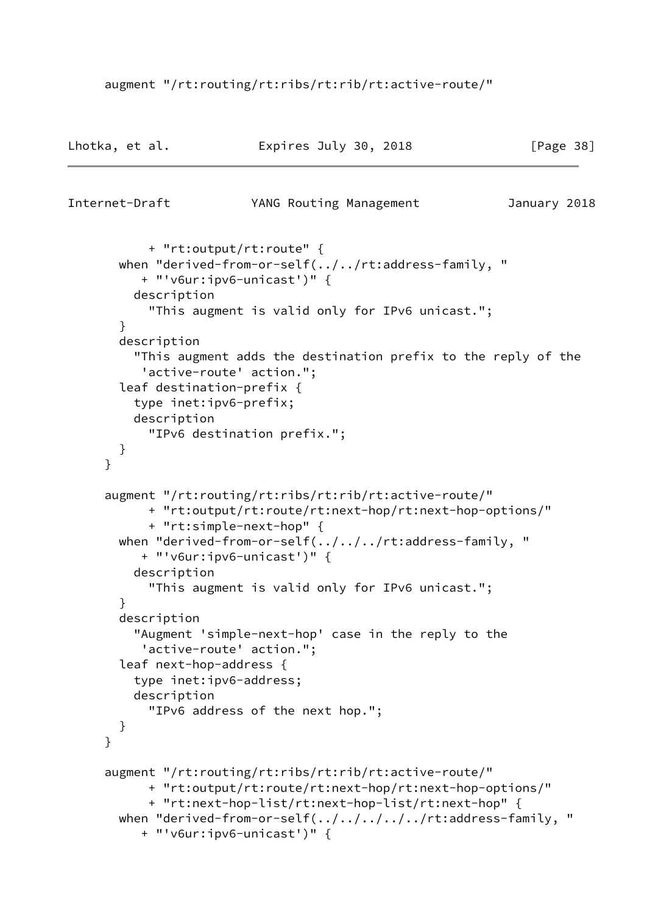```
     augment "/rt:routing/rt:ribs/rt:rib/rt:active-route/"
```

```
           + "rt:output/rt:route" {
       when "derived-from-or-self(../../rt:address-family, "
          + "'v6ur:ipv6-unicast')" {
         description
           "This augment is valid only for IPv6 unicast.";
       }
       description
         "This augment adds the destination prefix to the reply of the
          'active-route' action.";
       leaf destination-prefix {
         type inet:ipv6-prefix;
         description
           "IPv6 destination prefix.";
       }
     }

     augment "/rt:routing/rt:ribs/rt:rib/rt:active-route/"
           + "rt:output/rt:route/rt:next-hop/rt:next-hop-options/"
           + "rt:simple-next-hop" {
       when "derived-from-or-self(../../../rt:address-family, "
          + "'v6ur:ipv6-unicast')" {
         description
           "This augment is valid only for IPv6 unicast.";
       }
       description
         "Augment 'simple-next-hop' case in the reply to the
          'active-route' action.";
       leaf next-hop-address {
         type inet:ipv6-address;
         description
           "IPv6 address of the next hop.";
       }
     }

     augment "/rt:routing/rt:ribs/rt:rib/rt:active-route/"
           + "rt:output/rt:route/rt:next-hop/rt:next-hop-options/"
           + "rt:next-hop-list/rt:next-hop-list/rt:next-hop" {
       when "derived-from-or-self(../../../../../rt:address-family, "
          + "'v6ur:ipv6-unicast')" {
```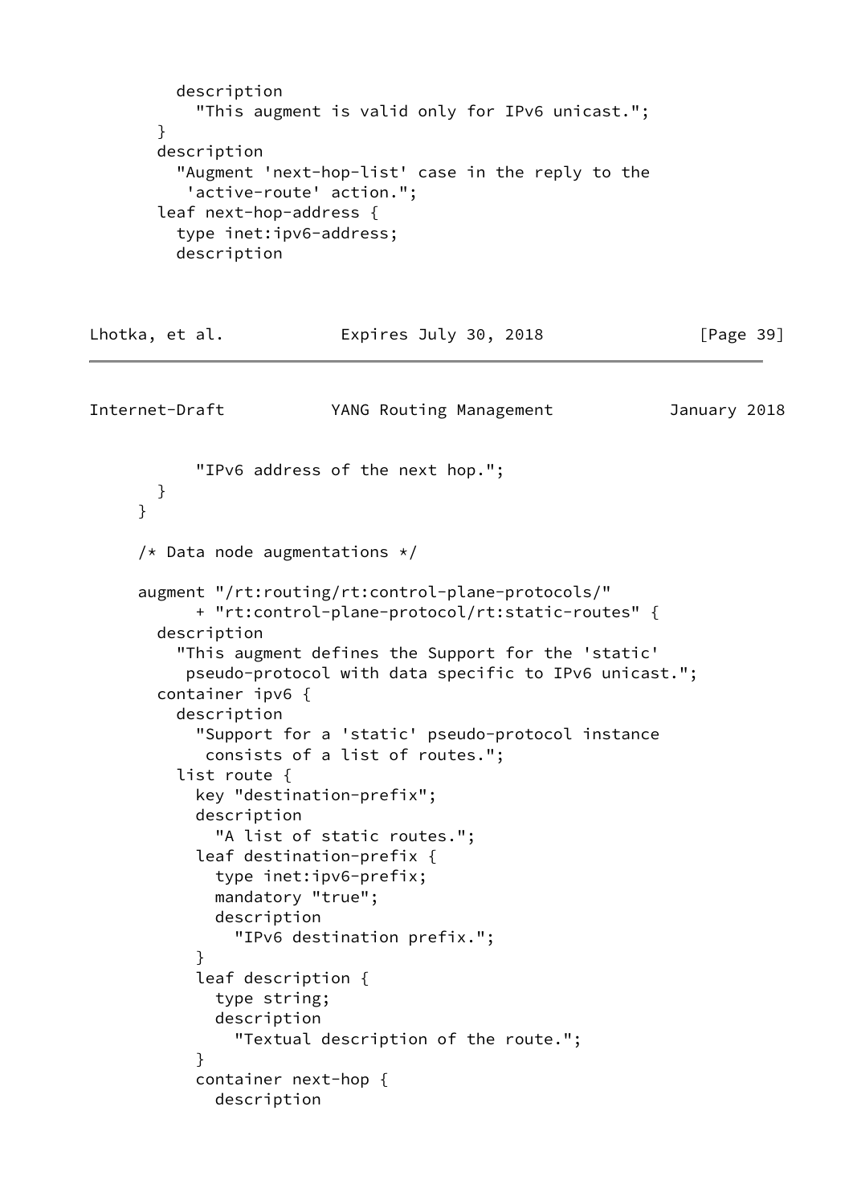```
          description
            "This augment is valid only for IPv6 unicast.";
        }
        description
          "Augment 'next-hop-list' case in the reply to the
           'active-route' action.";
        leaf next-hop-address {
          type inet:ipv6-address;
          description
            "IPv6 address of the next hop.";
        }
      }

      /* Data node augmentations */

      augment "/rt:routing/rt:control-plane-protocols/"
            + "rt:control-plane-protocol/rt:static-routes" {
        description
          "This augment defines the Support for the 'static'
           pseudo-protocol with data specific to IPv6 unicast.";
        container ipv6 {
          description
            "Support for a 'static' pseudo-protocol instance
             consists of a list of routes.";
          list route {
            key "destination-prefix";
            description
              "A list of static routes.";
            leaf destination-prefix {
              type inet:ipv6-prefix;
              mandatory "true";
              description
                "IPv6 destination prefix.";
            }
            leaf description {
              type string;
              description
                "Textual description of the route.";
            }
            container next-hop {
              description
```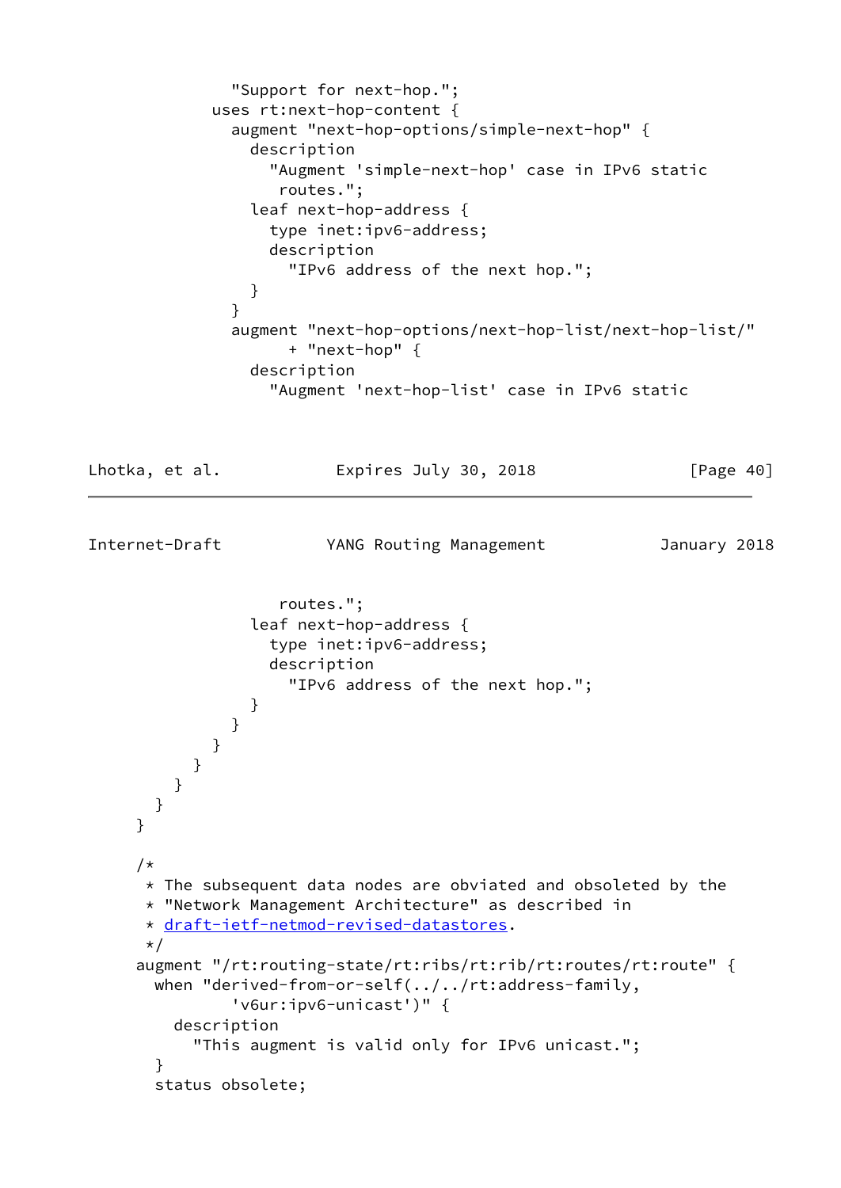```
            "Support for next-hop.";
          uses rt:next-hop-content {
            augment "next-hop-options/simple-next-hop" {
              description
                "Augment 'simple-next-hop' case in IPv6 static
                 routes.";
              leaf next-hop-address {
                type inet:ipv6-address;
                description
                  "IPv6 address of the next hop.";
              }
            }
            augment "next-hop-options/next-hop-list/next-hop-list/"
                  + "next-hop" {
              description
                "Augment 'next-hop-list' case in IPv6 static
                 routes.";
              leaf next-hop-address {
                type inet:ipv6-address;
                description
                  "IPv6 address of the next hop.";
              }
            }
          }
        }
      }
    }
  }

  /*
   * The subsequent data nodes are obviated and obsoleted by the
   * "Network Management Architecture" as described in
   * draft-ietf-netmod-revised-datastores.
   */
  augment "/rt:routing-state/rt:ribs/rt:rib/rt:routes/rt:route" {
    when "derived-from-or-self(../../rt:address-family,
            'v6ur:ipv6-unicast')" {
      description
        "This augment is valid only for IPv6 unicast.";
    }
    status obsolete;
```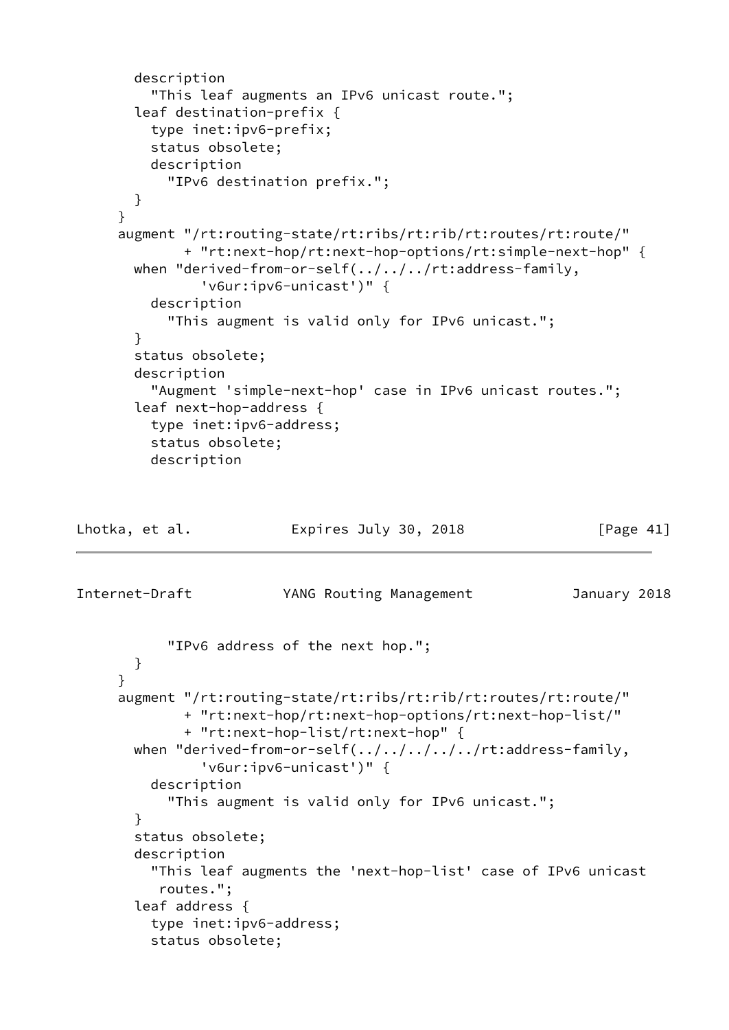```
       description
         "This leaf augments an IPv6 unicast route.";
       leaf destination-prefix {
         type inet:ipv6-prefix;
         status obsolete;
         description
           "IPv6 destination prefix.";
       }
     }
     augment "/rt:routing-state/rt:ribs/rt:rib/rt:routes/rt:route/"
           + "rt:next-hop/rt:next-hop-options/rt:simple-next-hop" {
       when "derived-from-or-self(../../../rt:address-family,
             'v6ur:ipv6-unicast')" {
         description
           "This augment is valid only for IPv6 unicast.";
       }
       status obsolete;
       description
         "Augment 'simple-next-hop' case in IPv6 unicast routes.";
       leaf next-hop-address {
         type inet:ipv6-address;
         status obsolete;
         description
           "IPv6 address of the next hop.";
       }
     }
     augment "/rt:routing-state/rt:ribs/rt:rib/rt:routes/rt:route/"
           + "rt:next-hop/rt:next-hop-options/rt:next-hop-list/"
           + "rt:next-hop-list/rt:next-hop" {
       when "derived-from-or-self(../../../../../rt:address-family,
             'v6ur:ipv6-unicast')" {
         description
           "This augment is valid only for IPv6 unicast.";
       }
       status obsolete;
       description
         "This leaf augments the 'next-hop-list' case of IPv6 unicast
          routes.";
       leaf address {
         type inet:ipv6-address;
         status obsolete;
```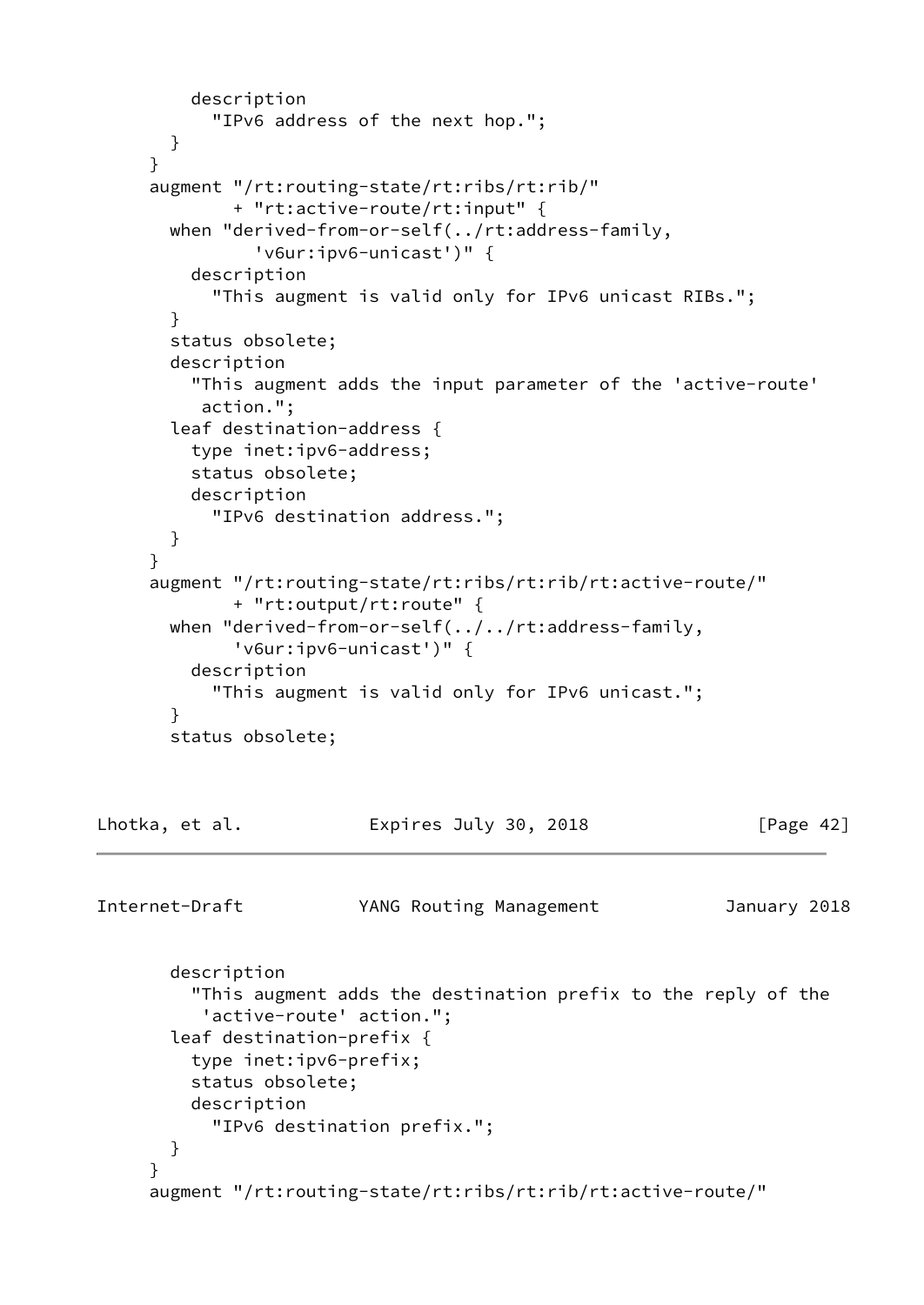```
          description
            "IPv6 address of the next hop.";
        }
      }
      augment "/rt:routing-state/rt:ribs/rt:rib/"
              + "rt:active-route/rt:input" {
        when "derived-from-or-self(../rt:address-family,
                'v6ur:ipv6-unicast')" {
          description
            "This augment is valid only for IPv6 unicast RIBs.";
        }
        status obsolete;
        description
          "This augment adds the input parameter of the 'active-route'
           action.";
        leaf destination-address {
          type inet:ipv6-address;
          status obsolete;
          description
            "IPv6 destination address.";
        }
      }
      augment "/rt:routing-state/rt:ribs/rt:rib/rt:active-route/"
              + "rt:output/rt:route" {
        when "derived-from-or-self(../../rt:address-family,
              'v6ur:ipv6-unicast')" {
          description
            "This augment is valid only for IPv6 unicast.";
        }
        status obsolete;
        description
          "This augment adds the destination prefix to the reply of the
           'active-route' action.";
        leaf destination-prefix {
          type inet:ipv6-prefix;
          status obsolete;
          description
            "IPv6 destination prefix.";
        }
      }
      augment "/rt:routing-state/rt:ribs/rt:rib/rt:active-route/"
```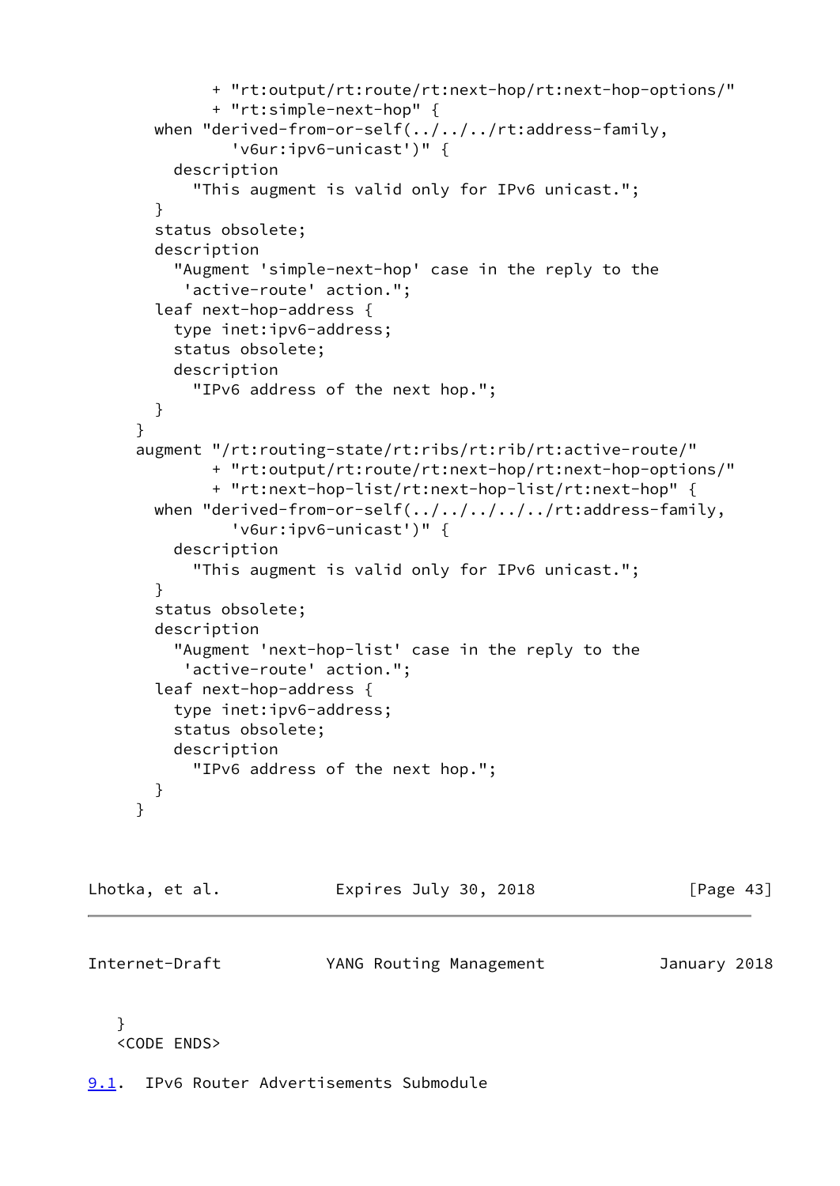```
            + "rt:output/rt:route/rt:next-hop/rt:next-hop-options/"
            + "rt:simple-next-hop" {
      when "derived-from-or-self(../../../rt:address-family,
              'v6ur:ipv6-unicast')" {
        description
          "This augment is valid only for IPv6 unicast.";
      }
      status obsolete;
      description
        "Augment 'simple-next-hop' case in the reply to the
         'active-route' action.";
      leaf next-hop-address {
        type inet:ipv6-address;
        status obsolete;
        description
          "IPv6 address of the next hop.";
      }
    }
    augment "/rt:routing-state/rt:ribs/rt:rib/rt:active-route/"
            + "rt:output/rt:route/rt:next-hop/rt:next-hop-options/"
            + "rt:next-hop-list/rt:next-hop-list/rt:next-hop" {
      when "derived-from-or-self(../../../../../rt:address-family,
              'v6ur:ipv6-unicast')" {
        description
          "This augment is valid only for IPv6 unicast.";
      }
      status obsolete;
      description
        "Augment 'next-hop-list' case in the reply to the
         'active-route' action.";
      leaf next-hop-address {
        type inet:ipv6-address;
        status obsolete;
        description
          "IPv6 address of the next hop.";
      }
    }
```

```
   }
   <CODE ENDS>
```

## 9.1. IPv6 Router Advertisements Submodule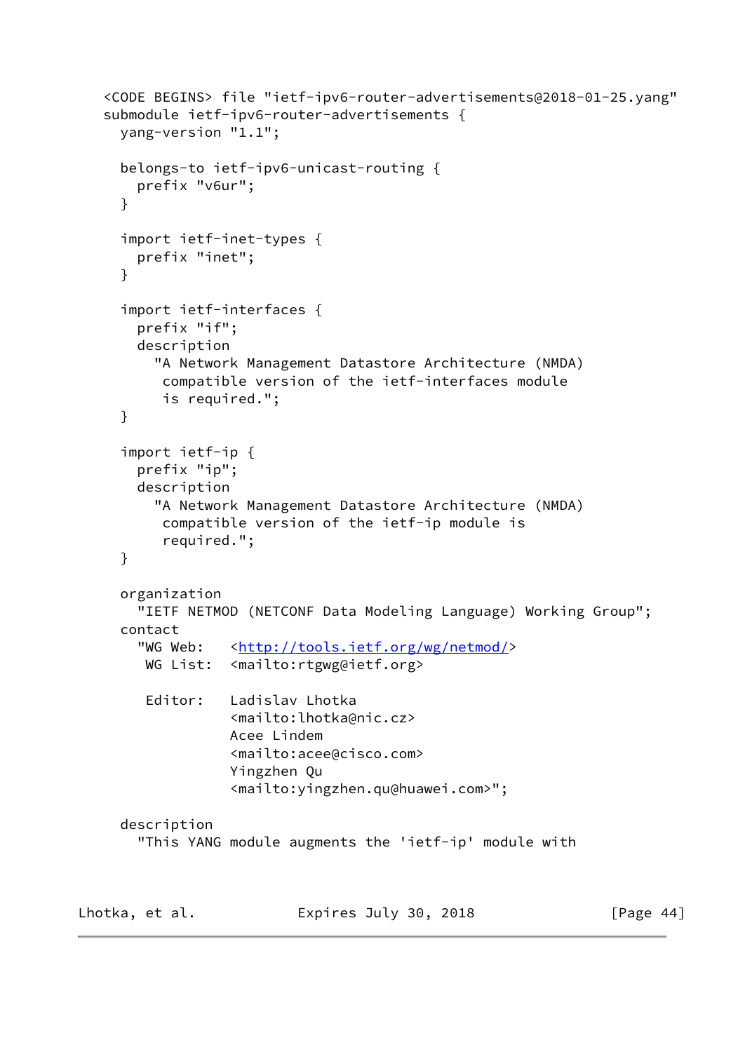```
<CODE BEGINS> file "ietf-ipv6-router-advertisements@2018-01-25.yang"
submodule ietf-ipv6-router-advertisements {
  yang-version "1.1";

  belongs-to ietf-ipv6-unicast-routing {
    prefix "v6ur";
  }

  import ietf-inet-types {
    prefix "inet";
  }

  import ietf-interfaces {
    prefix "if";
    description
      "A Network Management Datastore Architecture (NMDA)
       compatible version of the ietf-interfaces module
       is required.";
  }

  import ietf-ip {
    prefix "ip";
    description
      "A Network Management Datastore Architecture (NMDA)
       compatible version of the ietf-ip module is
       required.";
  }

  organization
    "IETF NETMOD (NETCONF Data Modeling Language) Working Group";
  contact
    "WG Web:   <http://tools.ietf.org/wg/netmod/>
     WG List:  <mailto:rtgwg@ietf.org>

     Editor:   Ladislav Lhotka
               <mailto:lhotka@nic.cz>
               Acee Lindem
               <mailto:acee@cisco.com>
               Yingzhen Qu
               <mailto:yingzhen.qu@huawei.com>";

  description
    "This YANG module augments the 'ietf-ip' module with
```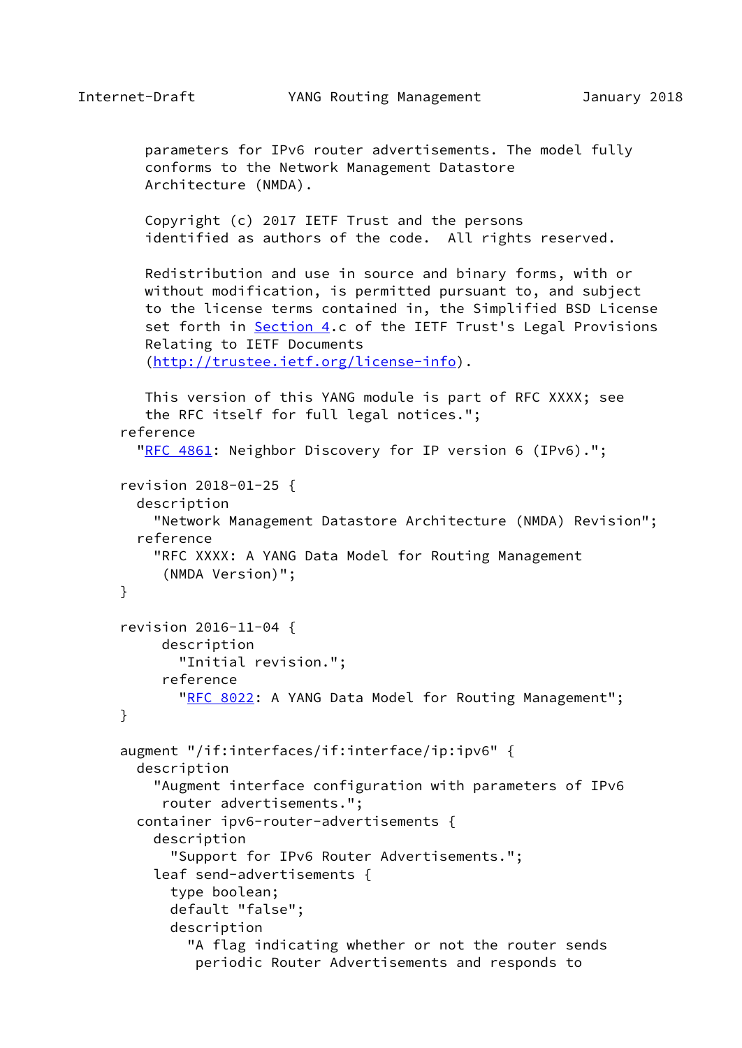```
        parameters for IPv6 router advertisements. The model fully
        conforms to the Network Management Datastore
        Architecture (NMDA).

        Copyright (c) 2017 IETF Trust and the persons
        identified as authors of the code.  All rights reserved.

        Redistribution and use in source and binary forms, with or
        without modification, is permitted pursuant to, and subject
        to the license terms contained in, the Simplified BSD License
        set forth in Section 4.c of the IETF Trust's Legal Provisions
        Relating to IETF Documents
        (http://trustee.ietf.org/license-info).

        This version of this YANG module is part of RFC XXXX; see
        the RFC itself for full legal notices.";
     reference
       "RFC 4861: Neighbor Discovery for IP version 6 (IPv6).";

     revision 2018-01-25 {
       description
         "Network Management Datastore Architecture (NMDA) Revision";
       reference
         "RFC XXXX: A YANG Data Model for Routing Management
          (NMDA Version)";
     }

     revision 2016-11-04 {
          description
            "Initial revision.";
          reference
            "RFC 8022: A YANG Data Model for Routing Management";
     }

     augment "/if:interfaces/if:interface/ip:ipv6" {
       description
         "Augment interface configuration with parameters of IPv6
          router advertisements.";
       container ipv6-router-advertisements {
         description
           "Support for IPv6 Router Advertisements.";
         leaf send-advertisements {
           type boolean;
           default "false";
           description
             "A flag indicating whether or not the router sends
              periodic Router Advertisements and responds to
```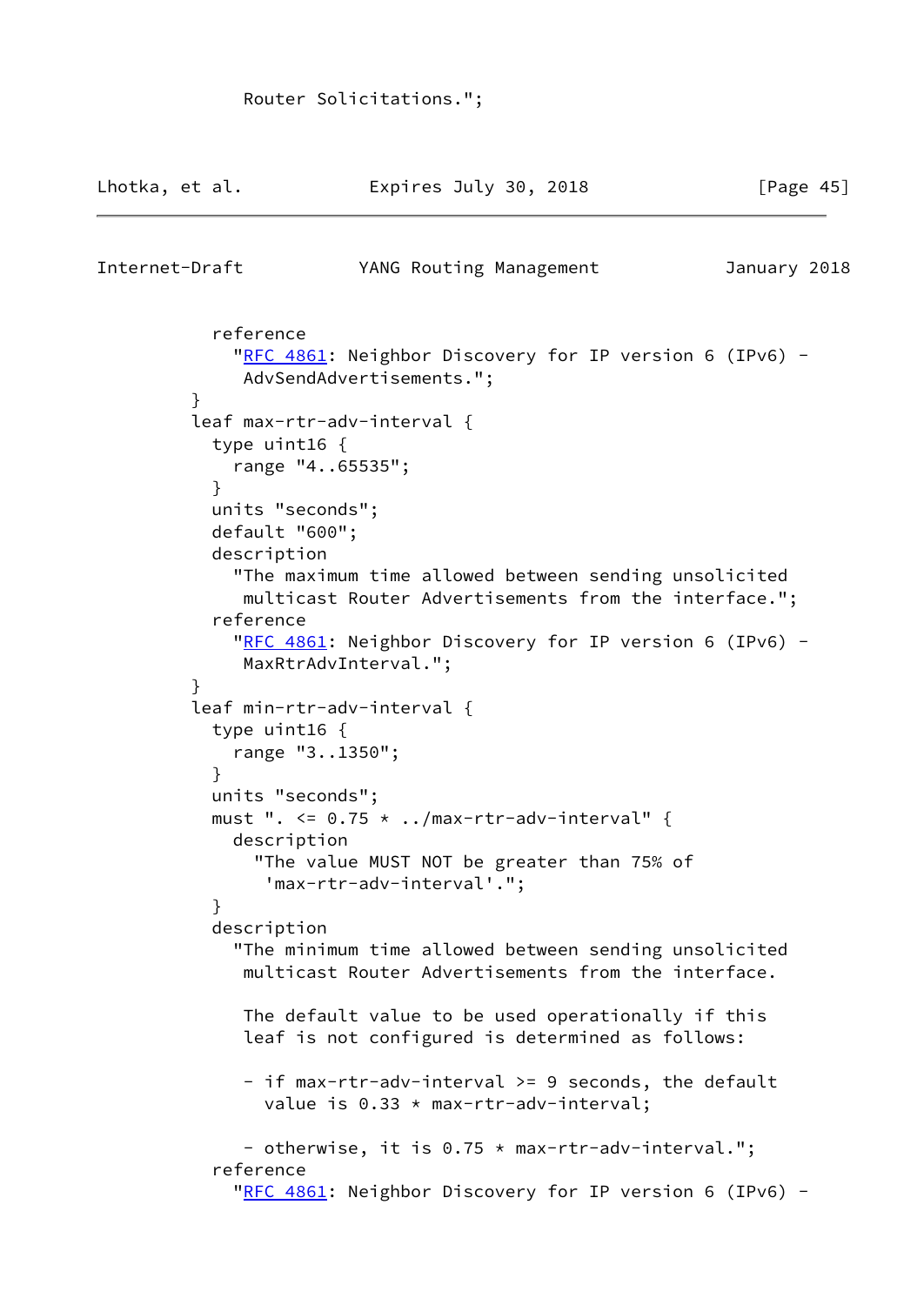```
           Router Solicitations.";
```

```
        reference
          "RFC 4861: Neighbor Discovery for IP version 6 (IPv6) -
           AdvSendAdvertisements.";
      }
      leaf max-rtr-adv-interval {
        type uint16 {
          range "4..65535";
        }
        units "seconds";
        default "600";
        description
          "The maximum time allowed between sending unsolicited
           multicast Router Advertisements from the interface.";
        reference
          "RFC 4861: Neighbor Discovery for IP version 6 (IPv6) -
           MaxRtrAdvInterval.";
      }
      leaf min-rtr-adv-interval {
        type uint16 {
          range "3..1350";
        }
        units "seconds";
        must ". <= 0.75 * ../max-rtr-adv-interval" {
          description
            "The value MUST NOT be greater than 75% of
             'max-rtr-adv-interval'.";
        }
        description
          "The minimum time allowed between sending unsolicited
           multicast Router Advertisements from the interface.

           The default value to be used operationally if this
           leaf is not configured is determined as follows:

           - if max-rtr-adv-interval >= 9 seconds, the default
             value is 0.33 * max-rtr-adv-interval;

           - otherwise, it is 0.75 * max-rtr-adv-interval.";
        reference
          "RFC 4861: Neighbor Discovery for IP version 6 (IPv6) -
```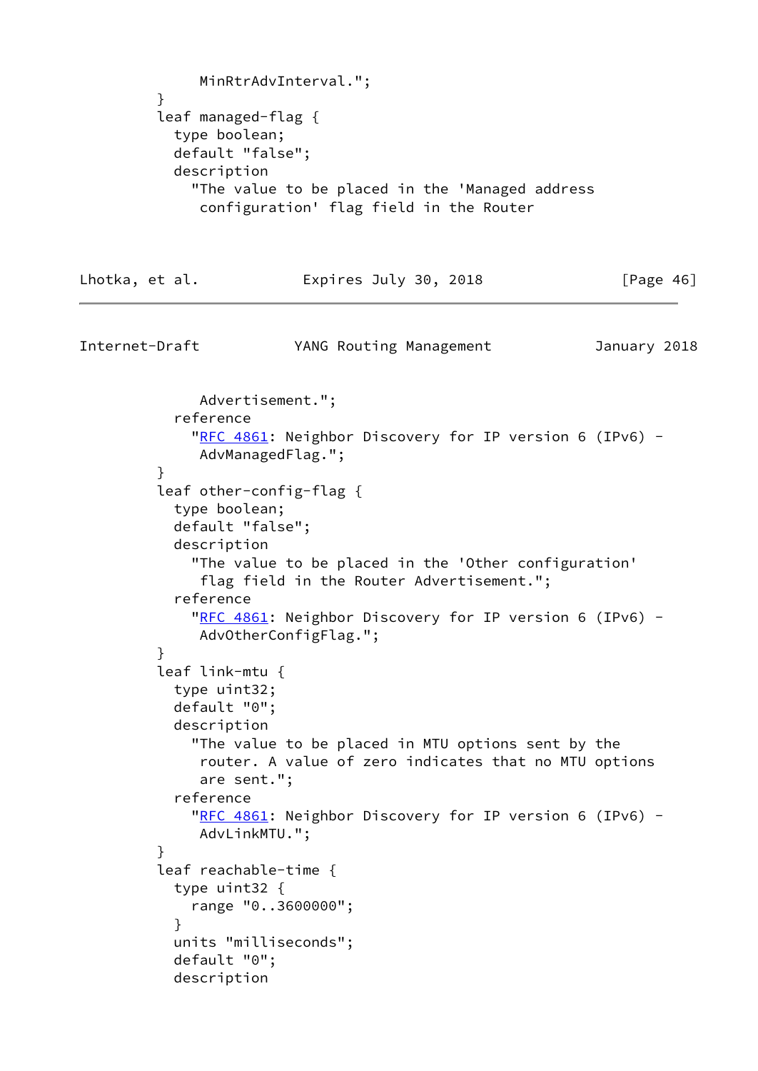```
             MinRtrAdvInterval.";
        }
        leaf managed-flag {
          type boolean;
          default "false";
          description
            "The value to be placed in the 'Managed address
             configuration' flag field in the Router
             Advertisement.";
          reference
            "RFC 4861: Neighbor Discovery for IP version 6 (IPv6) -
             AdvManagedFlag.";
        }
        leaf other-config-flag {
          type boolean;
          default "false";
          description
            "The value to be placed in the 'Other configuration'
             flag field in the Router Advertisement.";
          reference
            "RFC 4861: Neighbor Discovery for IP version 6 (IPv6) -
             AdvOtherConfigFlag.";
        }
        leaf link-mtu {
          type uint32;
          default "0";
          description
            "The value to be placed in MTU options sent by the
             router. A value of zero indicates that no MTU options
             are sent.";
          reference
            "RFC 4861: Neighbor Discovery for IP version 6 (IPv6) -
             AdvLinkMTU.";
        }
        leaf reachable-time {
          type uint32 {
            range "0..3600000";
          }
          units "milliseconds";
          default "0";
          description
```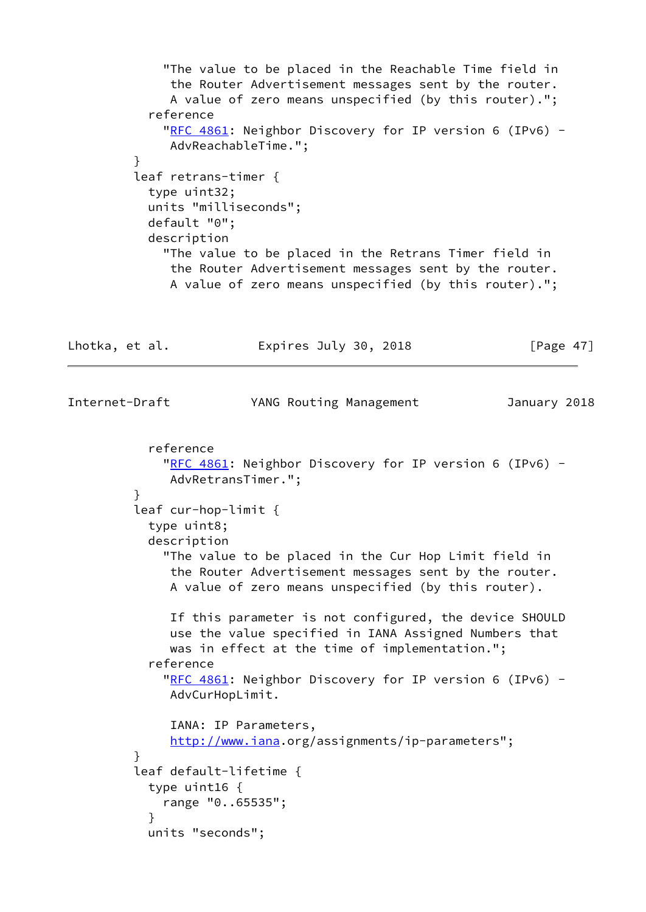```
            "The value to be placed in the Reachable Time field in
             the Router Advertisement messages sent by the router.
             A value of zero means unspecified (by this router).";
          reference
            "RFC 4861: Neighbor Discovery for IP version 6 (IPv6) -
             AdvReachableTime.";
        }
        leaf retrans-timer {
          type uint32;
          units "milliseconds";
          default "0";
          description
            "The value to be placed in the Retrans Timer field in
             the Router Advertisement messages sent by the router.
             A value of zero means unspecified (by this router).";
          reference
            "RFC 4861: Neighbor Discovery for IP version 6 (IPv6) -
             AdvRetransTimer.";
        }
        leaf cur-hop-limit {
          type uint8;
          description
            "The value to be placed in the Cur Hop Limit field in
             the Router Advertisement messages sent by the router.
             A value of zero means unspecified (by this router).

             If this parameter is not configured, the device SHOULD
             use the value specified in IANA Assigned Numbers that
             was in effect at the time of implementation.";
          reference
            "RFC 4861: Neighbor Discovery for IP version 6 (IPv6) -
             AdvCurHopLimit.

             IANA: IP Parameters,
             http://www.iana.org/assignments/ip-parameters";
        }
        leaf default-lifetime {
          type uint16 {
            range "0..65535";
          }
          units "seconds";
```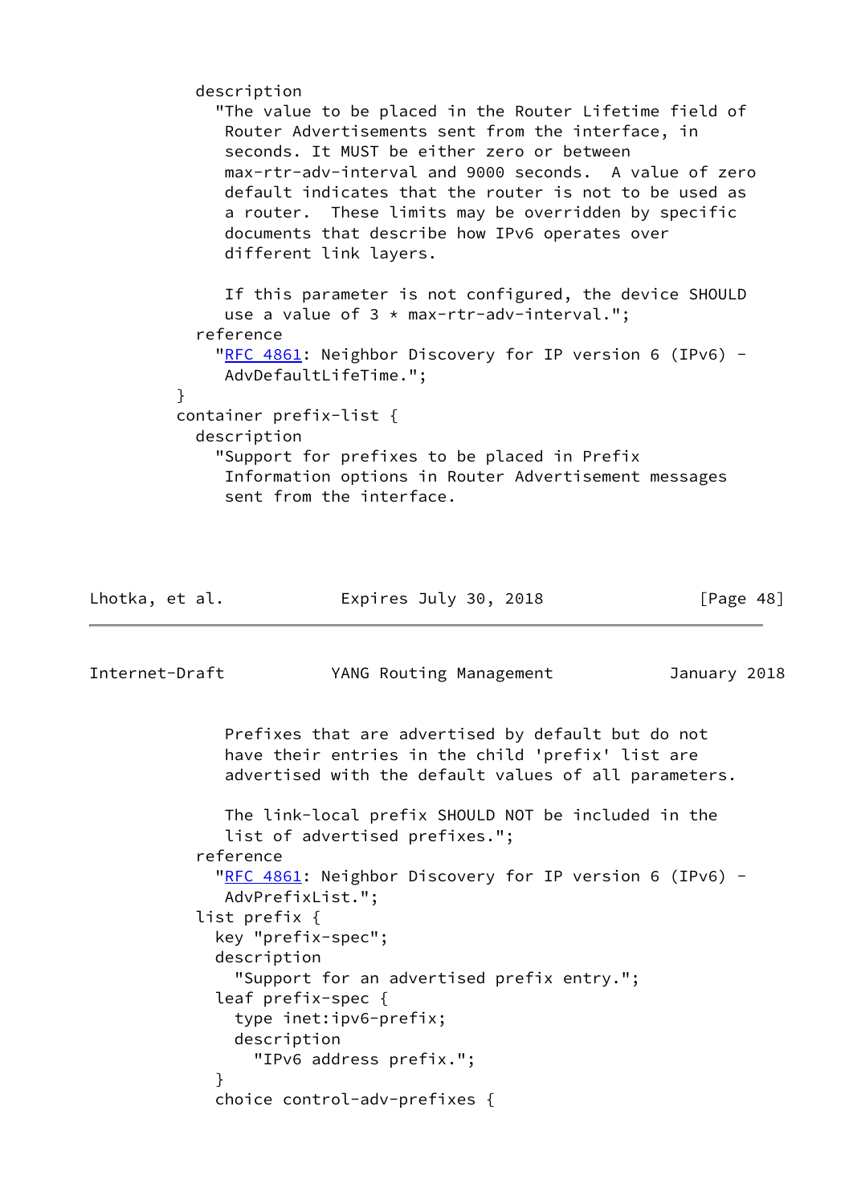```
          description
            "The value to be placed in the Router Lifetime field of
             Router Advertisements sent from the interface, in
             seconds. It MUST be either zero or between
             max-rtr-adv-interval and 9000 seconds.  A value of zero
             default indicates that the router is not to be used as
             a router.  These limits may be overridden by specific
             documents that describe how IPv6 operates over
             different link layers.

             If this parameter is not configured, the device SHOULD
             use a value of 3 * max-rtr-adv-interval.";
          reference
            "RFC 4861: Neighbor Discovery for IP version 6 (IPv6) -
             AdvDefaultLifeTime.";
        }
        container prefix-list {
          description
            "Support for prefixes to be placed in Prefix
             Information options in Router Advertisement messages
             sent from the interface.

             Prefixes that are advertised by default but do not
             have their entries in the child 'prefix' list are
             advertised with the default values of all parameters.

             The link-local prefix SHOULD NOT be included in the
             list of advertised prefixes.";
          reference
            "RFC 4861: Neighbor Discovery for IP version 6 (IPv6) -
             AdvPrefixList.";
          list prefix {
            key "prefix-spec";
            description
              "Support for an advertised prefix entry.";
            leaf prefix-spec {
              type inet:ipv6-prefix;
              description
                "IPv6 address prefix.";
            }
            choice control-adv-prefixes {
```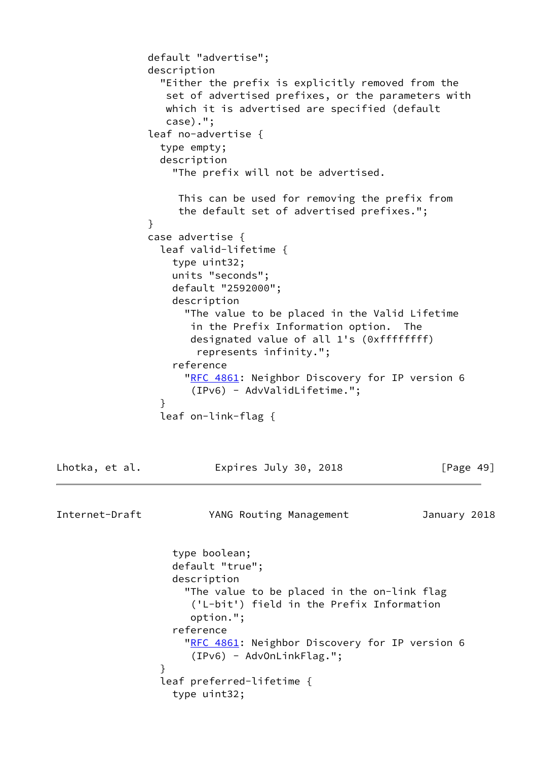```
              default "advertise";
              description
                "Either the prefix is explicitly removed from the
                 set of advertised prefixes, or the parameters with
                 which it is advertised are specified (default
                 case).";
              leaf no-advertise {
                type empty;
                description
                  "The prefix will not be advertised.

                   This can be used for removing the prefix from
                   the default set of advertised prefixes.";
              }
              case advertise {
                leaf valid-lifetime {
                  type uint32;
                  units "seconds";
                  default "2592000";
                  description
                    "The value to be placed in the Valid Lifetime
                     in the Prefix Information option.  The
                     designated value of all 1's (0xffffffff)
                      represents infinity.";
                  reference
                    "RFC 4861: Neighbor Discovery for IP version 6
                     (IPv6) - AdvValidLifetime.";
                }
                leaf on-link-flag {
                  type boolean;
                  default "true";
                  description
                    "The value to be placed in the on-link flag
                     ('L-bit') field in the Prefix Information
                     option.";
                  reference
                    "RFC 4861: Neighbor Discovery for IP version 6
                     (IPv6) - AdvOnLinkFlag.";
                }
                leaf preferred-lifetime {
                  type uint32;
```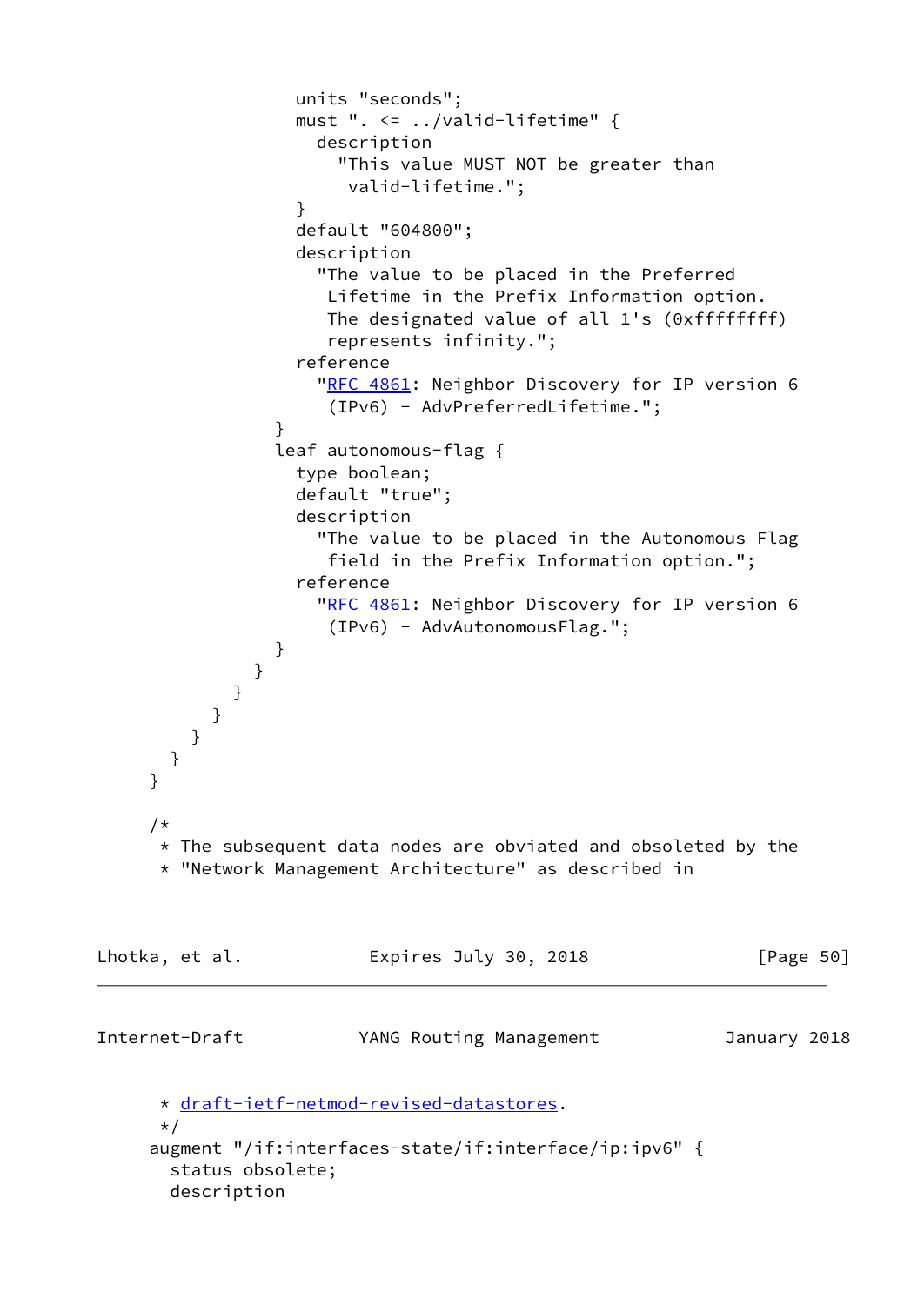```
                 units "seconds";
                 must ". <= ../valid-lifetime" {
                   description
                     "This value MUST NOT be greater than
                      valid-lifetime.";
                 }
                 default "604800";
                 description
                   "The value to be placed in the Preferred
                    Lifetime in the Prefix Information option.
                    The designated value of all 1's (0xffffffff)
                    represents infinity.";
                 reference
                   "RFC 4861: Neighbor Discovery for IP version 6
                    (IPv6) - AdvPreferredLifetime.";
               }
               leaf autonomous-flag {
                 type boolean;
                 default "true";
                 description
                   "The value to be placed in the Autonomous Flag
                    field in the Prefix Information option.";
                 reference
                   "RFC 4861: Neighbor Discovery for IP version 6
                    (IPv6) - AdvAutonomousFlag.";
               }
             }
           }
         }
       }
     }
   }

   /*
    * The subsequent data nodes are obviated and obsoleted by the
    * "Network Management Architecture" as described in
    * draft-ietf-netmod-revised-datastores.
    */
   augment "/if:interfaces-state/if:interface/ip:ipv6" {
     status obsolete;
     description
```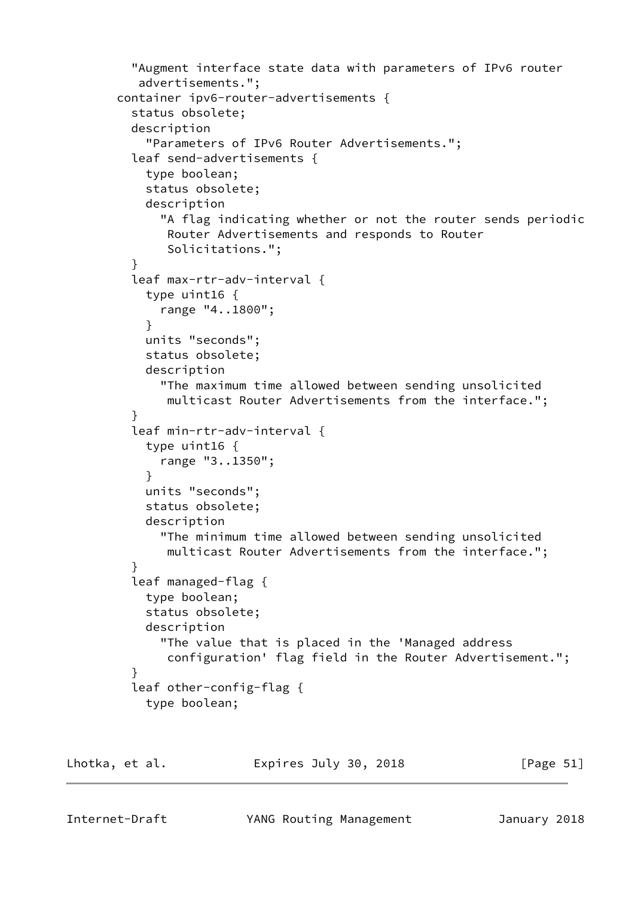```
          "Augment interface state data with parameters of IPv6 router
           advertisements.";
        container ipv6-router-advertisements {
          status obsolete;
          description
            "Parameters of IPv6 Router Advertisements.";
          leaf send-advertisements {
            type boolean;
            status obsolete;
            description
              "A flag indicating whether or not the router sends periodic
               Router Advertisements and responds to Router
               Solicitations.";
          }
          leaf max-rtr-adv-interval {
            type uint16 {
              range "4..1800";
            }
            units "seconds";
            status obsolete;
            description
              "The maximum time allowed between sending unsolicited
               multicast Router Advertisements from the interface.";
          }
          leaf min-rtr-adv-interval {
            type uint16 {
              range "3..1350";
            }
            units "seconds";
            status obsolete;
            description
              "The minimum time allowed between sending unsolicited
               multicast Router Advertisements from the interface.";
          }
          leaf managed-flag {
            type boolean;
            status obsolete;
            description
              "The value that is placed in the 'Managed address
               configuration' flag field in the Router Advertisement.";
          }
          leaf other-config-flag {
            type boolean;
```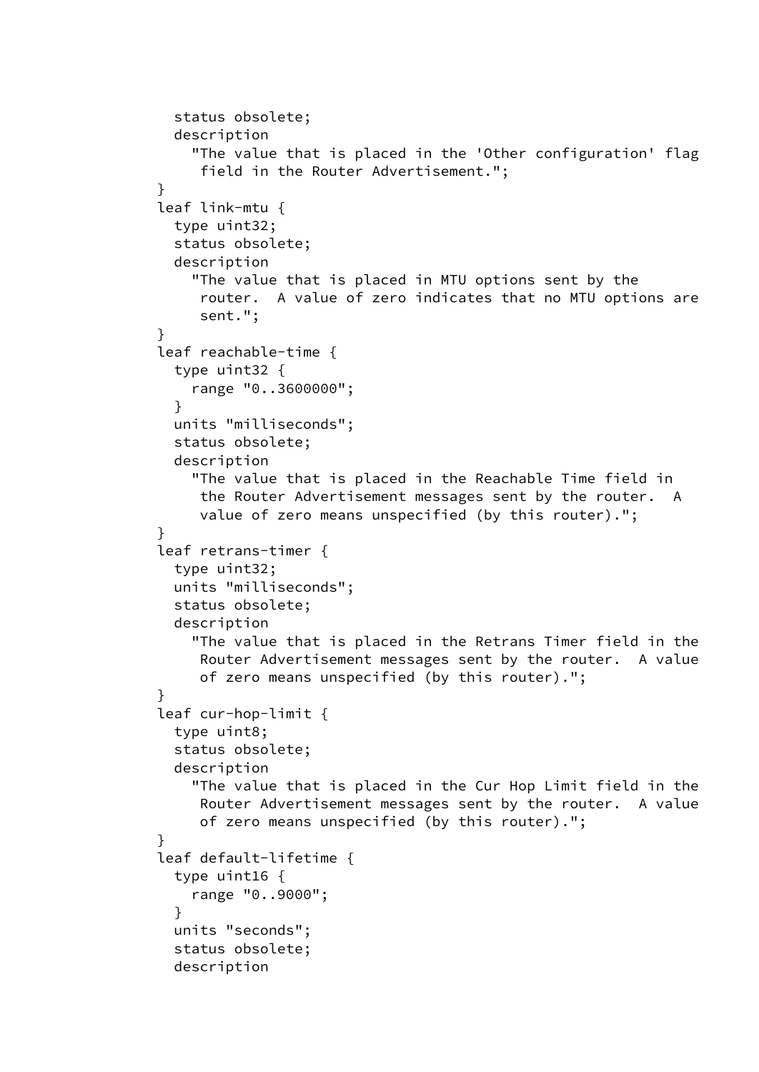```
            status obsolete;
            description
              "The value that is placed in the 'Other configuration' flag
               field in the Router Advertisement.";
          }
          leaf link-mtu {
            type uint32;
            status obsolete;
            description
              "The value that is placed in MTU options sent by the
               router.  A value of zero indicates that no MTU options are
               sent.";
          }
          leaf reachable-time {
            type uint32 {
              range "0..3600000";
            }
            units "milliseconds";
            status obsolete;
            description
              "The value that is placed in the Reachable Time field in
               the Router Advertisement messages sent by the router.  A
               value of zero means unspecified (by this router).";
          }
          leaf retrans-timer {
            type uint32;
            units "milliseconds";
            status obsolete;
            description
              "The value that is placed in the Retrans Timer field in the
               Router Advertisement messages sent by the router.  A value
               of zero means unspecified (by this router).";
          }
          leaf cur-hop-limit {
            type uint8;
            status obsolete;
            description
              "The value that is placed in the Cur Hop Limit field in the
               Router Advertisement messages sent by the router.  A value
               of zero means unspecified (by this router).";
          }
          leaf default-lifetime {
            type uint16 {
              range "0..9000";
            }
            units "seconds";
            status obsolete;
            description
```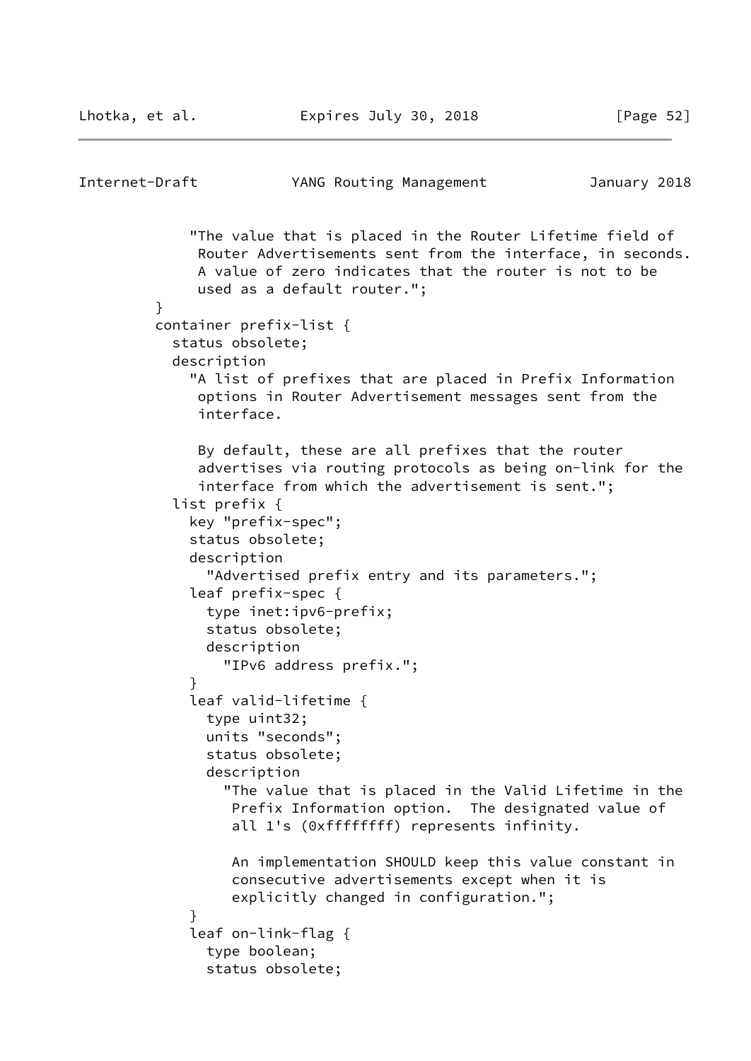```
              "The value that is placed in the Router Lifetime field of
               Router Advertisements sent from the interface, in seconds.
               A value of zero indicates that the router is not to be
               used as a default router.";
          }
          container prefix-list {
            status obsolete;
            description
              "A list of prefixes that are placed in Prefix Information
               options in Router Advertisement messages sent from the
               interface.

               By default, these are all prefixes that the router
               advertises via routing protocols as being on-link for the
               interface from which the advertisement is sent.";
            list prefix {
              key "prefix-spec";
              status obsolete;
              description
                "Advertised prefix entry and its parameters.";
              leaf prefix-spec {
                type inet:ipv6-prefix;
                status obsolete;
                description
                  "IPv6 address prefix.";
              }
              leaf valid-lifetime {
                type uint32;
                units "seconds";
                status obsolete;
                description
                  "The value that is placed in the Valid Lifetime in the
                   Prefix Information option.  The designated value of
                   all 1's (0xffffffff) represents infinity.

                   An implementation SHOULD keep this value constant in
                   consecutive advertisements except when it is
                   explicitly changed in configuration.";
              }
              leaf on-link-flag {
                type boolean;
                status obsolete;
```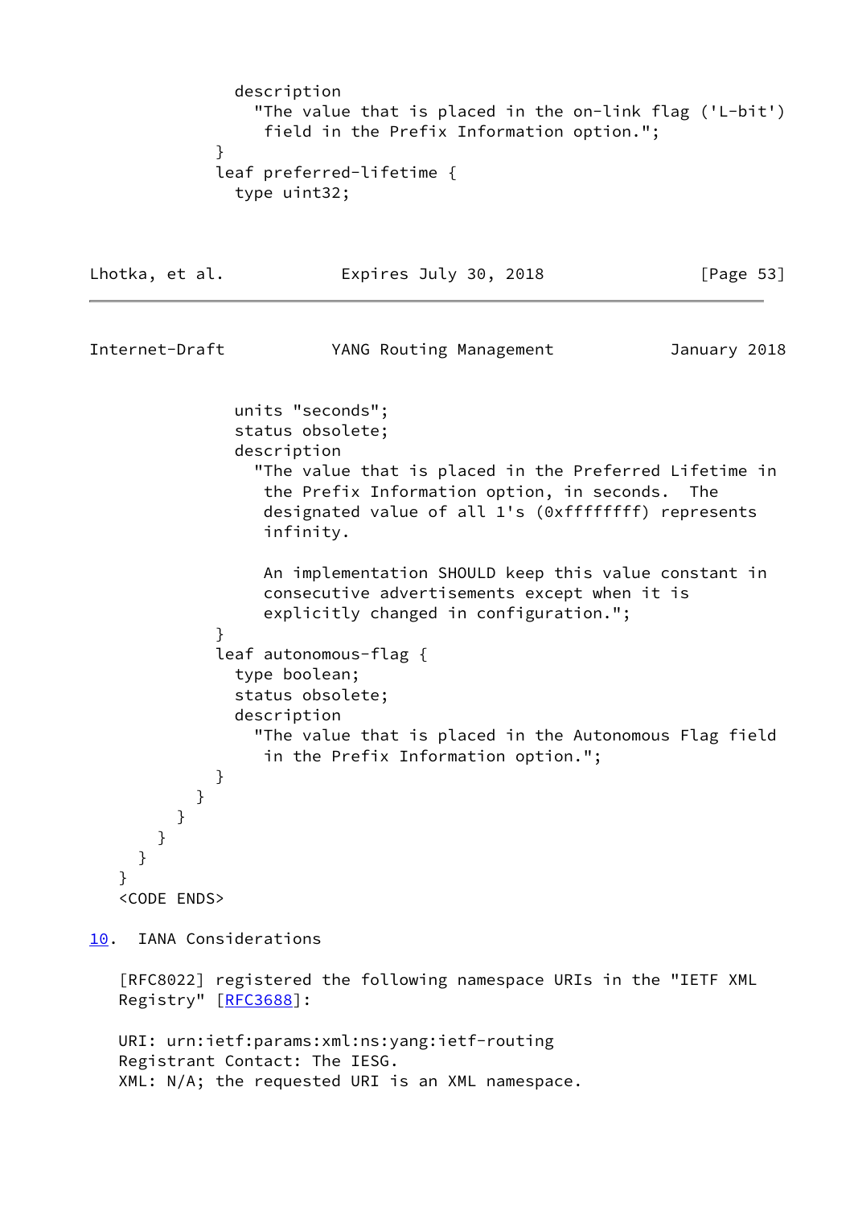```
              description
                "The value that is placed in the on-link flag ('L-bit')
                 field in the Prefix Information option.";
            }
            leaf preferred-lifetime {
              type uint32;
              units "seconds";
              status obsolete;
              description
                "The value that is placed in the Preferred Lifetime in
                 the Prefix Information option, in seconds.  The
                 designated value of all 1's (0xffffffff) represents
                 infinity.

                 An implementation SHOULD keep this value constant in
                 consecutive advertisements except when it is
                 explicitly changed in configuration.";
            }
            leaf autonomous-flag {
              type boolean;
              status obsolete;
              description
                "The value that is placed in the Autonomous Flag field
                 in the Prefix Information option.";
            }
          }
        }
      }
    }
  }
  <CODE ENDS>
```

## 10. IANA Considerations

[RFC8022] registered the following namespace URIs in the "IETF XML Registry" [RFC3688]:

```
URI: urn:ietf:params:xml:ns:yang:ietf-routing
Registrant Contact: The IESG.
XML: N/A; the requested URI is an XML namespace.
```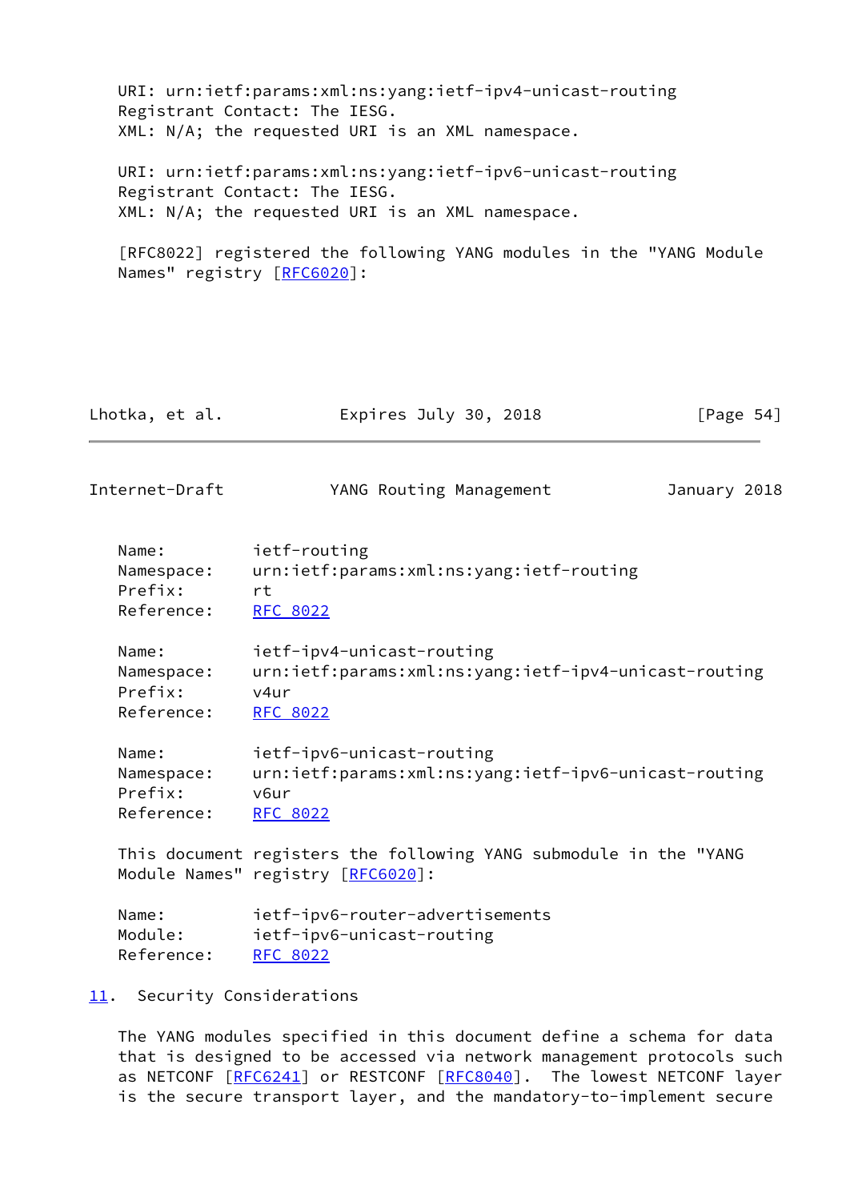URI: urn:ietf:params:xml:ns:yang:ietf-ipv4-unicast-routing
Registrant Contact: The IESG.
XML: N/A; the requested URI is an XML namespace.

URI: urn:ietf:params:xml:ns:yang:ietf-ipv6-unicast-routing
Registrant Contact: The IESG.
XML: N/A; the requested URI is an XML namespace.

[RFC8022] registered the following YANG modules in the "YANG Module Names" registry [RFC6020]:

```
Name:         ietf-routing
Namespace:    urn:ietf:params:xml:ns:yang:ietf-routing
Prefix:       rt
Reference:    RFC 8022

Name:         ietf-ipv4-unicast-routing
Namespace:    urn:ietf:params:xml:ns:yang:ietf-ipv4-unicast-routing
Prefix:       v4ur
Reference:    RFC 8022

Name:         ietf-ipv6-unicast-routing
Namespace:    urn:ietf:params:xml:ns:yang:ietf-ipv6-unicast-routing
Prefix:       v6ur
Reference:    RFC 8022
```

This document registers the following YANG submodule in the "YANG Module Names" registry [RFC6020]:

```
Name:         ietf-ipv6-router-advertisements
Module:       ietf-ipv6-unicast-routing
Reference:    RFC 8022
```

## 11. Security Considerations

The YANG modules specified in this document define a schema for data that is designed to be accessed via network management protocols such as NETCONF [RFC6241] or RESTCONF [RFC8040]. The lowest NETCONF layer is the secure transport layer, and the mandatory-to-implement secure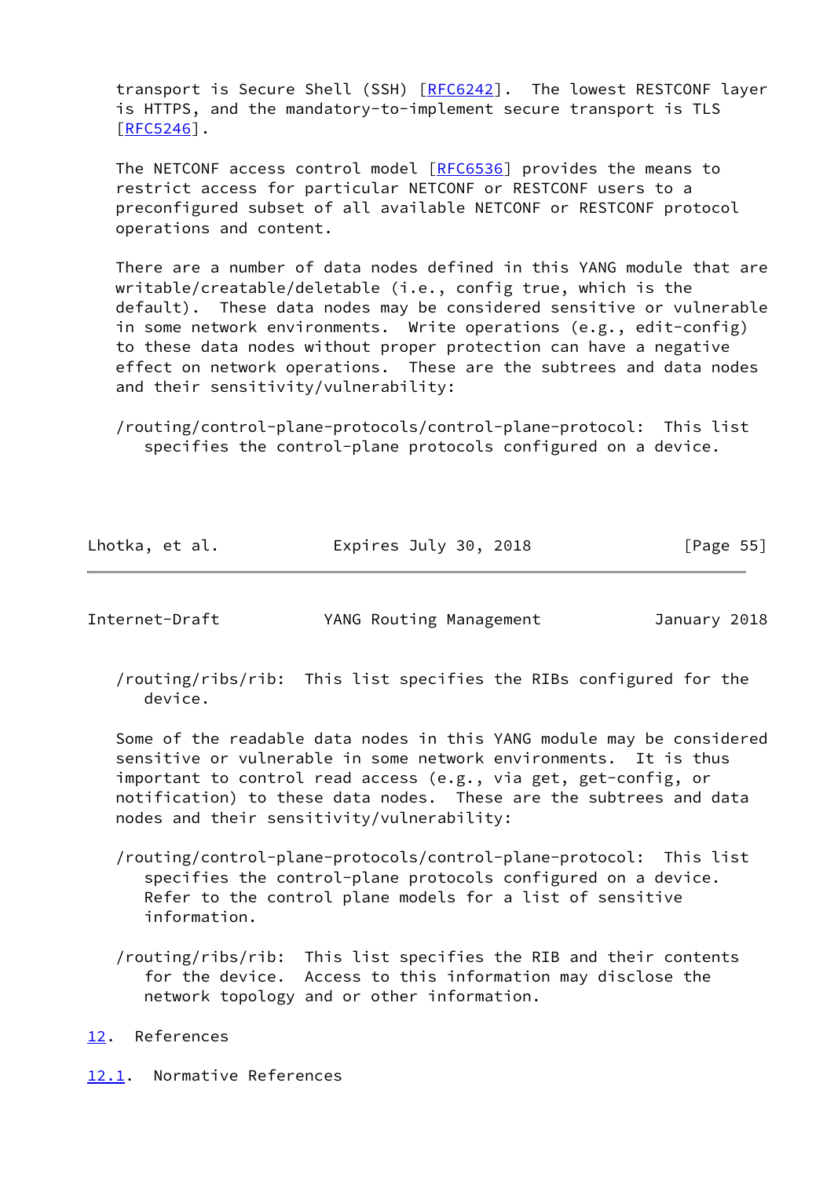transport is Secure Shell (SSH) [RFC6242]. The lowest RESTCONF layer is HTTPS, and the mandatory-to-implement secure transport is TLS [RFC5246].

The NETCONF access control model [RFC6536] provides the means to restrict access for particular NETCONF or RESTCONF users to a preconfigured subset of all available NETCONF or RESTCONF protocol operations and content.

There are a number of data nodes defined in this YANG module that are writable/creatable/deletable (i.e., config true, which is the default). These data nodes may be considered sensitive or vulnerable in some network environments. Write operations (e.g., edit-config) to these data nodes without proper protection can have a negative effect on network operations. These are the subtrees and data nodes and their sensitivity/vulnerability:

/routing/control-plane-protocols/control-plane-protocol: This list specifies the control-plane protocols configured on a device.

/routing/ribs/rib: This list specifies the RIBs configured for the device.

Some of the readable data nodes in this YANG module may be considered sensitive or vulnerable in some network environments. It is thus important to control read access (e.g., via get, get-config, or notification) to these data nodes. These are the subtrees and data nodes and their sensitivity/vulnerability:

/routing/control-plane-protocols/control-plane-protocol: This list specifies the control-plane protocols configured on a device. Refer to the control plane models for a list of sensitive information.

/routing/ribs/rib: This list specifies the RIB and their contents for the device. Access to this information may disclose the network topology and or other information.

# 12. References

## 12.1. Normative References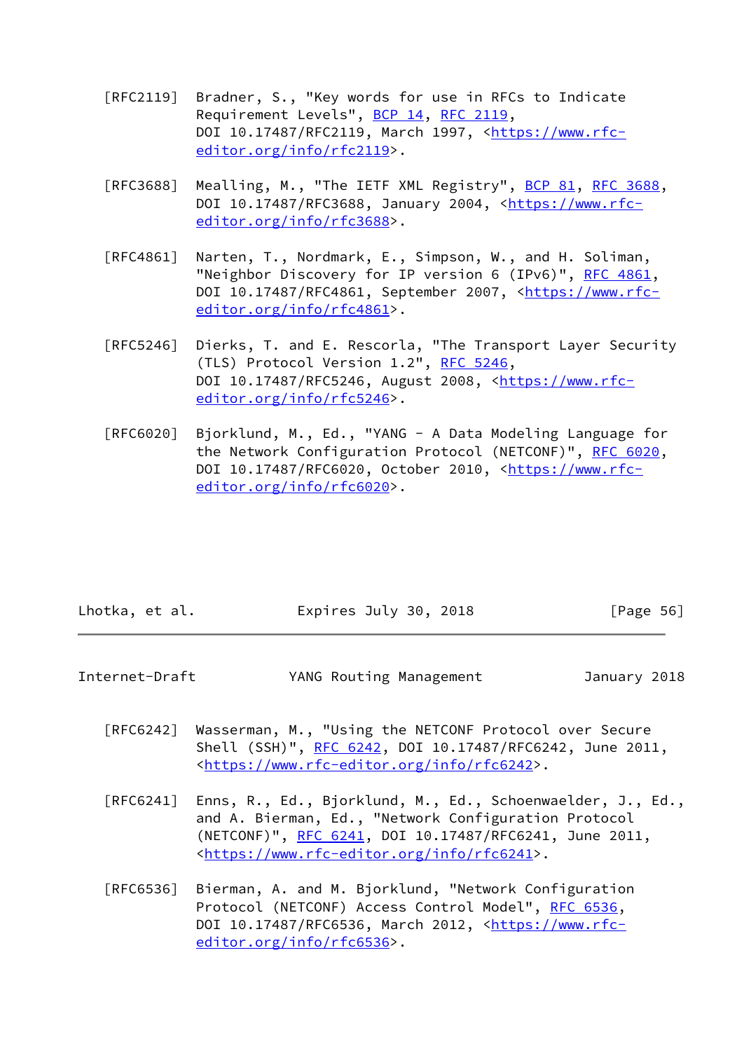[RFC2119] Bradner, S., "Key words for use in RFCs to Indicate Requirement Levels", BCP 14, RFC 2119, DOI 10.17487/RFC2119, March 1997, <https://www.rfc-editor.org/info/rfc2119>.

[RFC3688] Mealling, M., "The IETF XML Registry", BCP 81, RFC 3688, DOI 10.17487/RFC3688, January 2004, <https://www.rfc-editor.org/info/rfc3688>.

[RFC4861] Narten, T., Nordmark, E., Simpson, W., and H. Soliman, "Neighbor Discovery for IP version 6 (IPv6)", RFC 4861, DOI 10.17487/RFC4861, September 2007, <https://www.rfc-editor.org/info/rfc4861>.

[RFC5246] Dierks, T. and E. Rescorla, "The Transport Layer Security (TLS) Protocol Version 1.2", RFC 5246, DOI 10.17487/RFC5246, August 2008, <https://www.rfc-editor.org/info/rfc5246>.

[RFC6020] Bjorklund, M., Ed., "YANG - A Data Modeling Language for the Network Configuration Protocol (NETCONF)", RFC 6020, DOI 10.17487/RFC6020, October 2010, <https://www.rfc-editor.org/info/rfc6020>.

[RFC6242] Wasserman, M., "Using the NETCONF Protocol over Secure Shell (SSH)", RFC 6242, DOI 10.17487/RFC6242, June 2011, <https://www.rfc-editor.org/info/rfc6242>.

[RFC6241] Enns, R., Ed., Bjorklund, M., Ed., Schoenwaelder, J., Ed., and A. Bierman, Ed., "Network Configuration Protocol (NETCONF)", RFC 6241, DOI 10.17487/RFC6241, June 2011, <https://www.rfc-editor.org/info/rfc6241>.

[RFC6536] Bierman, A. and M. Bjorklund, "Network Configuration Protocol (NETCONF) Access Control Model", RFC 6536, DOI 10.17487/RFC6536, March 2012, <https://www.rfc-editor.org/info/rfc6536>.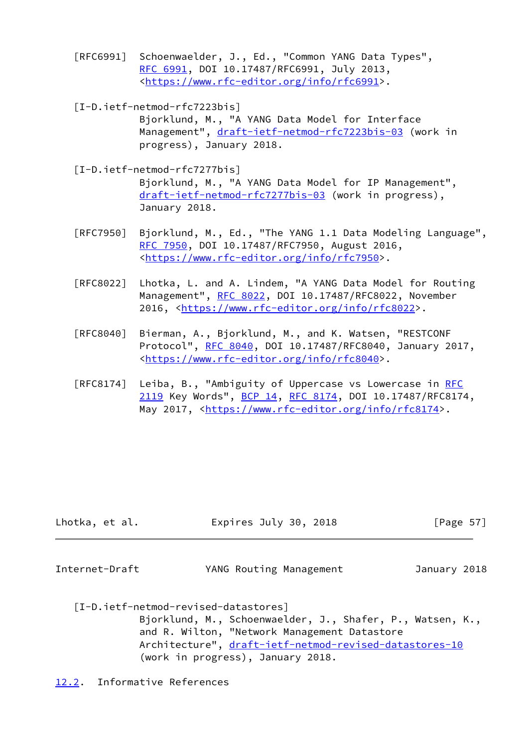[RFC6991] Schoenwaelder, J., Ed., "Common YANG Data Types", RFC 6991, DOI 10.17487/RFC6991, July 2013, <https://www.rfc-editor.org/info/rfc6991>.

[I-D.ietf-netmod-rfc7223bis] Bjorklund, M., "A YANG Data Model for Interface Management", draft-ietf-netmod-rfc7223bis-03 (work in progress), January 2018.

[I-D.ietf-netmod-rfc7277bis] Bjorklund, M., "A YANG Data Model for IP Management", draft-ietf-netmod-rfc7277bis-03 (work in progress), January 2018.

[RFC7950] Bjorklund, M., Ed., "The YANG 1.1 Data Modeling Language", RFC 7950, DOI 10.17487/RFC7950, August 2016, <https://www.rfc-editor.org/info/rfc7950>.

[RFC8022] Lhotka, L. and A. Lindem, "A YANG Data Model for Routing Management", RFC 8022, DOI 10.17487/RFC8022, November 2016, <https://www.rfc-editor.org/info/rfc8022>.

[RFC8040] Bierman, A., Bjorklund, M., and K. Watsen, "RESTCONF Protocol", RFC 8040, DOI 10.17487/RFC8040, January 2017, <https://www.rfc-editor.org/info/rfc8040>.

[RFC8174] Leiba, B., "Ambiguity of Uppercase vs Lowercase in RFC 2119 Key Words", BCP 14, RFC 8174, DOI 10.17487/RFC8174, May 2017, <https://www.rfc-editor.org/info/rfc8174>.

[I-D.ietf-netmod-revised-datastores] Bjorklund, M., Schoenwaelder, J., Shafer, P., Watsen, K., and R. Wilton, "Network Management Datastore Architecture", draft-ietf-netmod-revised-datastores-10 (work in progress), January 2018.

## 12.2. Informative References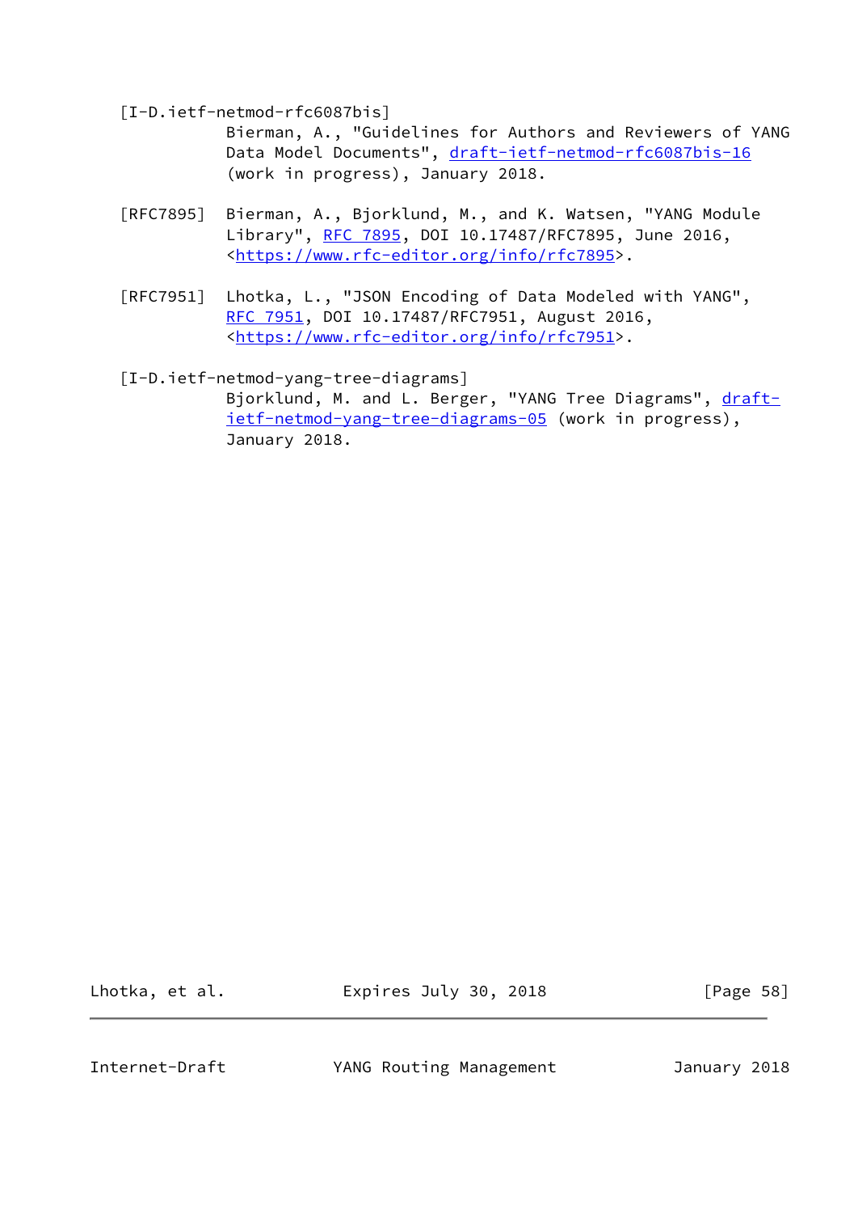[I-D.ietf-netmod-rfc6087bis]
Bierman, A., "Guidelines for Authors and Reviewers of YANG Data Model Documents", draft-ietf-netmod-rfc6087bis-16 (work in progress), January 2018.

[RFC7895] Bierman, A., Bjorklund, M., and K. Watsen, "YANG Module Library", RFC 7895, DOI 10.17487/RFC7895, June 2016, <https://www.rfc-editor.org/info/rfc7895>.

[RFC7951] Lhotka, L., "JSON Encoding of Data Modeled with YANG", RFC 7951, DOI 10.17487/RFC7951, August 2016, <https://www.rfc-editor.org/info/rfc7951>.

[I-D.ietf-netmod-yang-tree-diagrams]
Bjorklund, M. and L. Berger, "YANG Tree Diagrams", draft-ietf-netmod-yang-tree-diagrams-05 (work in progress), January 2018.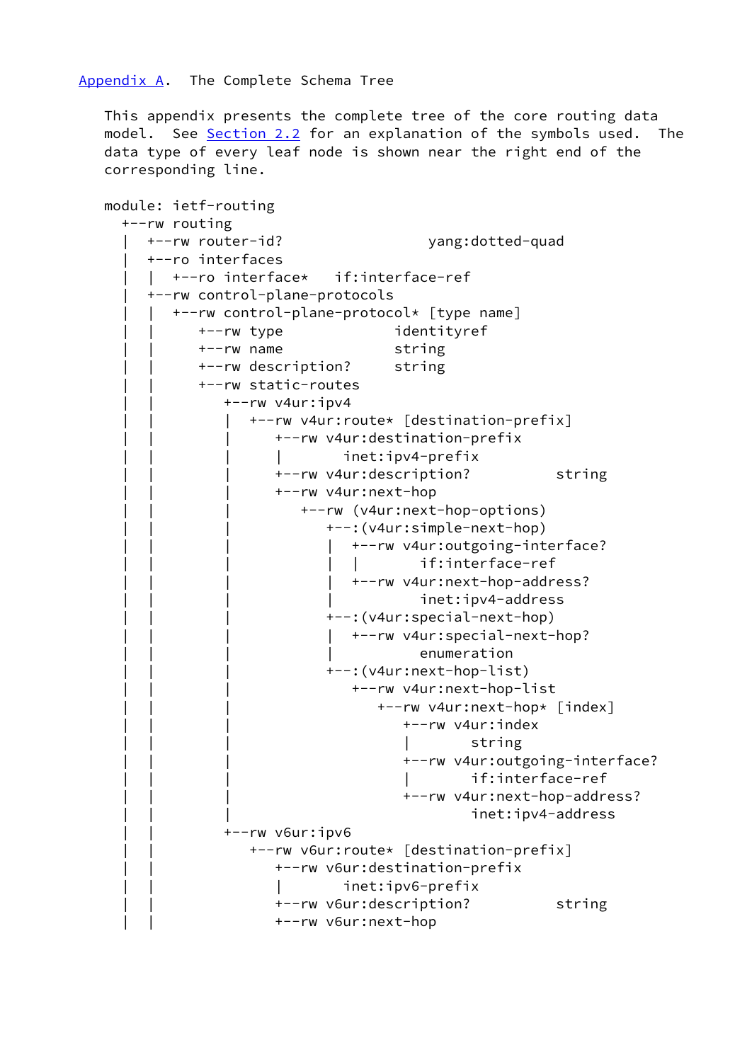## Appendix A. The Complete Schema Tree

This appendix presents the complete tree of the core routing data model. See Section 2.2 for an explanation of the symbols used. The data type of every leaf node is shown near the right end of the corresponding line.

```
module: ietf-routing
  +--rw routing
  |  +--rw router-id?                 yang:dotted-quad
  |  +--ro interfaces
  |  |  +--ro interface*   if:interface-ref
  |  +--rw control-plane-protocols
  |  |  +--rw control-plane-protocol* [type name]
  |  |     +--rw type             identityref
  |  |     +--rw name             string
  |  |     +--rw description?     string
  |  |     +--rw static-routes
  |  |        +--rw v4ur:ipv4
  |  |        |  +--rw v4ur:route* [destination-prefix]
  |  |        |     +--rw v4ur:destination-prefix
  |  |        |     |       inet:ipv4-prefix
  |  |        |     +--rw v4ur:description?          string
  |  |        |     +--rw v4ur:next-hop
  |  |        |        +--rw (v4ur:next-hop-options)
  |  |        |           +--:(v4ur:simple-next-hop)
  |  |        |           |  +--rw v4ur:outgoing-interface?
  |  |        |           |  |       if:interface-ref
  |  |        |           |  +--rw v4ur:next-hop-address?
  |  |        |           |          inet:ipv4-address
  |  |        |           +--:(v4ur:special-next-hop)
  |  |        |           |  +--rw v4ur:special-next-hop?
  |  |        |           |          enumeration
  |  |        |           +--:(v4ur:next-hop-list)
  |  |        |              +--rw v4ur:next-hop-list
  |  |        |                 +--rw v4ur:next-hop* [index]
  |  |        |                    +--rw v4ur:index
  |  |        |                    |       string
  |  |        |                    +--rw v4ur:outgoing-interface?
  |  |        |                    |       if:interface-ref
  |  |        |                    +--rw v4ur:next-hop-address?
  |  |        |                            inet:ipv4-address
  |  |        +--rw v6ur:ipv6
  |  |           +--rw v6ur:route* [destination-prefix]
  |  |              +--rw v6ur:destination-prefix
  |  |              |       inet:ipv6-prefix
  |  |              +--rw v6ur:description?          string
  |  |              +--rw v6ur:next-hop
```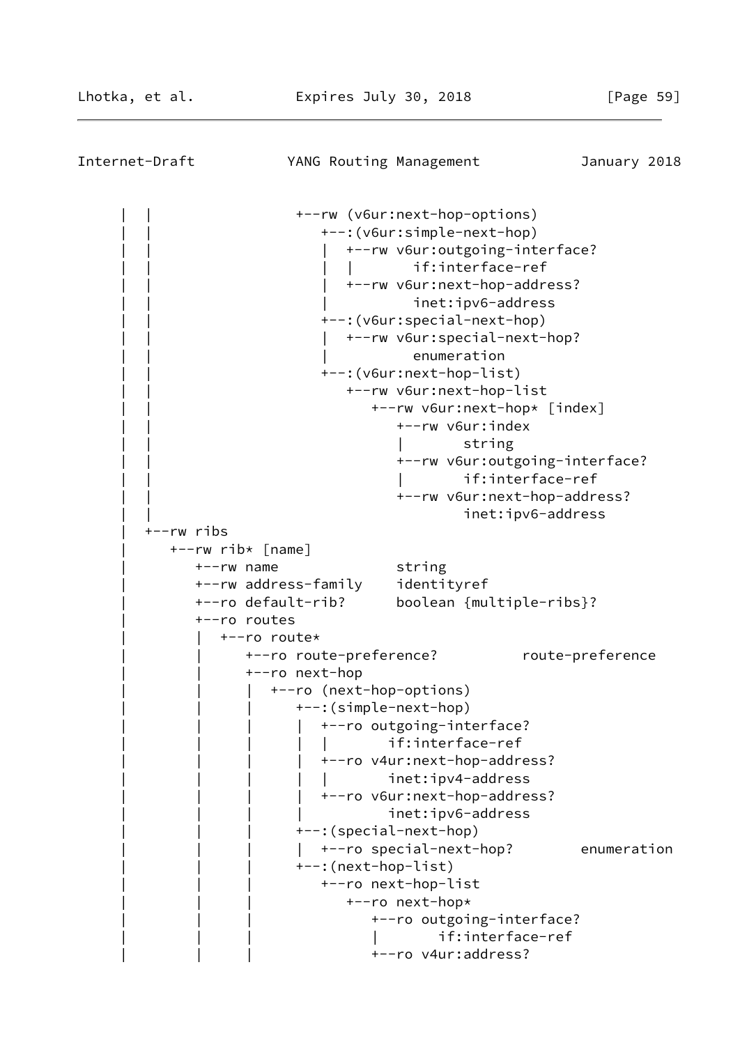```
     |  |                 +--rw (v6ur:next-hop-options)
     |  |                    +--:(v6ur:simple-next-hop)
     |  |                    |  +--rw v6ur:outgoing-interface?
     |  |                    |  |       if:interface-ref
     |  |                    |  +--rw v6ur:next-hop-address?
     |  |                    |          inet:ipv6-address
     |  |                    +--:(v6ur:special-next-hop)
     |  |                    |  +--rw v6ur:special-next-hop?
     |  |                    |          enumeration
     |  |                    +--:(v6ur:next-hop-list)
     |  |                       +--rw v6ur:next-hop-list
     |  |                          +--rw v6ur:next-hop* [index]
     |  |                             +--rw v6ur:index
     |  |                             |       string
     |  |                             +--rw v6ur:outgoing-interface?
     |  |                             |       if:interface-ref
     |  |                             +--rw v6ur:next-hop-address?
     |  |                                     inet:ipv6-address
     |  +--rw ribs
     |     +--rw rib* [name]
     |        +--rw name              string
     |        +--rw address-family    identityref
     |        +--ro default-rib?      boolean {multiple-ribs}?
     |        +--ro routes
     |        |  +--ro route*
     |        |     +--ro route-preference?          route-preference
     |        |     +--ro next-hop
     |        |     |  +--ro (next-hop-options)
     |        |     |     +--:(simple-next-hop)
     |        |     |     |  +--ro outgoing-interface?
     |        |     |     |  |       if:interface-ref
     |        |     |     |  +--ro v4ur:next-hop-address?
     |        |     |     |  |       inet:ipv4-address
     |        |     |     |  +--ro v6ur:next-hop-address?
     |        |     |     |          inet:ipv6-address
     |        |     |     +--:(special-next-hop)
     |        |     |     |  +--ro special-next-hop?        enumeration
     |        |     |     +--:(next-hop-list)
     |        |     |        +--ro next-hop-list
     |        |     |           +--ro next-hop*
     |        |     |              +--ro outgoing-interface?
     |        |     |              |       if:interface-ref
     |        |     |              +--ro v4ur:address?
```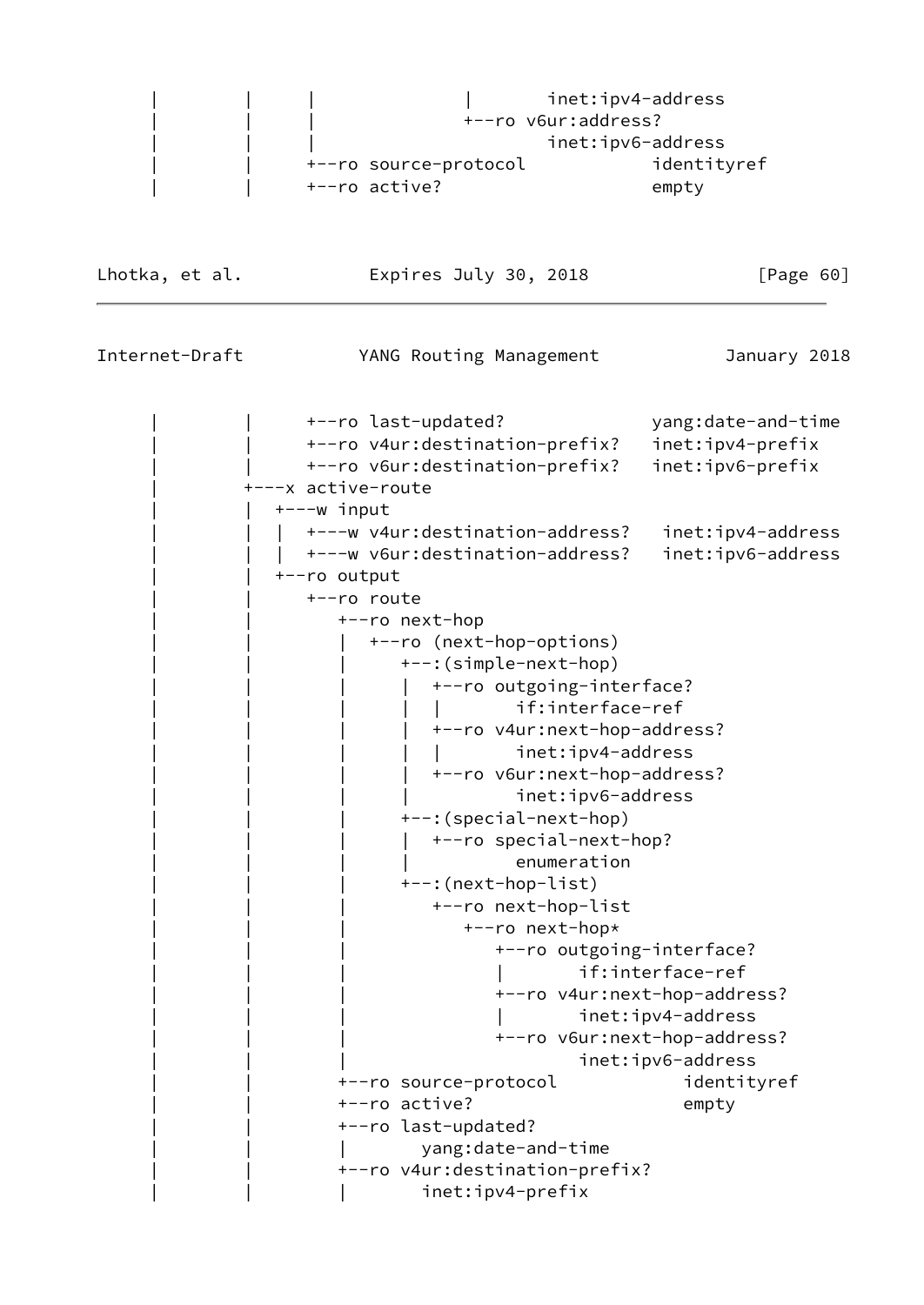```
     |         |     |              |       inet:ipv4-address
     |         |     |              +--ro v6ur:address?
     |         |     |                      inet:ipv6-address
     |         |     +--ro source-protocol            identityref
     |         |     +--ro active?                    empty
```

```
     |         |     +--ro last-updated?              yang:date-and-time
     |         |     +--ro v4ur:destination-prefix?   inet:ipv4-prefix
     |         |     +--ro v6ur:destination-prefix?   inet:ipv6-prefix
     |         +---x active-route
     |         |  +---w input
     |         |  |  +---w v4ur:destination-address?   inet:ipv4-address
     |         |  |  +---w v6ur:destination-address?   inet:ipv6-address
     |         |  +--ro output
     |         |     +--ro route
     |         |        +--ro next-hop
     |         |        |  +--ro (next-hop-options)
     |         |        |     +--:(simple-next-hop)
     |         |        |     |  +--ro outgoing-interface?
     |         |        |     |  |       if:interface-ref
     |         |        |     |  +--ro v4ur:next-hop-address?
     |         |        |     |  |       inet:ipv4-address
     |         |        |     |  +--ro v6ur:next-hop-address?
     |         |        |     |          inet:ipv6-address
     |         |        |     +--:(special-next-hop)
     |         |        |     |  +--ro special-next-hop?
     |         |        |     |          enumeration
     |         |        |     +--:(next-hop-list)
     |         |        |        +--ro next-hop-list
     |         |        |           +--ro next-hop*
     |         |        |              +--ro outgoing-interface?
     |         |        |              |       if:interface-ref
     |         |        |              +--ro v4ur:next-hop-address?
     |         |        |              |       inet:ipv4-address
     |         |        |              +--ro v6ur:next-hop-address?
     |         |        |                      inet:ipv6-address
     |         |        +--ro source-protocol            identityref
     |         |        +--ro active?                    empty
     |         |        +--ro last-updated?
     |         |        |       yang:date-and-time
     |         |        +--ro v4ur:destination-prefix?
     |         |        |       inet:ipv4-prefix
```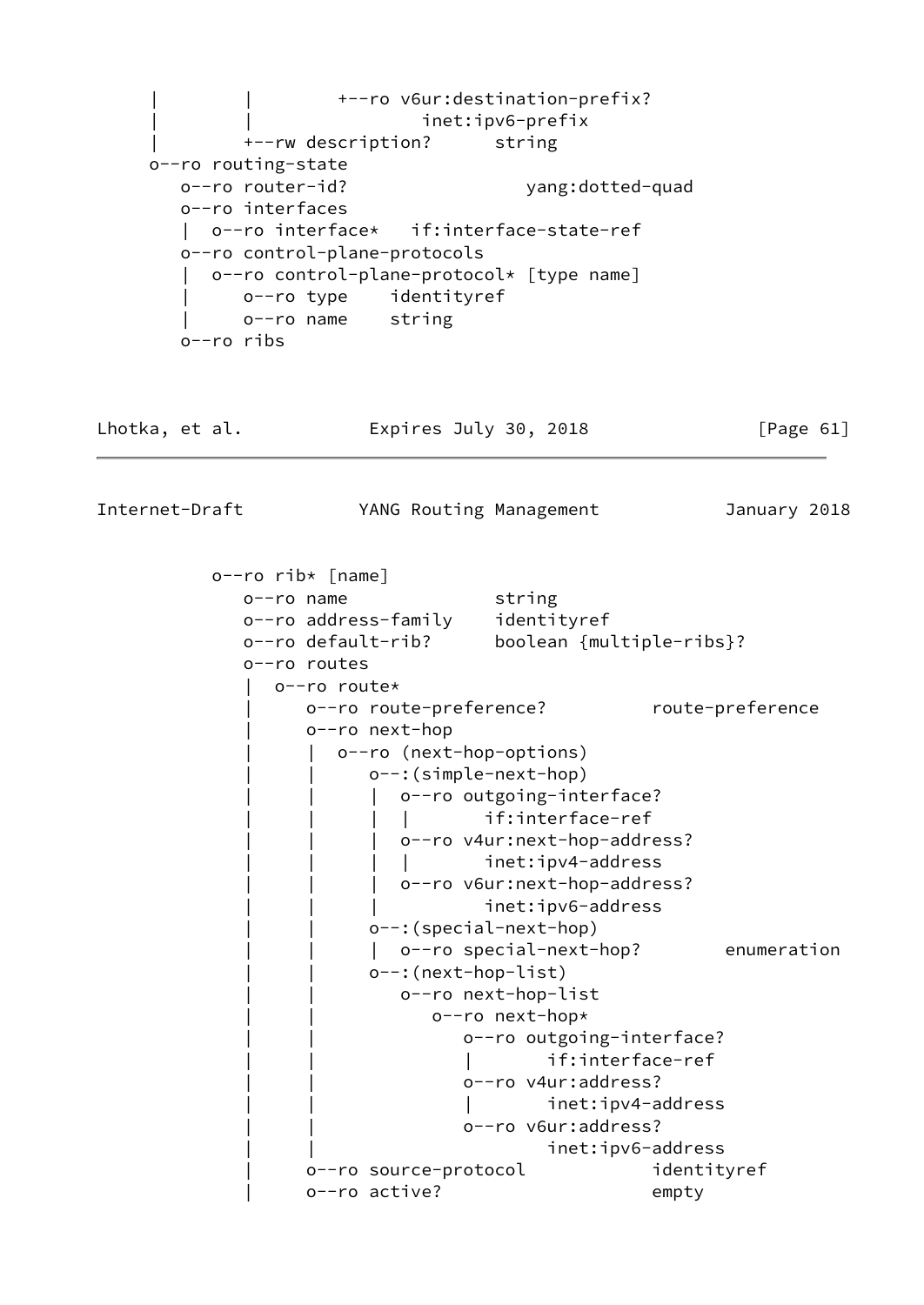```
     |        |        +--ro v6ur:destination-prefix?
     |        |                inet:ipv6-prefix
     |        +--rw description?      string
     o--ro routing-state
        o--ro router-id?                 yang:dotted-quad
        o--ro interfaces
        |  o--ro interface*   if:interface-state-ref
        o--ro control-plane-protocols
        |  o--ro control-plane-protocol* [type name]
        |     o--ro type    identityref
        |     o--ro name    string
        o--ro ribs
```

```
           o--ro rib* [name]
              o--ro name              string
              o--ro address-family    identityref
              o--ro default-rib?      boolean {multiple-ribs}?
              o--ro routes
              |  o--ro route*
              |     o--ro route-preference?          route-preference
              |     o--ro next-hop
              |     |  o--ro (next-hop-options)
              |     |     o--:(simple-next-hop)
              |     |     |  o--ro outgoing-interface?
              |     |     |  |       if:interface-ref
              |     |     |  o--ro v4ur:next-hop-address?
              |     |     |  |       inet:ipv4-address
              |     |     |  o--ro v6ur:next-hop-address?
              |     |     |          inet:ipv6-address
              |     |     o--:(special-next-hop)
              |     |     |  o--ro special-next-hop?        enumeration
              |     |     o--:(next-hop-list)
              |     |        o--ro next-hop-list
              |     |           o--ro next-hop*
              |     |              o--ro outgoing-interface?
              |     |              |       if:interface-ref
              |     |              o--ro v4ur:address?
              |     |              |       inet:ipv4-address
              |     |              o--ro v6ur:address?
              |     |                      inet:ipv6-address
              |     o--ro source-protocol            identityref
              |     o--ro active?                    empty
```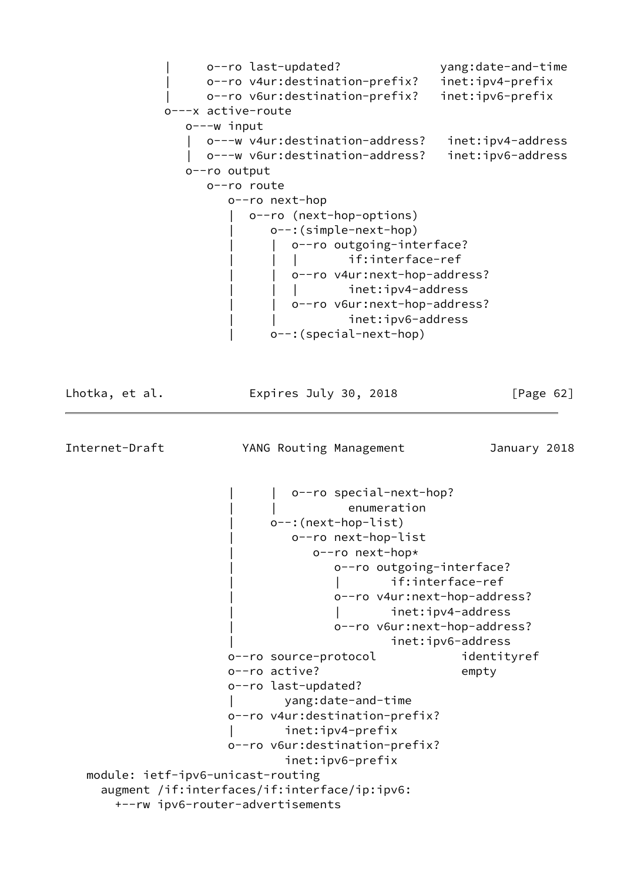```
           |     o--ro last-updated?              yang:date-and-time
           |     o--ro v4ur:destination-prefix?   inet:ipv4-prefix
           |     o--ro v6ur:destination-prefix?   inet:ipv6-prefix
           o---x active-route
              o---w input
              |  o---w v4ur:destination-address?   inet:ipv4-address
              |  o---w v6ur:destination-address?   inet:ipv6-address
              o--ro output
                 o--ro route
                    o--ro next-hop
                    |  o--ro (next-hop-options)
                    |     o--:(simple-next-hop)
                    |     |  o--ro outgoing-interface?
                    |     |  |       if:interface-ref
                    |     |  o--ro v4ur:next-hop-address?
                    |     |  |       inet:ipv4-address
                    |     |  o--ro v6ur:next-hop-address?
                    |     |          inet:ipv6-address
                    |     o--:(special-next-hop)
```

```
                    |     |  o--ro special-next-hop?
                    |     |          enumeration
                    |     o--:(next-hop-list)
                    |        o--ro next-hop-list
                    |           o--ro next-hop*
                    |              o--ro outgoing-interface?
                    |              |       if:interface-ref
                    |              o--ro v4ur:next-hop-address?
                    |              |       inet:ipv4-address
                    |              o--ro v6ur:next-hop-address?
                    |                      inet:ipv6-address
                    o--ro source-protocol            identityref
                    o--ro active?                    empty
                    o--ro last-updated?
                    |       yang:date-and-time
                    o--ro v4ur:destination-prefix?
                    |       inet:ipv4-prefix
                    o--ro v6ur:destination-prefix?
                            inet:ipv6-prefix
   module: ietf-ipv6-unicast-routing
     augment /if:interfaces/if:interface/ip:ipv6:
       +--rw ipv6-router-advertisements
```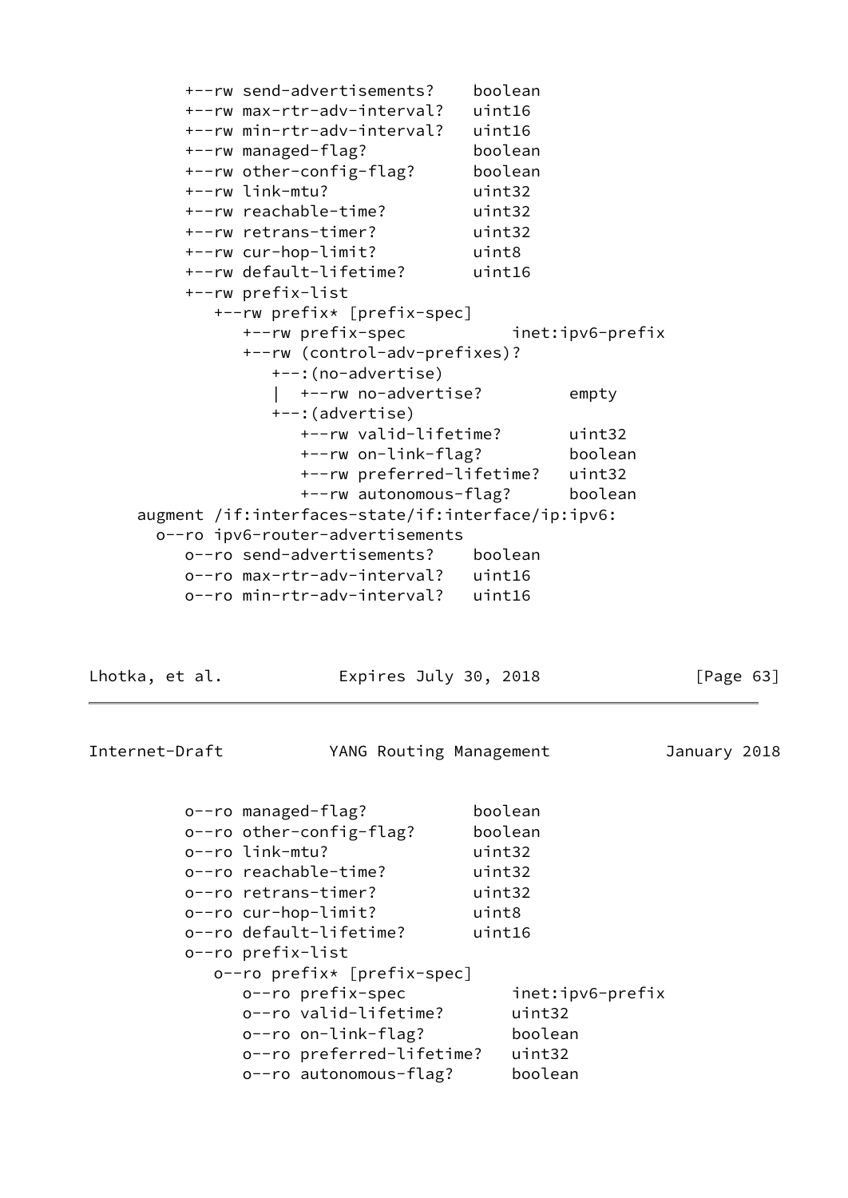```
       +--rw send-advertisements?    boolean
       +--rw max-rtr-adv-interval?   uint16
       +--rw min-rtr-adv-interval?   uint16
       +--rw managed-flag?           boolean
       +--rw other-config-flag?      boolean
       +--rw link-mtu?               uint32
       +--rw reachable-time?         uint32
       +--rw retrans-timer?          uint32
       +--rw cur-hop-limit?          uint8
       +--rw default-lifetime?       uint16
       +--rw prefix-list
          +--rw prefix* [prefix-spec]
             +--rw prefix-spec           inet:ipv6-prefix
             +--rw (control-adv-prefixes)?
                +--:(no-advertise)
                |  +--rw no-advertise?         empty
                +--:(advertise)
                   +--rw valid-lifetime?       uint32
                   +--rw on-link-flag?         boolean
                   +--rw preferred-lifetime?   uint32
                   +--rw autonomous-flag?      boolean
  augment /if:interfaces-state/if:interface/ip:ipv6:
    o--ro ipv6-router-advertisements
       o--ro send-advertisements?    boolean
       o--ro max-rtr-adv-interval?   uint16
       o--ro min-rtr-adv-interval?   uint16
```

```
       o--ro managed-flag?           boolean
       o--ro other-config-flag?      boolean
       o--ro link-mtu?               uint32
       o--ro reachable-time?         uint32
       o--ro retrans-timer?          uint32
       o--ro cur-hop-limit?          uint8
       o--ro default-lifetime?       uint16
       o--ro prefix-list
          o--ro prefix* [prefix-spec]
             o--ro prefix-spec           inet:ipv6-prefix
             o--ro valid-lifetime?       uint32
             o--ro on-link-flag?         boolean
             o--ro preferred-lifetime?   uint32
             o--ro autonomous-flag?      boolean
```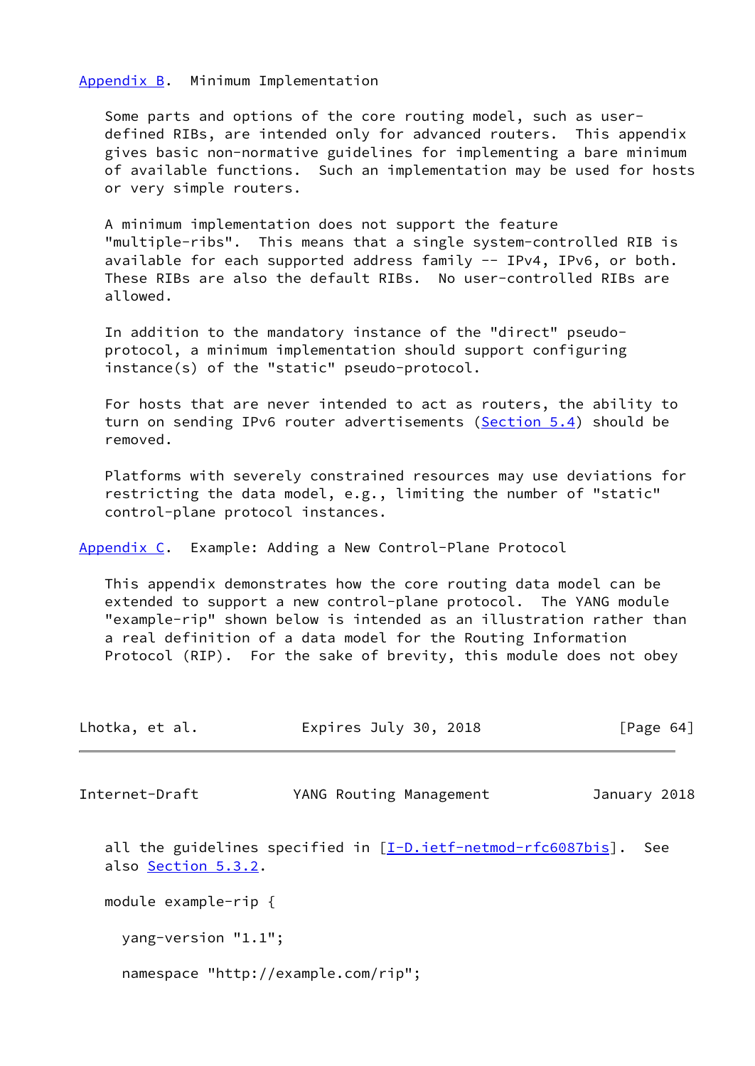## Appendix B. Minimum Implementation

Some parts and options of the core routing model, such as user-defined RIBs, are intended only for advanced routers. This appendix gives basic non-normative guidelines for implementing a bare minimum of available functions. Such an implementation may be used for hosts or very simple routers.

A minimum implementation does not support the feature "multiple-ribs". This means that a single system-controlled RIB is available for each supported address family -- IPv4, IPv6, or both. These RIBs are also the default RIBs. No user-controlled RIBs are allowed.

In addition to the mandatory instance of the "direct" pseudo-protocol, a minimum implementation should support configuring instance(s) of the "static" pseudo-protocol.

For hosts that are never intended to act as routers, the ability to turn on sending IPv6 router advertisements (Section 5.4) should be removed.

Platforms with severely constrained resources may use deviations for restricting the data model, e.g., limiting the number of "static" control-plane protocol instances.

## Appendix C. Example: Adding a New Control-Plane Protocol

This appendix demonstrates how the core routing data model can be extended to support a new control-plane protocol. The YANG module "example-rip" shown below is intended as an illustration rather than a real definition of a data model for the Routing Information Protocol (RIP). For the sake of brevity, this module does not obey all the guidelines specified in [I-D.ietf-netmod-rfc6087bis]. See also Section 5.3.2.

```
module example-rip {

  yang-version "1.1";

  namespace "http://example.com/rip";
```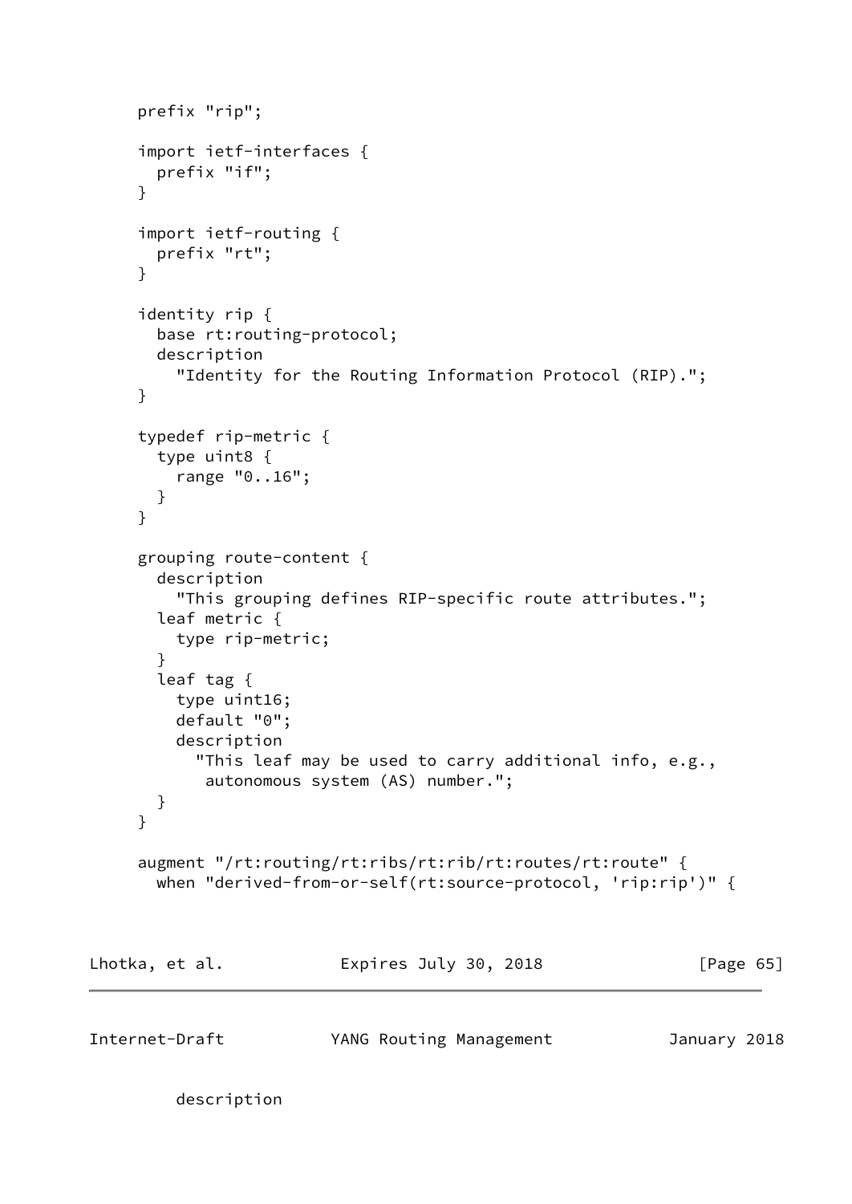```
     prefix "rip";

     import ietf-interfaces {
       prefix "if";
     }

     import ietf-routing {
       prefix "rt";
     }

     identity rip {
       base rt:routing-protocol;
       description
         "Identity for the Routing Information Protocol (RIP).";
     }

     typedef rip-metric {
       type uint8 {
         range "0..16";
       }
     }

     grouping route-content {
       description
         "This grouping defines RIP-specific route attributes.";
       leaf metric {
         type rip-metric;
       }
       leaf tag {
         type uint16;
         default "0";
         description
           "This leaf may be used to carry additional info, e.g.,
            autonomous system (AS) number.";
       }
     }

     augment "/rt:routing/rt:ribs/rt:rib/rt:routes/rt:route" {
       when "derived-from-or-self(rt:source-protocol, 'rip:rip')" {
```

```
         description
```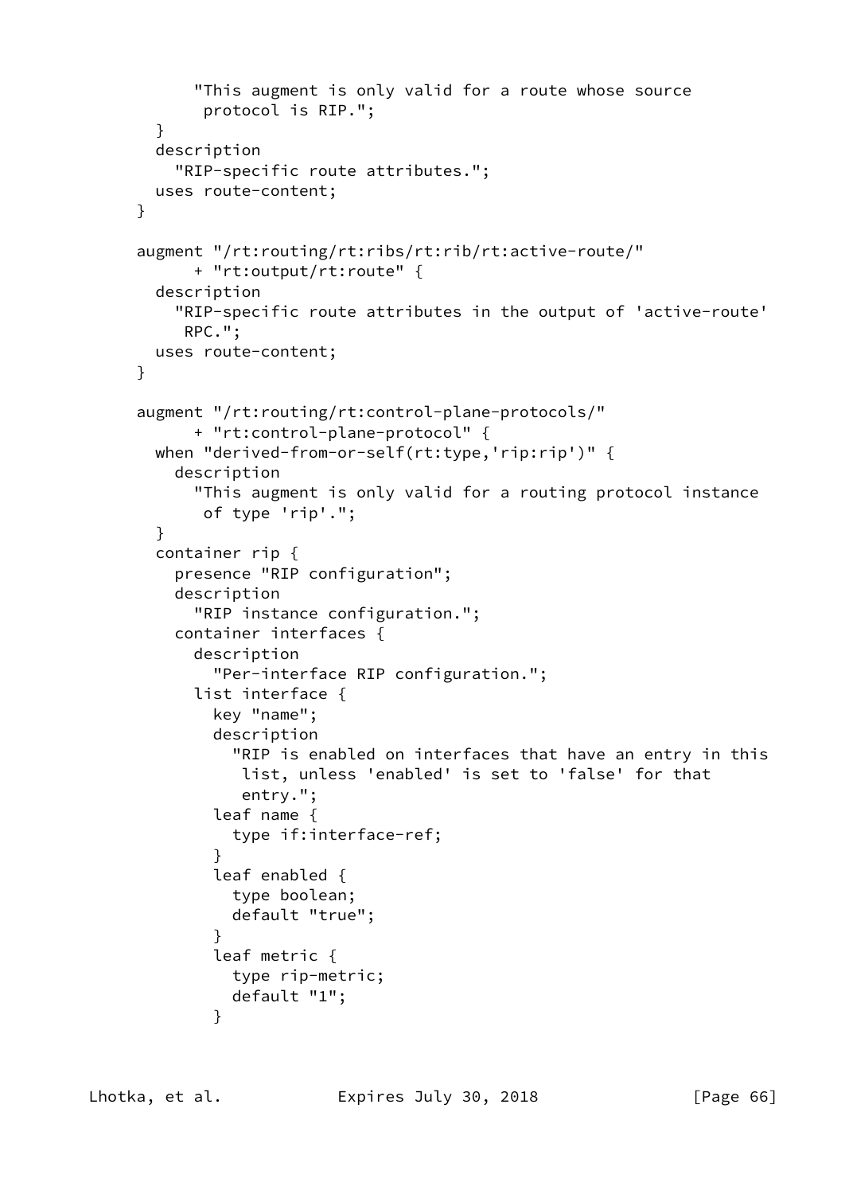```
           "This augment is only valid for a route whose source
            protocol is RIP.";
        }
        description
          "RIP-specific route attributes.";
        uses route-content;
      }

      augment "/rt:routing/rt:ribs/rt:rib/rt:active-route/"
            + "rt:output/rt:route" {
        description
          "RIP-specific route attributes in the output of 'active-route'
           RPC.";
        uses route-content;
      }

      augment "/rt:routing/rt:control-plane-protocols/"
            + "rt:control-plane-protocol" {
        when "derived-from-or-self(rt:type,'rip:rip')" {
          description
            "This augment is only valid for a routing protocol instance
             of type 'rip'.";
        }
        container rip {
          presence "RIP configuration";
          description
            "RIP instance configuration.";
          container interfaces {
            description
              "Per-interface RIP configuration.";
            list interface {
              key "name";
              description
                "RIP is enabled on interfaces that have an entry in this
                 list, unless 'enabled' is set to 'false' for that
                 entry.";
              leaf name {
                type if:interface-ref;
              }
              leaf enabled {
                type boolean;
                default "true";
              }
              leaf metric {
                type rip-metric;
                default "1";
              }
```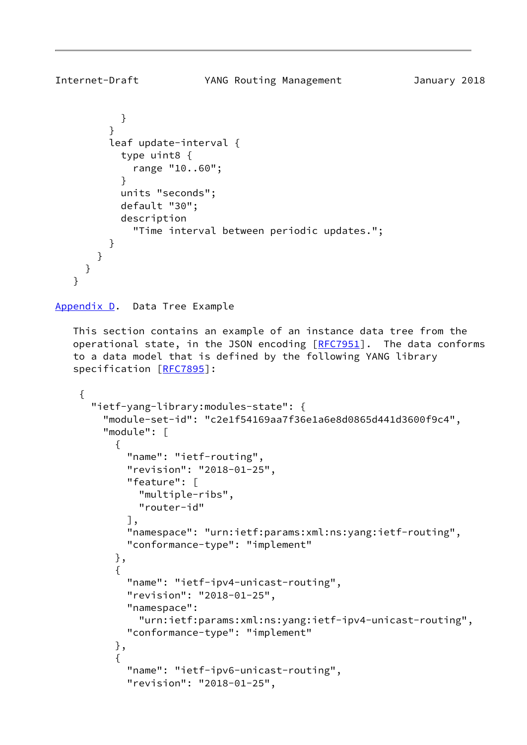```
          }
        }
        leaf update-interval {
          type uint8 {
            range "10..60";
          }
          units "seconds";
          default "30";
          description
            "Time interval between periodic updates.";
        }
      }
    }
  }
```

## Appendix D. Data Tree Example

This section contains an example of an instance data tree from the operational state, in the JSON encoding [RFC7951]. The data conforms to a data model that is defined by the following YANG library specification [RFC7895]:

```
 {
   "ietf-yang-library:modules-state": {
     "module-set-id": "c2e1f54169aa7f36e1a6e8d0865d441d3600f9c4",
     "module": [
       {
         "name": "ietf-routing",
         "revision": "2018-01-25",
         "feature": [
           "multiple-ribs",
           "router-id"
         ],
         "namespace": "urn:ietf:params:xml:ns:yang:ietf-routing",
         "conformance-type": "implement"
       },
       {
         "name": "ietf-ipv4-unicast-routing",
         "revision": "2018-01-25",
         "namespace":
           "urn:ietf:params:xml:ns:yang:ietf-ipv4-unicast-routing",
         "conformance-type": "implement"
       },
       {
         "name": "ietf-ipv6-unicast-routing",
         "revision": "2018-01-25",
```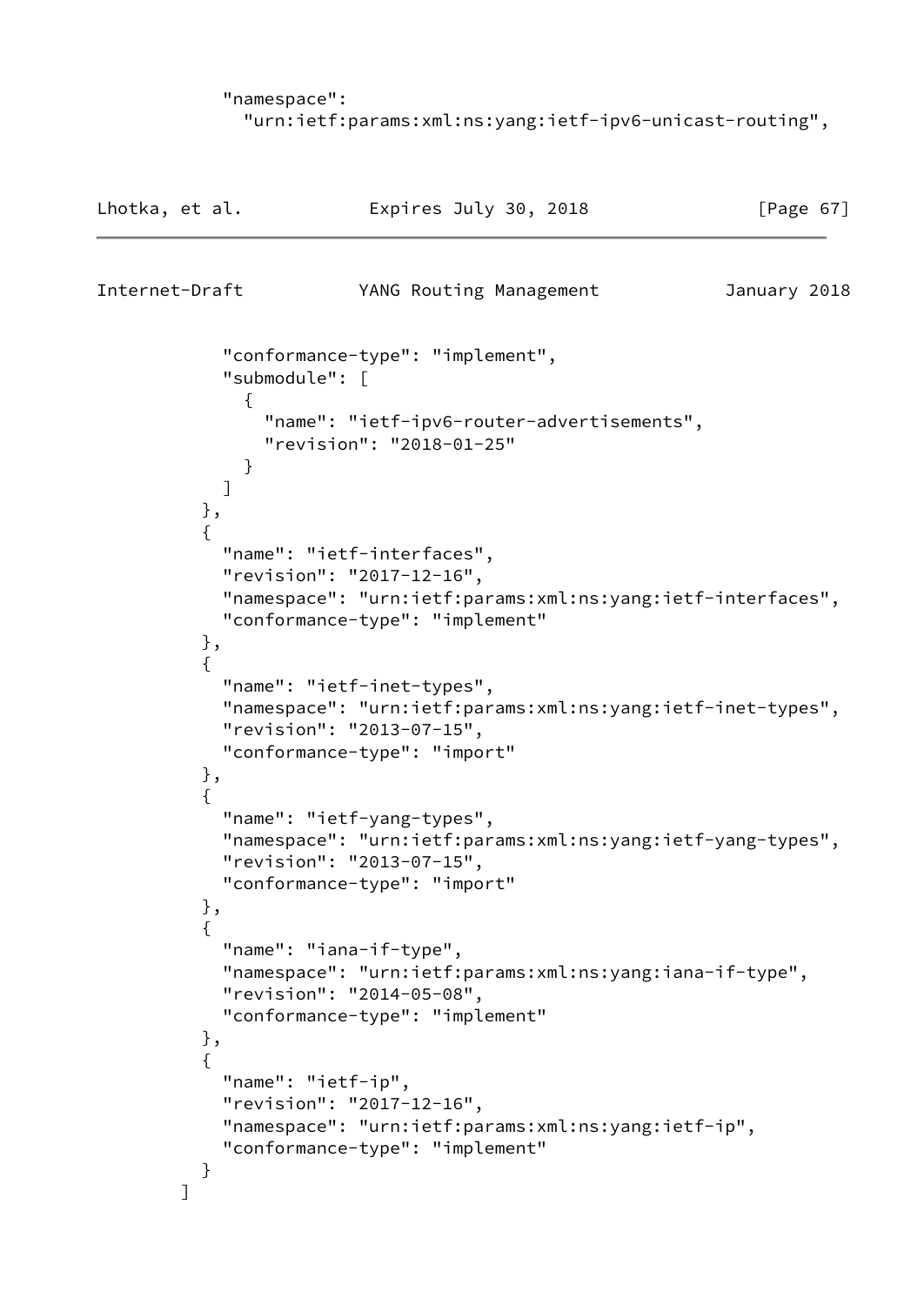```
            "namespace":
              "urn:ietf:params:xml:ns:yang:ietf-ipv6-unicast-routing",
```

```
            "conformance-type": "implement",
            "submodule": [
              {
                "name": "ietf-ipv6-router-advertisements",
                "revision": "2018-01-25"
              }
            ]
          },
          {
            "name": "ietf-interfaces",
            "revision": "2017-12-16",
            "namespace": "urn:ietf:params:xml:ns:yang:ietf-interfaces",
            "conformance-type": "implement"
          },
          {
            "name": "ietf-inet-types",
            "namespace": "urn:ietf:params:xml:ns:yang:ietf-inet-types",
            "revision": "2013-07-15",
            "conformance-type": "import"
          },
          {
            "name": "ietf-yang-types",
            "namespace": "urn:ietf:params:xml:ns:yang:ietf-yang-types",
            "revision": "2013-07-15",
            "conformance-type": "import"
          },
          {
            "name": "iana-if-type",
            "namespace": "urn:ietf:params:xml:ns:yang:iana-if-type",
            "revision": "2014-05-08",
            "conformance-type": "implement"
          },
          {
            "name": "ietf-ip",
            "revision": "2017-12-16",
            "namespace": "urn:ietf:params:xml:ns:yang:ietf-ip",
            "conformance-type": "implement"
          }
        ]
```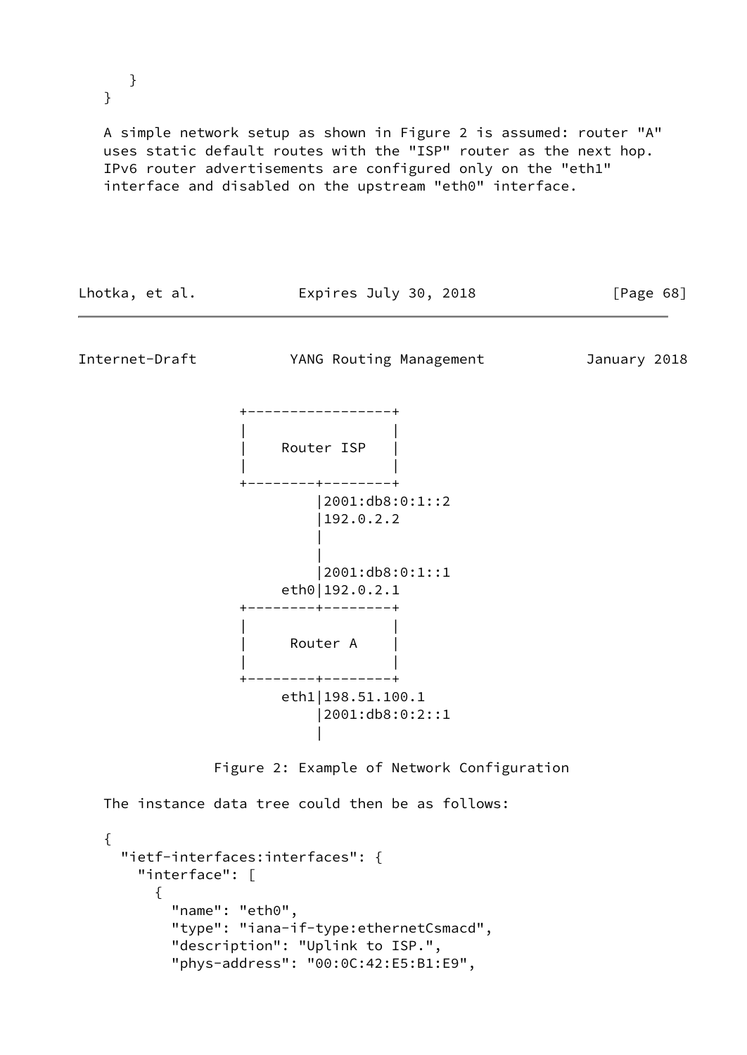```
    }
  }
```

A simple network setup as shown in Figure 2 is assumed: router "A" uses static default routes with the "ISP" router as the next hop. IPv6 router advertisements are configured only on the "eth1" interface and disabled on the upstream "eth0" interface.

```
                 +-----------------+
                 |                 |
                 |    Router ISP   |
                 |                 |
                 +--------+--------+
                          |2001:db8:0:1::2
                          |192.0.2.2
                          |
                          |
                          |2001:db8:0:1::1
                      eth0|192.0.2.1
                 +--------+--------+
                 |                 |
                 |     Router A    |
                 |                 |
                 +--------+--------+
                      eth1|198.51.100.1
                          |2001:db8:0:2::1
                          |
```

Figure 2: Example of Network Configuration

The instance data tree could then be as follows:

```
{
  "ietf-interfaces:interfaces": {
    "interface": [
      {
        "name": "eth0",
        "type": "iana-if-type:ethernetCsmacd",
        "description": "Uplink to ISP.",
        "phys-address": "00:0C:42:E5:B1:E9",
```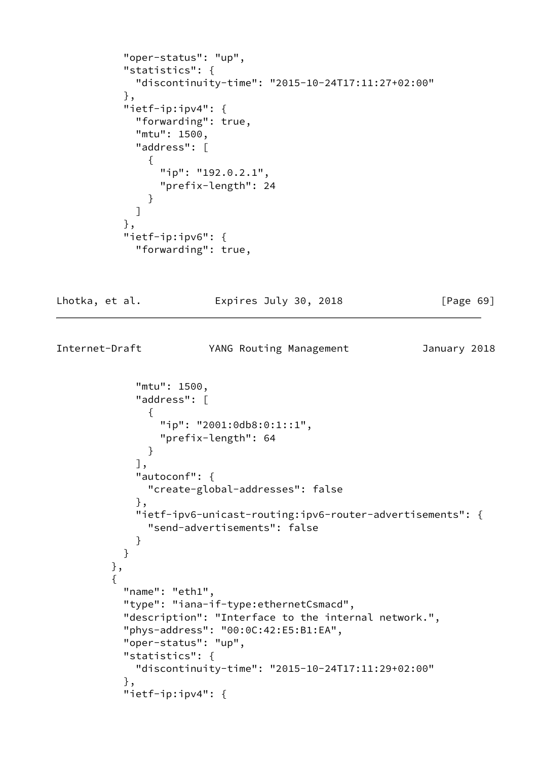```
          "oper-status": "up",
          "statistics": {
            "discontinuity-time": "2015-10-24T17:11:27+02:00"
          },
          "ietf-ip:ipv4": {
            "forwarding": true,
            "mtu": 1500,
            "address": [
              {
                "ip": "192.0.2.1",
                "prefix-length": 24
              }
            ]
          },
          "ietf-ip:ipv6": {
            "forwarding": true,
            "mtu": 1500,
            "address": [
              {
                "ip": "2001:0db8:0:1::1",
                "prefix-length": 64
              }
            ],
            "autoconf": {
              "create-global-addresses": false
            },
            "ietf-ipv6-unicast-routing:ipv6-router-advertisements": {
              "send-advertisements": false
            }
          }
        },
        {
          "name": "eth1",
          "type": "iana-if-type:ethernetCsmacd",
          "description": "Interface to the internal network.",
          "phys-address": "00:0C:42:E5:B1:EA",
          "oper-status": "up",
          "statistics": {
            "discontinuity-time": "2015-10-24T17:11:29+02:00"
          },
          "ietf-ip:ipv4": {
```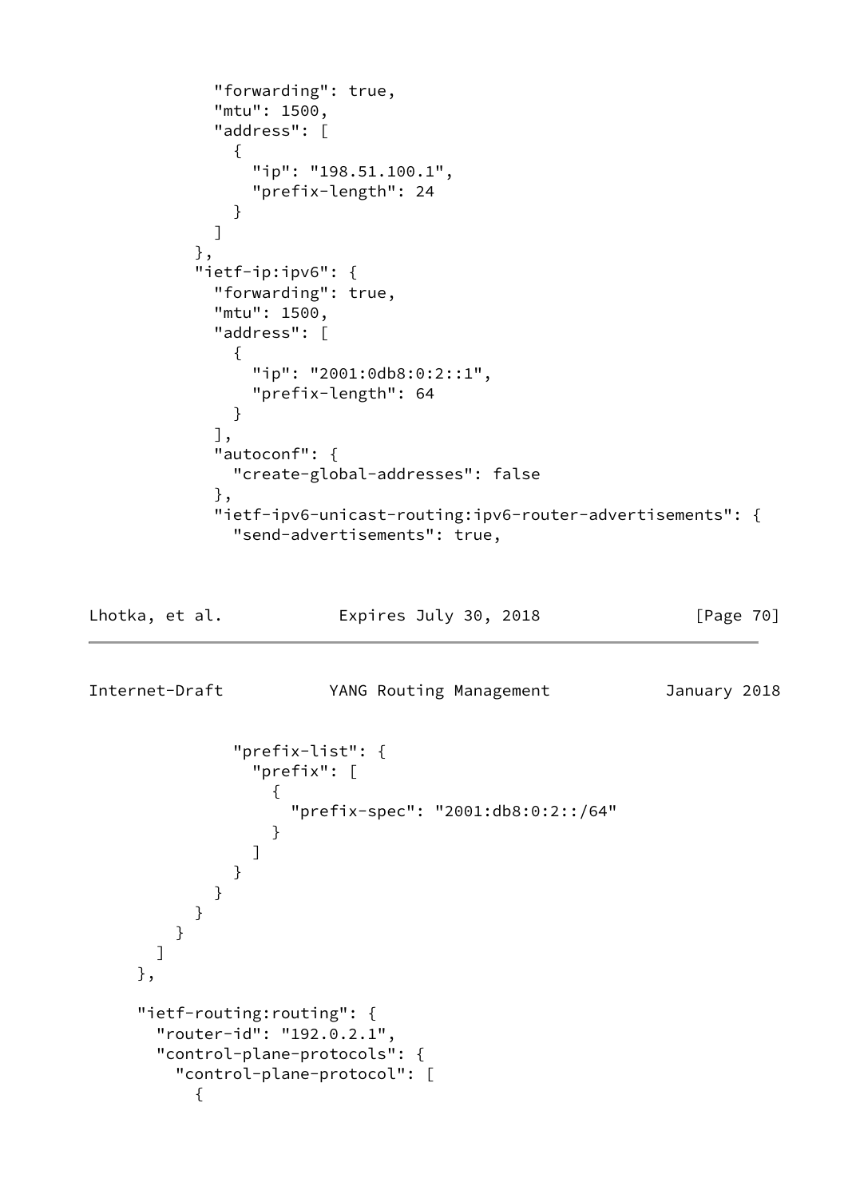```
            "forwarding": true,
            "mtu": 1500,
            "address": [
              {
                "ip": "198.51.100.1",
                "prefix-length": 24
              }
            ]
          },
          "ietf-ip:ipv6": {
            "forwarding": true,
            "mtu": 1500,
            "address": [
              {
                "ip": "2001:0db8:0:2::1",
                "prefix-length": 64
              }
            ],
            "autoconf": {
              "create-global-addresses": false
            },
            "ietf-ipv6-unicast-routing:ipv6-router-advertisements": {
              "send-advertisements": true,
```

```
              "prefix-list": {
                "prefix": [
                  {
                    "prefix-spec": "2001:db8:0:2::/64"
                  }
                ]
              }
            }
          }
        }
      ]
    },

    "ietf-routing:routing": {
      "router-id": "192.0.2.1",
      "control-plane-protocols": {
        "control-plane-protocol": [
          {
```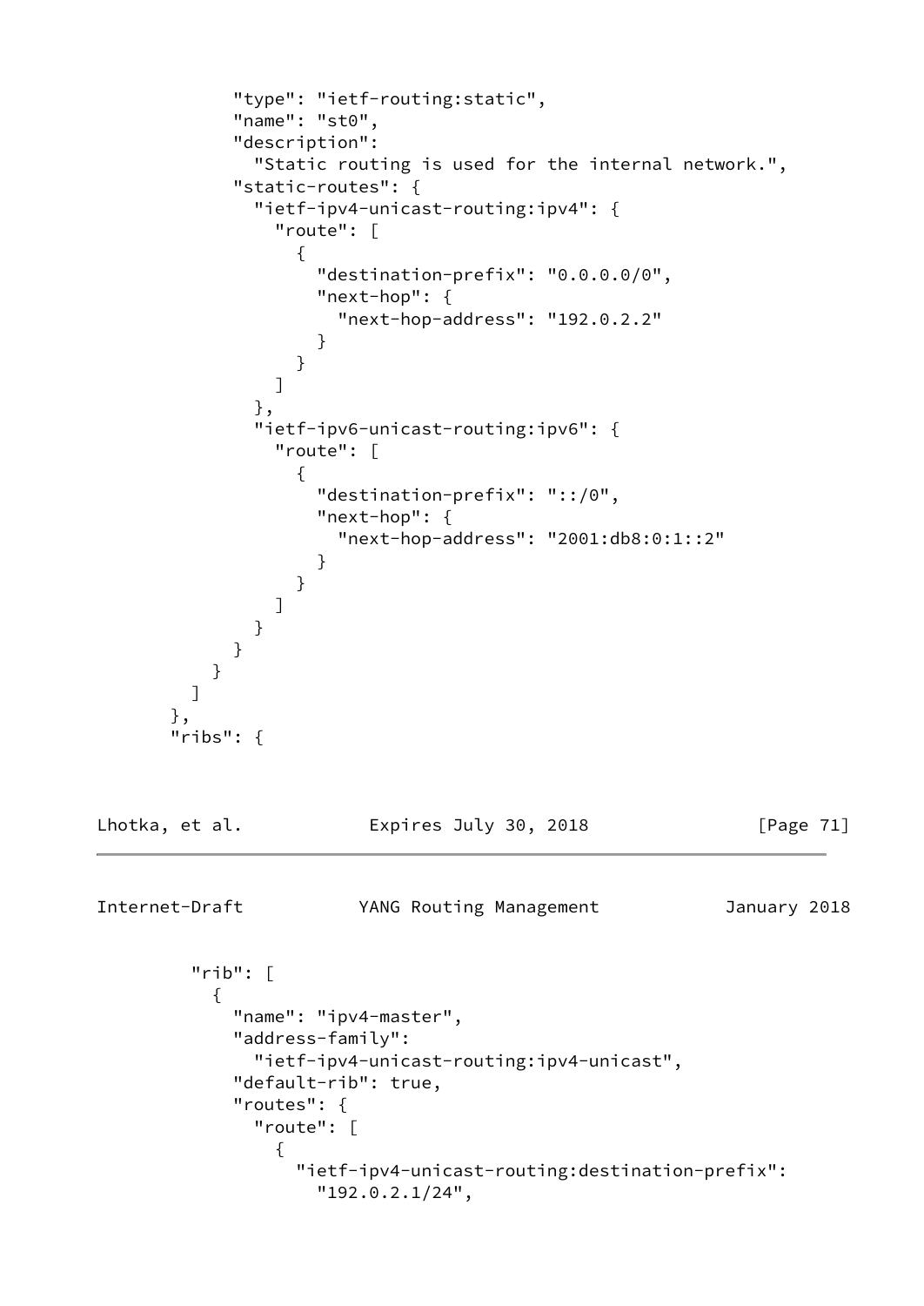```
            "type": "ietf-routing:static",
            "name": "st0",
            "description":
              "Static routing is used for the internal network.",
            "static-routes": {
              "ietf-ipv4-unicast-routing:ipv4": {
                "route": [
                  {
                    "destination-prefix": "0.0.0.0/0",
                    "next-hop": {
                      "next-hop-address": "192.0.2.2"
                    }
                  }
                ]
              },
              "ietf-ipv6-unicast-routing:ipv6": {
                "route": [
                  {
                    "destination-prefix": "::/0",
                    "next-hop": {
                      "next-hop-address": "2001:db8:0:1::2"
                    }
                  }
                ]
              }
            }
          }
        ]
      },
      "ribs": {
```

```
        "rib": [
          {
            "name": "ipv4-master",
            "address-family":
              "ietf-ipv4-unicast-routing:ipv4-unicast",
            "default-rib": true,
            "routes": {
              "route": [
                {
                  "ietf-ipv4-unicast-routing:destination-prefix":
                    "192.0.2.1/24",
```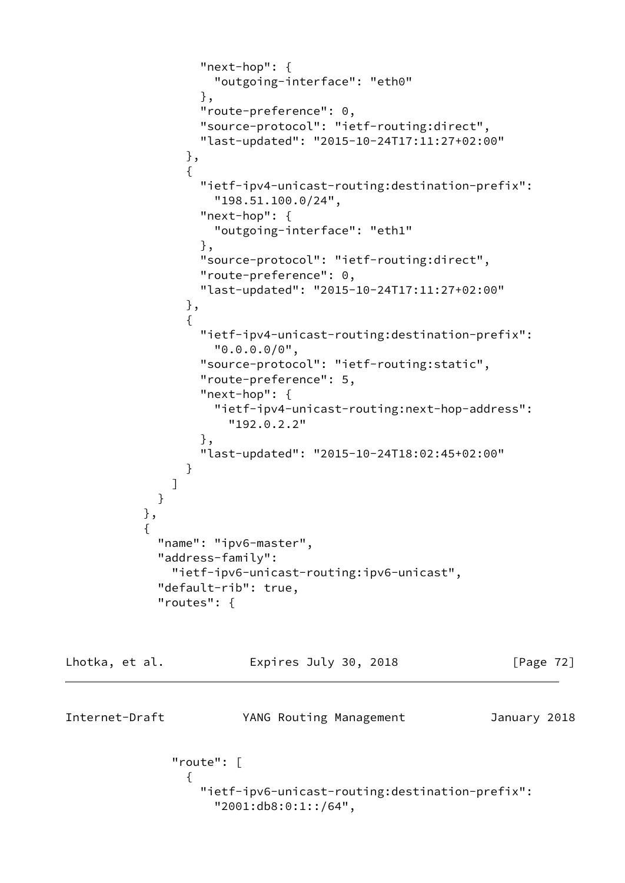```
                "next-hop": {
                  "outgoing-interface": "eth0"
                },
                "route-preference": 0,
                "source-protocol": "ietf-routing:direct",
                "last-updated": "2015-10-24T17:11:27+02:00"
              },
              {
                "ietf-ipv4-unicast-routing:destination-prefix":
                  "198.51.100.0/24",
                "next-hop": {
                  "outgoing-interface": "eth1"
                },
                "source-protocol": "ietf-routing:direct",
                "route-preference": 0,
                "last-updated": "2015-10-24T17:11:27+02:00"
              },
              {
                "ietf-ipv4-unicast-routing:destination-prefix":
                  "0.0.0.0/0",
                "source-protocol": "ietf-routing:static",
                "route-preference": 5,
                "next-hop": {
                  "ietf-ipv4-unicast-routing:next-hop-address":
                    "192.0.2.2"
                },
                "last-updated": "2015-10-24T18:02:45+02:00"
              }
            ]
          }
        },
        {
          "name": "ipv6-master",
          "address-family":
            "ietf-ipv6-unicast-routing:ipv6-unicast",
          "default-rib": true,
          "routes": {
            "route": [
              {
                "ietf-ipv6-unicast-routing:destination-prefix":
                  "2001:db8:0:1::/64",
```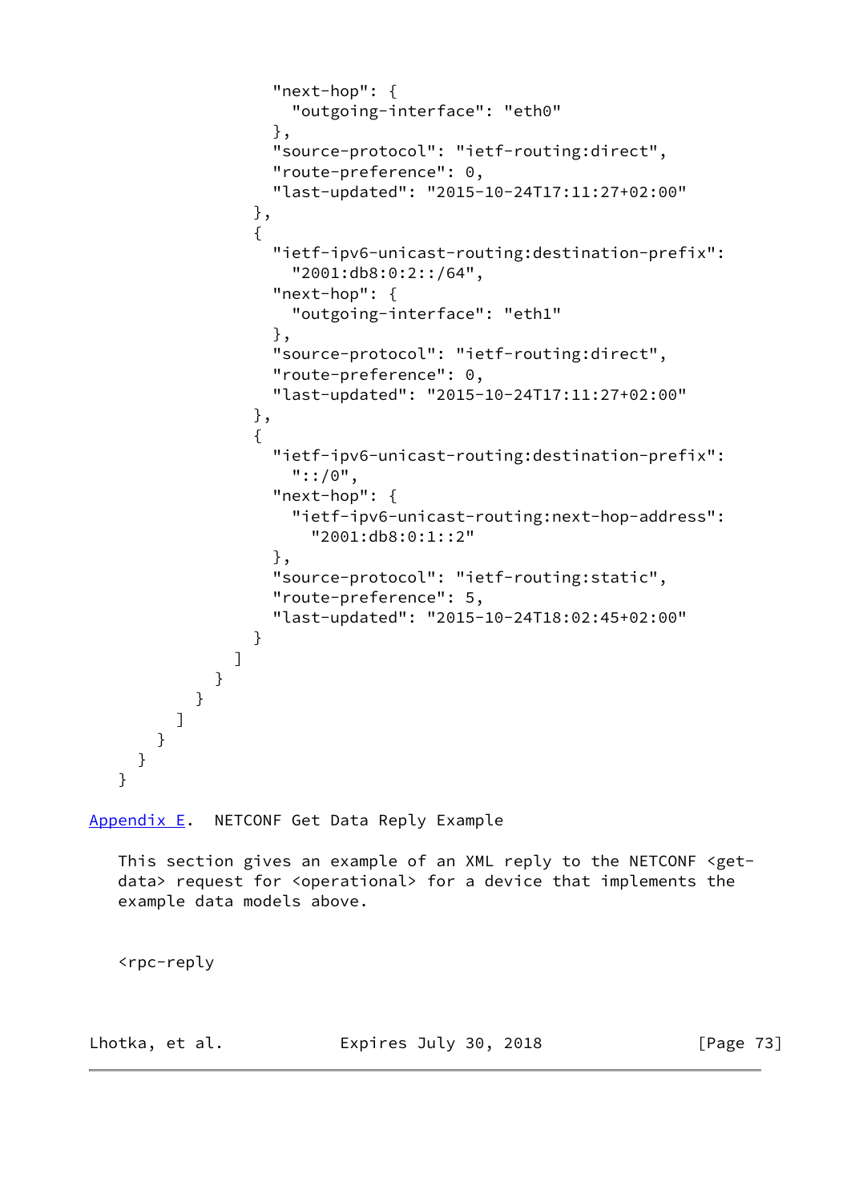```
                  "next-hop": {
                    "outgoing-interface": "eth0"
                  },
                  "source-protocol": "ietf-routing:direct",
                  "route-preference": 0,
                  "last-updated": "2015-10-24T17:11:27+02:00"
                },
                {
                  "ietf-ipv6-unicast-routing:destination-prefix":
                    "2001:db8:0:2::/64",
                  "next-hop": {
                    "outgoing-interface": "eth1"
                  },
                  "source-protocol": "ietf-routing:direct",
                  "route-preference": 0,
                  "last-updated": "2015-10-24T17:11:27+02:00"
                },
                {
                  "ietf-ipv6-unicast-routing:destination-prefix":
                    "::/0",
                  "next-hop": {
                    "ietf-ipv6-unicast-routing:next-hop-address":
                      "2001:db8:0:1::2"
                  },
                  "source-protocol": "ietf-routing:static",
                  "route-preference": 5,
                  "last-updated": "2015-10-24T18:02:45+02:00"
                }
              ]
            }
          }
        ]
      }
    }
  }
```

## Appendix E. NETCONF Get Data Reply Example

This section gives an example of an XML reply to the NETCONF <get-data> request for <operational> for a device that implements the example data models above.

```
<rpc-reply
```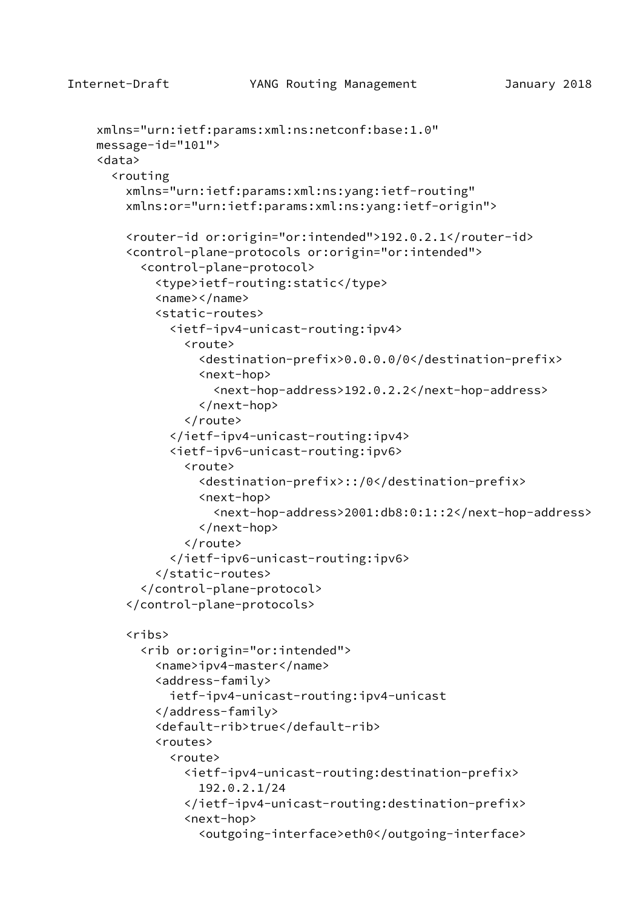```
    xmlns="urn:ietf:params:xml:ns:netconf:base:1.0"
    message-id="101">
    <data>
      <routing
        xmlns="urn:ietf:params:xml:ns:yang:ietf-routing"
        xmlns:or="urn:ietf:params:xml:ns:yang:ietf-origin">

        <router-id or:origin="or:intended">192.0.2.1</router-id>
        <control-plane-protocols or:origin="or:intended">
          <control-plane-protocol>
            <type>ietf-routing:static</type>
            <name></name>
            <static-routes>
              <ietf-ipv4-unicast-routing:ipv4>
                <route>
                  <destination-prefix>0.0.0.0/0</destination-prefix>
                  <next-hop>
                    <next-hop-address>192.0.2.2</next-hop-address>
                  </next-hop>
                </route>
              </ietf-ipv4-unicast-routing:ipv4>
              <ietf-ipv6-unicast-routing:ipv6>
                <route>
                  <destination-prefix>::/0</destination-prefix>
                  <next-hop>
                    <next-hop-address>2001:db8:0:1::2</next-hop-address>
                  </next-hop>
                </route>
              </ietf-ipv6-unicast-routing:ipv6>
            </static-routes>
          </control-plane-protocol>
        </control-plane-protocols>

        <ribs>
          <rib or:origin="or:intended">
            <name>ipv4-master</name>
            <address-family>
              ietf-ipv4-unicast-routing:ipv4-unicast
            </address-family>
            <default-rib>true</default-rib>
            <routes>
              <route>
                <ietf-ipv4-unicast-routing:destination-prefix>
                  192.0.2.1/24
                </ietf-ipv4-unicast-routing:destination-prefix>
                <next-hop>
                  <outgoing-interface>eth0</outgoing-interface>
```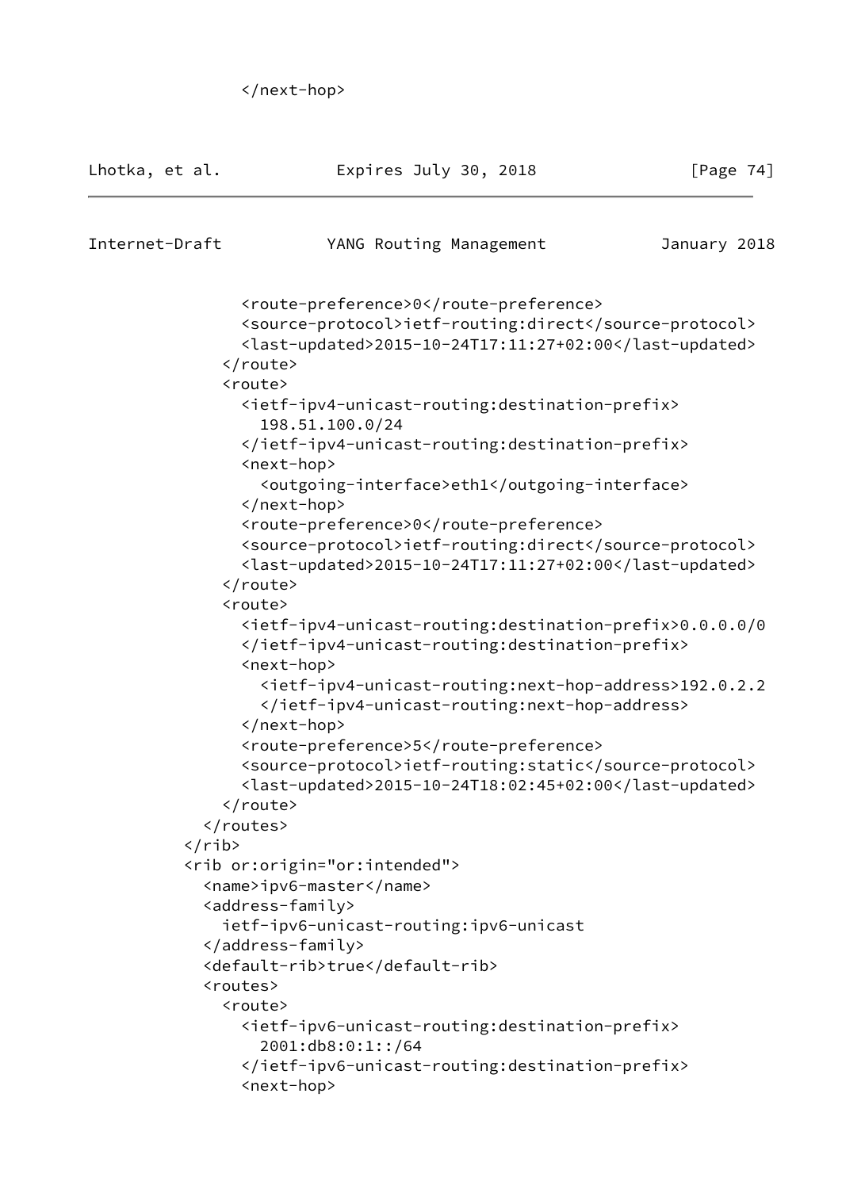```
          </next-hop>
```

```
              <route-preference>0</route-preference>
              <source-protocol>ietf-routing:direct</source-protocol>
              <last-updated>2015-10-24T17:11:27+02:00</last-updated>
            </route>
            <route>
              <ietf-ipv4-unicast-routing:destination-prefix>
                198.51.100.0/24
              </ietf-ipv4-unicast-routing:destination-prefix>
              <next-hop>
                <outgoing-interface>eth1</outgoing-interface>
              </next-hop>
              <route-preference>0</route-preference>
              <source-protocol>ietf-routing:direct</source-protocol>
              <last-updated>2015-10-24T17:11:27+02:00</last-updated>
            </route>
            <route>
              <ietf-ipv4-unicast-routing:destination-prefix>0.0.0.0/0
              </ietf-ipv4-unicast-routing:destination-prefix>
              <next-hop>
                <ietf-ipv4-unicast-routing:next-hop-address>192.0.2.2
                </ietf-ipv4-unicast-routing:next-hop-address>
              </next-hop>
              <route-preference>5</route-preference>
              <source-protocol>ietf-routing:static</source-protocol>
              <last-updated>2015-10-24T18:02:45+02:00</last-updated>
            </route>
          </routes>
        </rib>
        <rib or:origin="or:intended">
          <name>ipv6-master</name>
          <address-family>
            ietf-ipv6-unicast-routing:ipv6-unicast
          </address-family>
          <default-rib>true</default-rib>
          <routes>
            <route>
              <ietf-ipv6-unicast-routing:destination-prefix>
                2001:db8:0:1::/64
              </ietf-ipv6-unicast-routing:destination-prefix>
              <next-hop>
```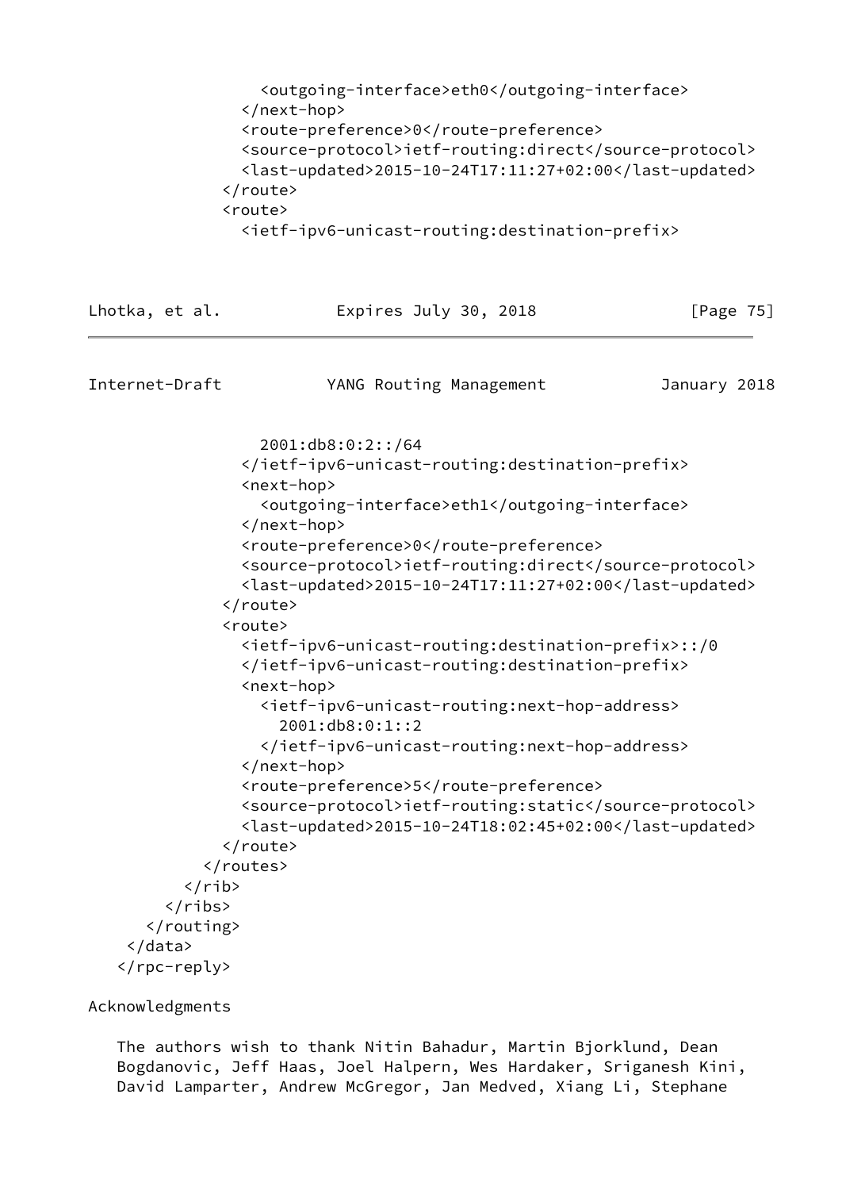```
                <outgoing-interface>eth0</outgoing-interface>
              </next-hop>
              <route-preference>0</route-preference>
              <source-protocol>ietf-routing:direct</source-protocol>
              <last-updated>2015-10-24T17:11:27+02:00</last-updated>
            </route>
            <route>
              <ietf-ipv6-unicast-routing:destination-prefix>
                2001:db8:0:2::/64
              </ietf-ipv6-unicast-routing:destination-prefix>
              <next-hop>
                <outgoing-interface>eth1</outgoing-interface>
              </next-hop>
              <route-preference>0</route-preference>
              <source-protocol>ietf-routing:direct</source-protocol>
              <last-updated>2015-10-24T17:11:27+02:00</last-updated>
            </route>
            <route>
              <ietf-ipv6-unicast-routing:destination-prefix>::/0
              </ietf-ipv6-unicast-routing:destination-prefix>
              <next-hop>
                <ietf-ipv6-unicast-routing:next-hop-address>
                  2001:db8:0:1::2
                </ietf-ipv6-unicast-routing:next-hop-address>
              </next-hop>
              <route-preference>5</route-preference>
              <source-protocol>ietf-routing:static</source-protocol>
              <last-updated>2015-10-24T18:02:45+02:00</last-updated>
            </route>
          </routes>
        </rib>
      </ribs>
    </routing>
  </data>
</rpc-reply>
```

# Acknowledgments

The authors wish to thank Nitin Bahadur, Martin Bjorklund, Dean Bogdanovic, Jeff Haas, Joel Halpern, Wes Hardaker, Sriganesh Kini, David Lamparter, Andrew McGregor, Jan Medved, Xiang Li, Stephane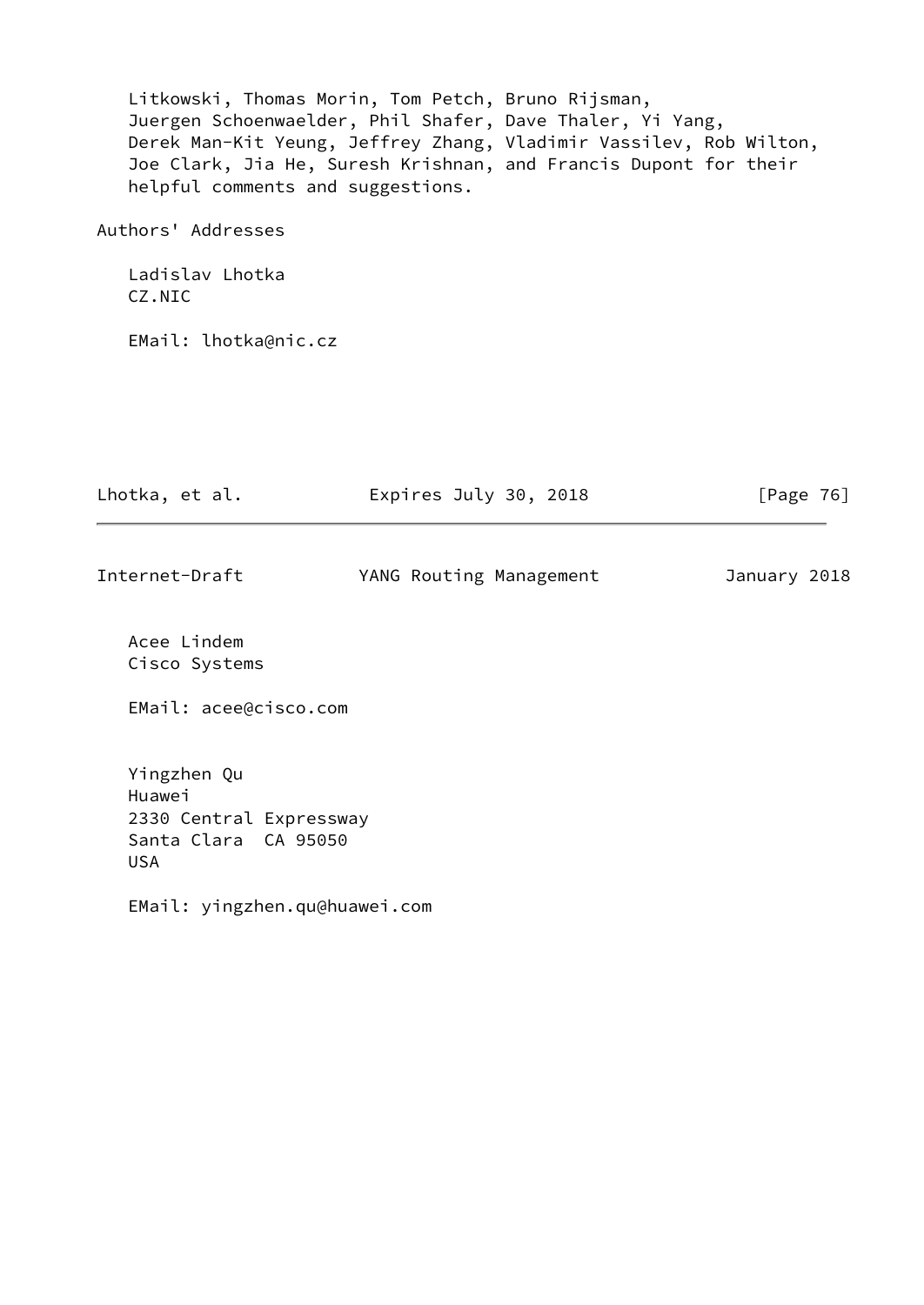Litkowski, Thomas Morin, Tom Petch, Bruno Rijsman, Juergen Schoenwaelder, Phil Shafer, Dave Thaler, Yi Yang, Derek Man-Kit Yeung, Jeffrey Zhang, Vladimir Vassilev, Rob Wilton, Joe Clark, Jia He, Suresh Krishnan, and Francis Dupont for their helpful comments and suggestions.

## Authors' Addresses

Ladislav Lhotka
CZ.NIC

EMail: lhotka@nic.cz

Acee Lindem
Cisco Systems

EMail: acee@cisco.com

Yingzhen Qu
Huawei
2330 Central Expressway
Santa Clara  CA 95050
USA

EMail: yingzhen.qu@huawei.com